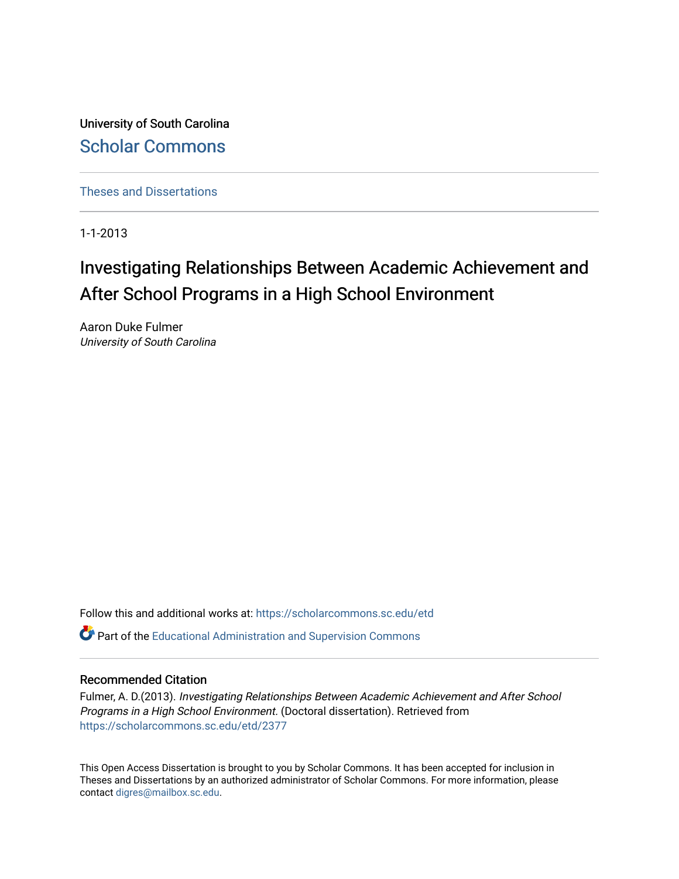University of South Carolina

# Scholar Commons

Theses and Dissertations

1-1-2013

## Investigating Relationships Between Academic Achievement and After School Programs in a High School Environment

Aaron Duke Fulmer
*University of South Carolina*

Follow this and additional works at: https://scholarcommons.sc.edu/etd

Part of the Educational Administration and Supervision Commons

### Recommended Citation

Fulmer, A. D.(2013). *Investigating Relationships Between Academic Achievement and After School Programs in a High School Environment.* (Doctoral dissertation). Retrieved from https://scholarcommons.sc.edu/etd/2377

This Open Access Dissertation is brought to you by Scholar Commons. It has been accepted for inclusion in Theses and Dissertations by an authorized administrator of Scholar Commons. For more information, please contact digres@mailbox.sc.edu.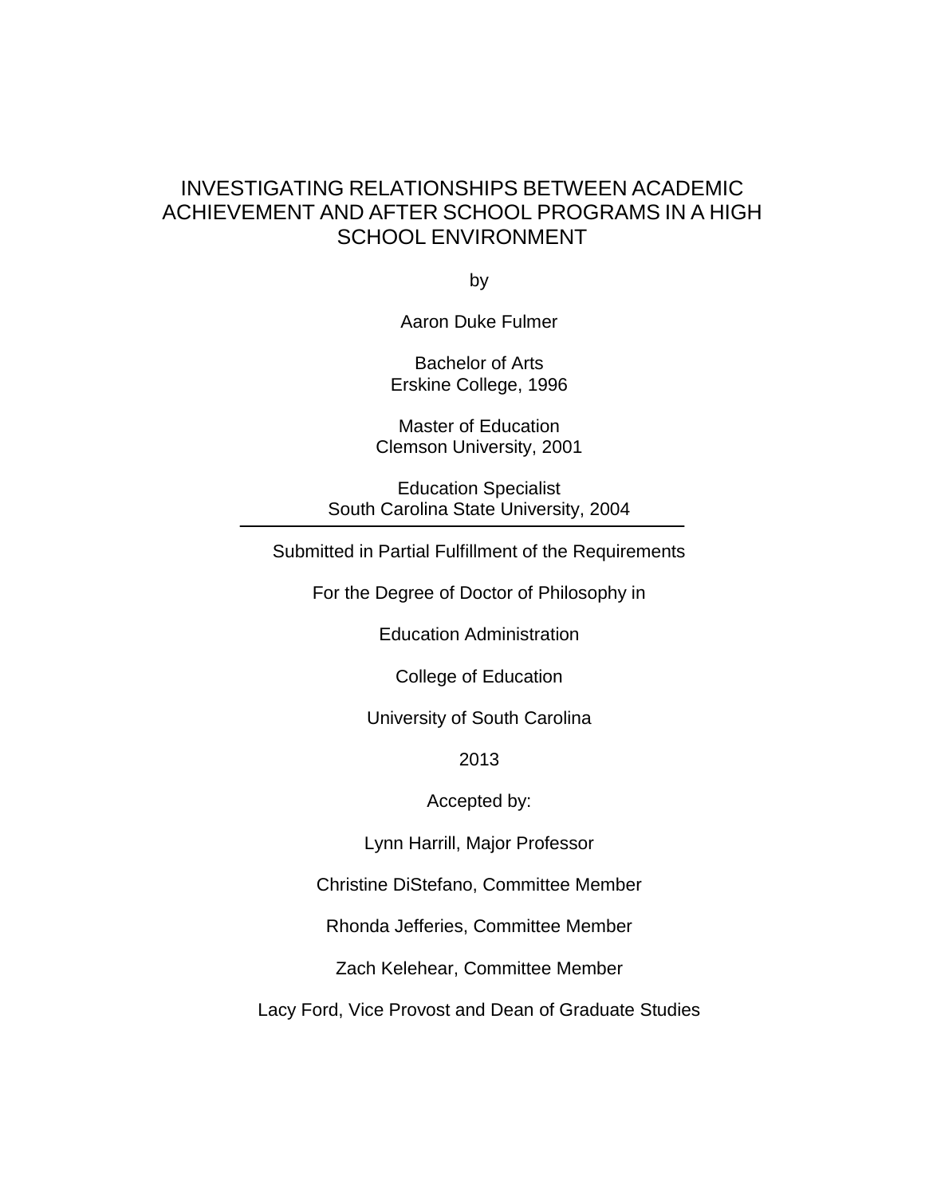# INVESTIGATING RELATIONSHIPS BETWEEN ACADEMIC ACHIEVEMENT AND AFTER SCHOOL PROGRAMS IN A HIGH SCHOOL ENVIRONMENT

by

Aaron Duke Fulmer

Bachelor of Arts
Erskine College, 1996

Master of Education
Clemson University, 2001

Education Specialist
South Carolina State University, 2004

---

Submitted in Partial Fulfillment of the Requirements

For the Degree of Doctor of Philosophy in

Education Administration

College of Education

University of South Carolina

2013

Accepted by:

Lynn Harrill, Major Professor

Christine DiStefano, Committee Member

Rhonda Jefferies, Committee Member

Zach Kelehear, Committee Member

Lacy Ford, Vice Provost and Dean of Graduate Studies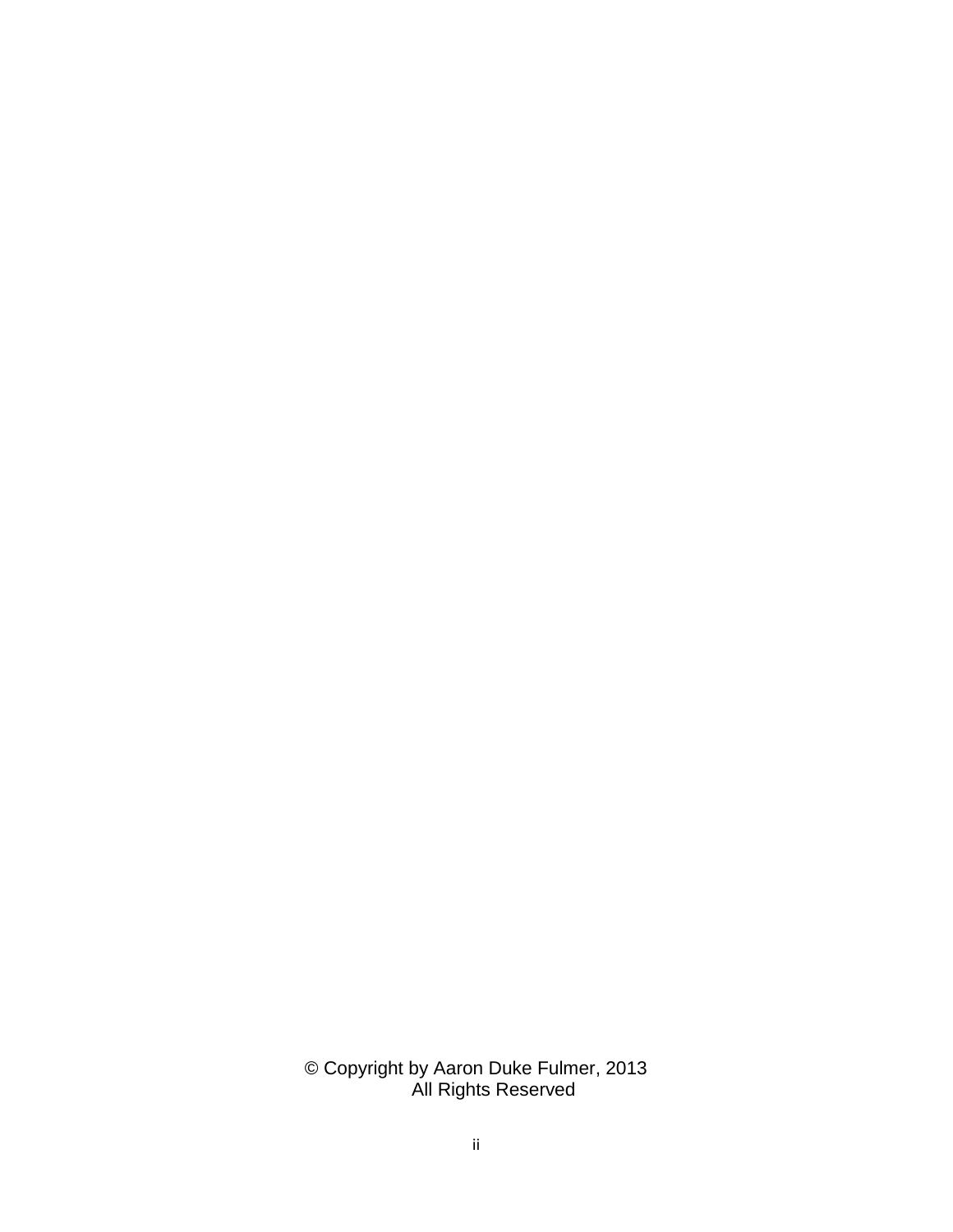© Copyright by Aaron Duke Fulmer, 2013
All Rights Reserved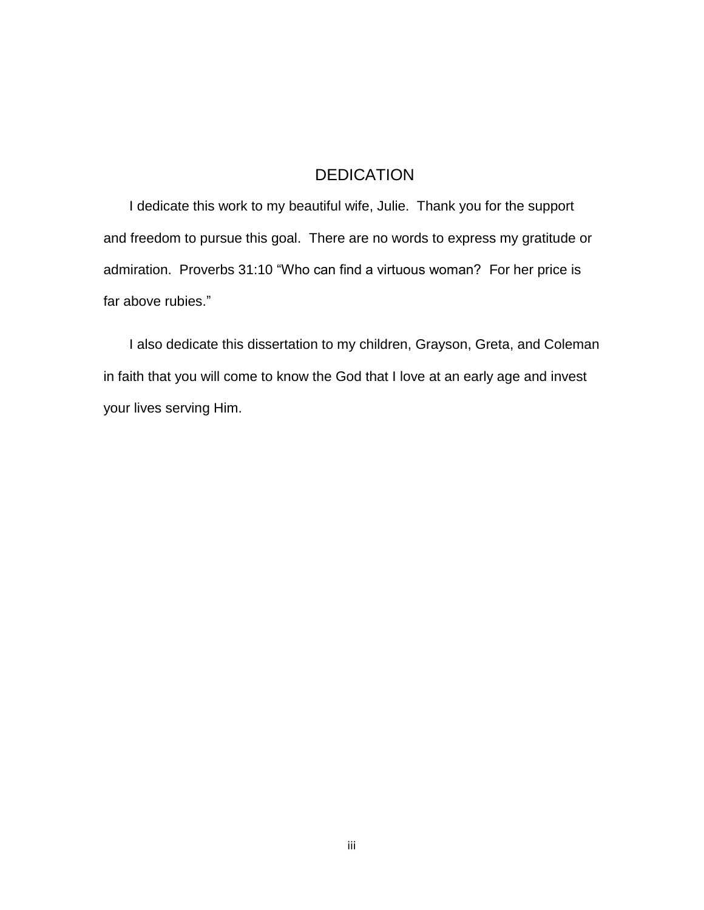# DEDICATION

I dedicate this work to my beautiful wife, Julie. Thank you for the support and freedom to pursue this goal. There are no words to express my gratitude or admiration. Proverbs 31:10 “Who can find a virtuous woman? For her price is far above rubies.”

I also dedicate this dissertation to my children, Grayson, Greta, and Coleman in faith that you will come to know the God that I love at an early age and invest your lives serving Him.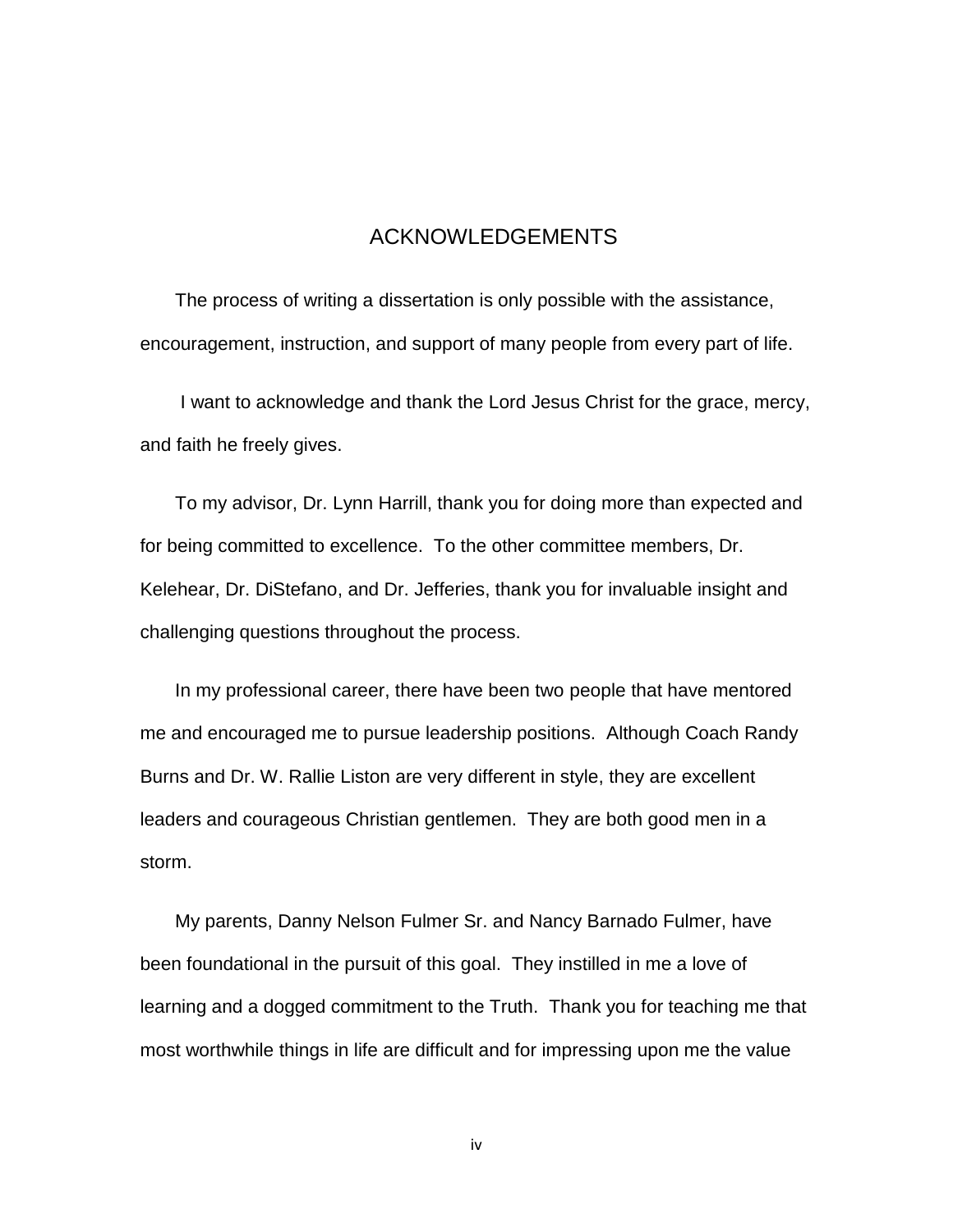# ACKNOWLEDGEMENTS

The process of writing a dissertation is only possible with the assistance, encouragement, instruction, and support of many people from every part of life.

I want to acknowledge and thank the Lord Jesus Christ for the grace, mercy, and faith he freely gives.

To my advisor, Dr. Lynn Harrill, thank you for doing more than expected and for being committed to excellence. To the other committee members, Dr. Kelehear, Dr. DiStefano, and Dr. Jefferies, thank you for invaluable insight and challenging questions throughout the process.

In my professional career, there have been two people that have mentored me and encouraged me to pursue leadership positions. Although Coach Randy Burns and Dr. W. Rallie Liston are very different in style, they are excellent leaders and courageous Christian gentlemen. They are both good men in a storm.

My parents, Danny Nelson Fulmer Sr. and Nancy Barnado Fulmer, have been foundational in the pursuit of this goal. They instilled in me a love of learning and a dogged commitment to the Truth. Thank you for teaching me that most worthwhile things in life are difficult and for impressing upon me the value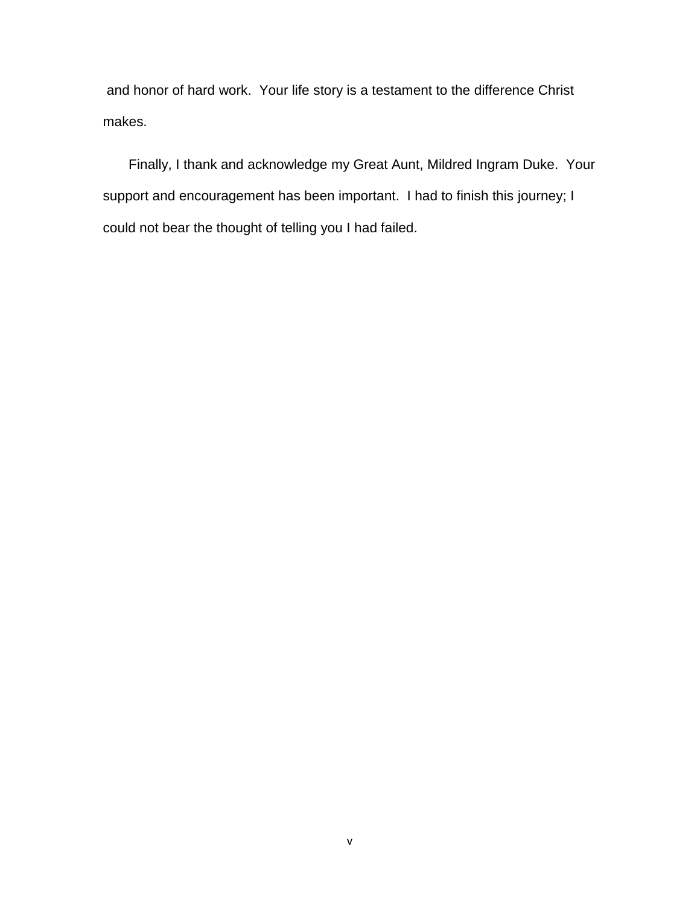and honor of hard work. Your life story is a testament to the difference Christ makes.

Finally, I thank and acknowledge my Great Aunt, Mildred Ingram Duke. Your support and encouragement has been important. I had to finish this journey; I could not bear the thought of telling you I had failed.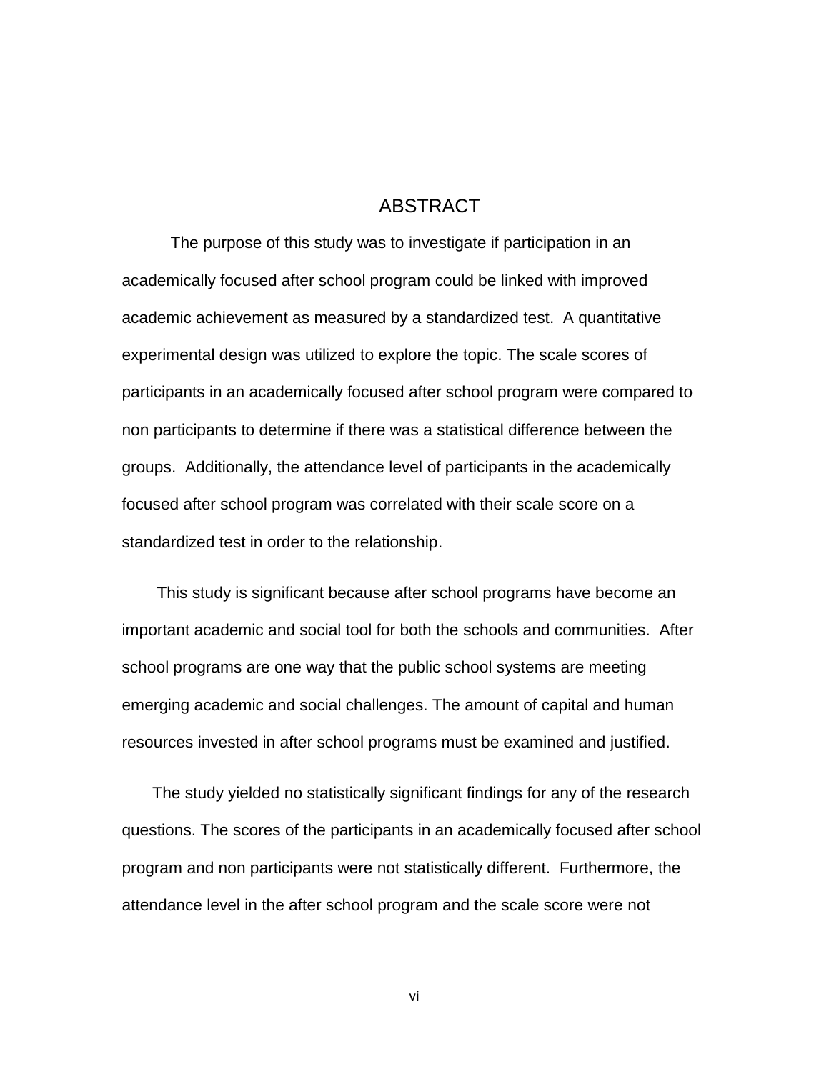# ABSTRACT

The purpose of this study was to investigate if participation in an academically focused after school program could be linked with improved academic achievement as measured by a standardized test. A quantitative experimental design was utilized to explore the topic. The scale scores of participants in an academically focused after school program were compared to non participants to determine if there was a statistical difference between the groups. Additionally, the attendance level of participants in the academically focused after school program was correlated with their scale score on a standardized test in order to the relationship.

This study is significant because after school programs have become an important academic and social tool for both the schools and communities. After school programs are one way that the public school systems are meeting emerging academic and social challenges. The amount of capital and human resources invested in after school programs must be examined and justified.

The study yielded no statistically significant findings for any of the research questions. The scores of the participants in an academically focused after school program and non participants were not statistically different. Furthermore, the attendance level in the after school program and the scale score were not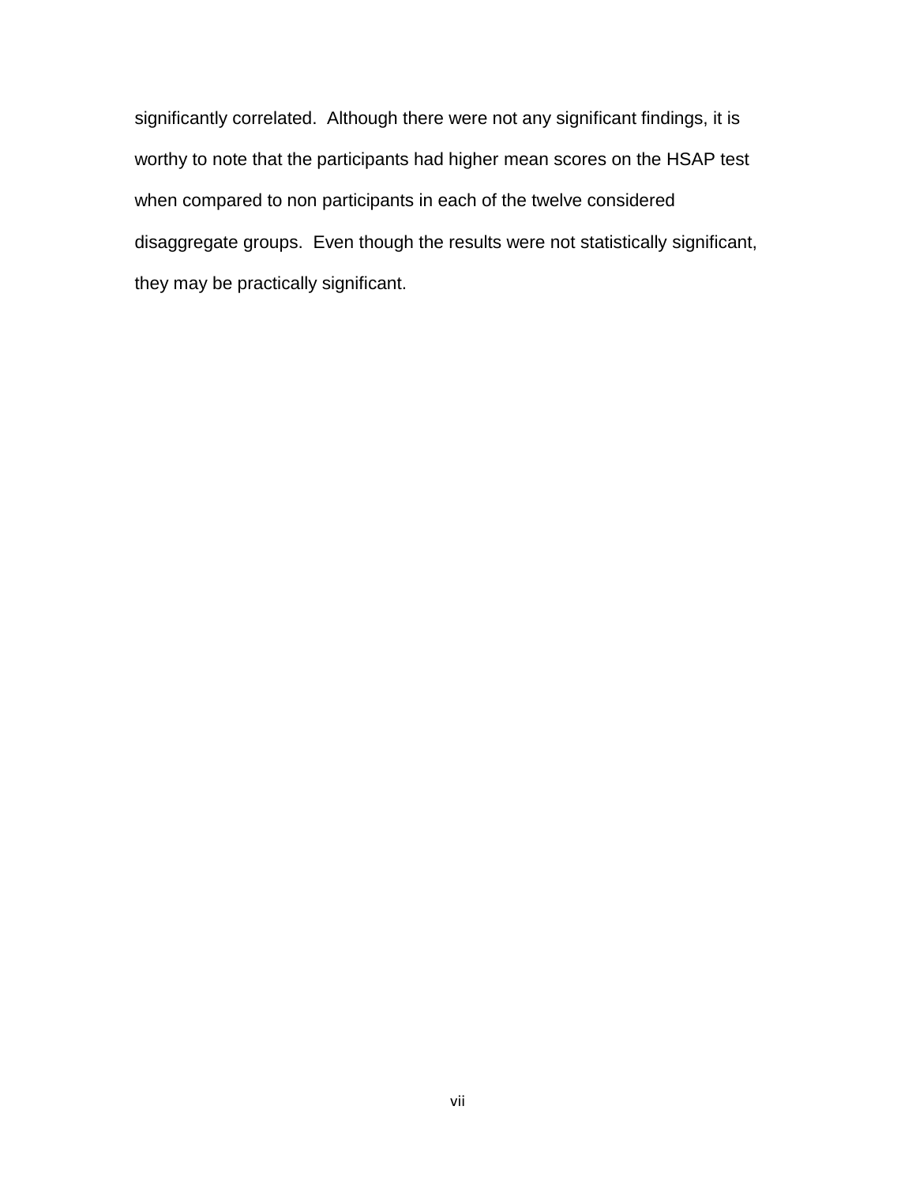significantly correlated.  Although there were not any significant findings, it is worthy to note that the participants had higher mean scores on the HSAP test when compared to non participants in each of the twelve considered disaggregate groups.  Even though the results were not statistically significant, they may be practically significant.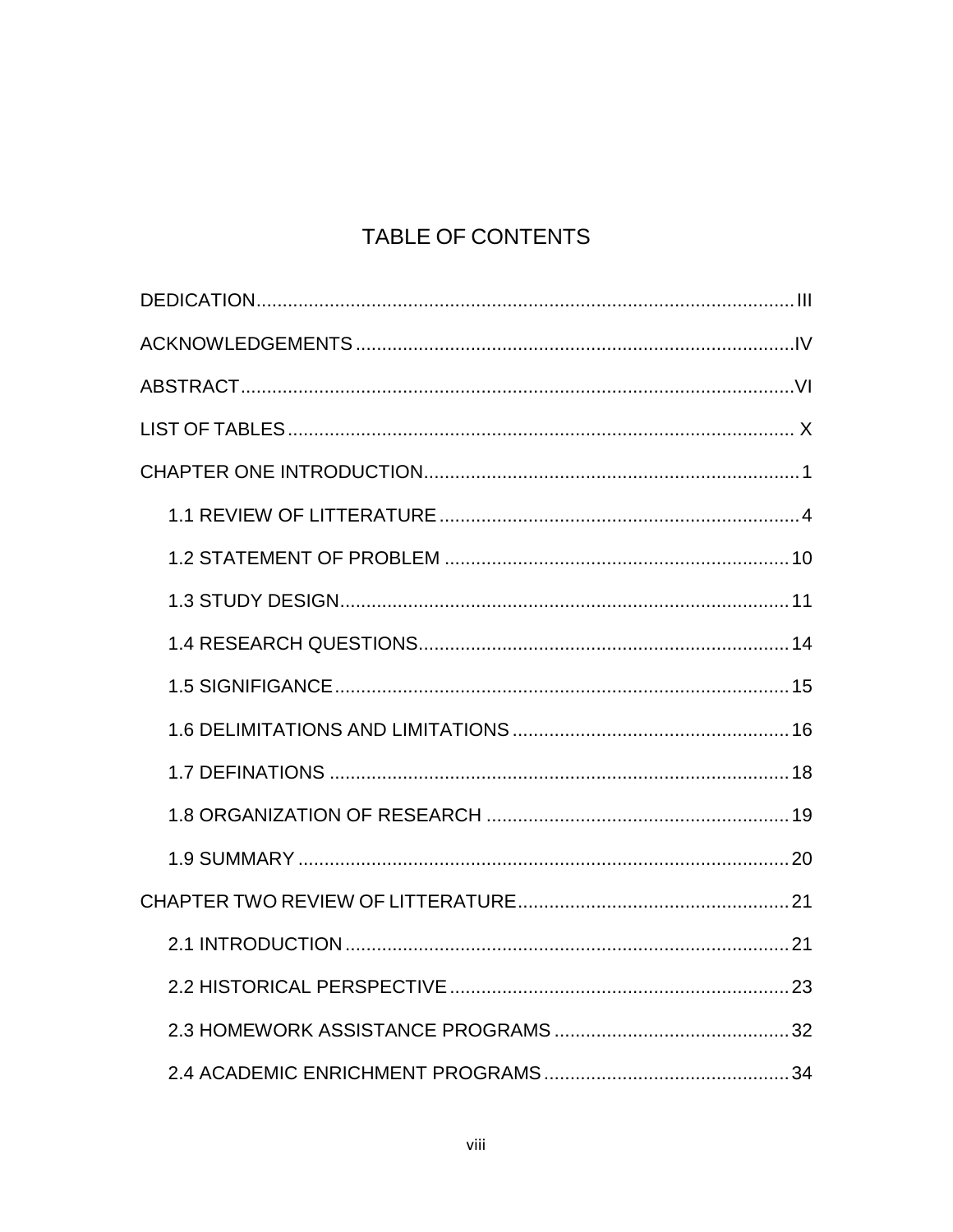# TABLE OF CONTENTS

DEDICATION ..... III

ACKNOWLEDGEMENTS ..... IV

ABSTRACT ..... VI

LIST OF TABLES ..... X

CHAPTER ONE INTRODUCTION ..... 1

- 1.1 REVIEW OF LITTERATURE ..... 4
- 1.2 STATEMENT OF PROBLEM ..... 10
- 1.3 STUDY DESIGN ..... 11
- 1.4 RESEARCH QUESTIONS ..... 14
- 1.5 SIGNIFIGANCE ..... 15
- 1.6 DELIMITATIONS AND LIMITATIONS ..... 16
- 1.7 DEFINATIONS ..... 18
- 1.8 ORGANIZATION OF RESEARCH ..... 19
- 1.9 SUMMARY ..... 20

CHAPTER TWO REVIEW OF LITTERATURE ..... 21

- 2.1 INTRODUCTION ..... 21
- 2.2 HISTORICAL PERSPECTIVE ..... 23
- 2.3 HOMEWORK ASSISTANCE PROGRAMS ..... 32
- 2.4 ACADEMIC ENRICHMENT PROGRAMS ..... 34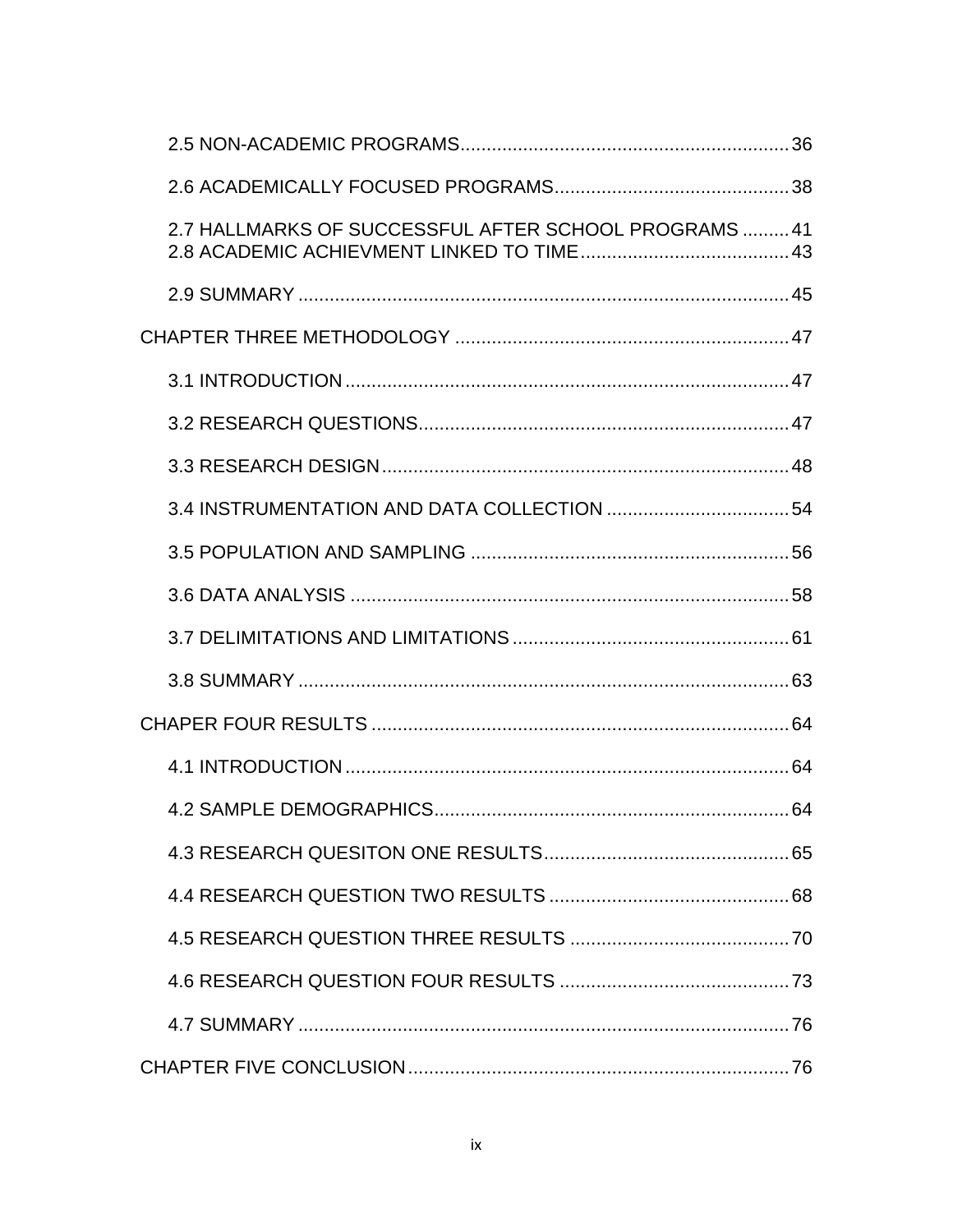2.5 NON-ACADEMIC PROGRAMS................................................................36

2.6 ACADEMICALLY FOCUSED PROGRAMS.............................................38

2.7 HALLMARKS OF SUCCESSFUL AFTER SCHOOL PROGRAMS .........41
2.8 ACADEMIC ACHIEVMENT LINKED TO TIME........................................43

2.9 SUMMARY ..............................................................................................45

CHAPTER THREE METHODOLOGY ................................................................47

3.1 INTRODUCTION .....................................................................................47

3.2 RESEARCH QUESTIONS.......................................................................47

3.3 RESEARCH DESIGN..............................................................................48

3.4 INSTRUMENTATION AND DATA COLLECTION ...................................54

3.5 POPULATION AND SAMPLING .............................................................56

3.6 DATA ANALYSIS ....................................................................................58

3.7 DELIMITATIONS AND LIMITATIONS.....................................................61

3.8 SUMMARY ..............................................................................................63

CHAPER FOUR RESULTS ................................................................................64

4.1 INTRODUCTION .....................................................................................64

4.2 SAMPLE DEMOGRAPHICS....................................................................64

4.3 RESEARCH QUESITON ONE RESULTS...............................................65

4.4 RESEARCH QUESTION TWO RESULTS ..............................................68

4.5 RESEARCH QUESTION THREE RESULTS ..........................................70

4.6 RESEARCH QUESTION FOUR RESULTS ............................................73

4.7 SUMMARY ..............................................................................................76

CHAPTER FIVE CONCLUSION.........................................................................76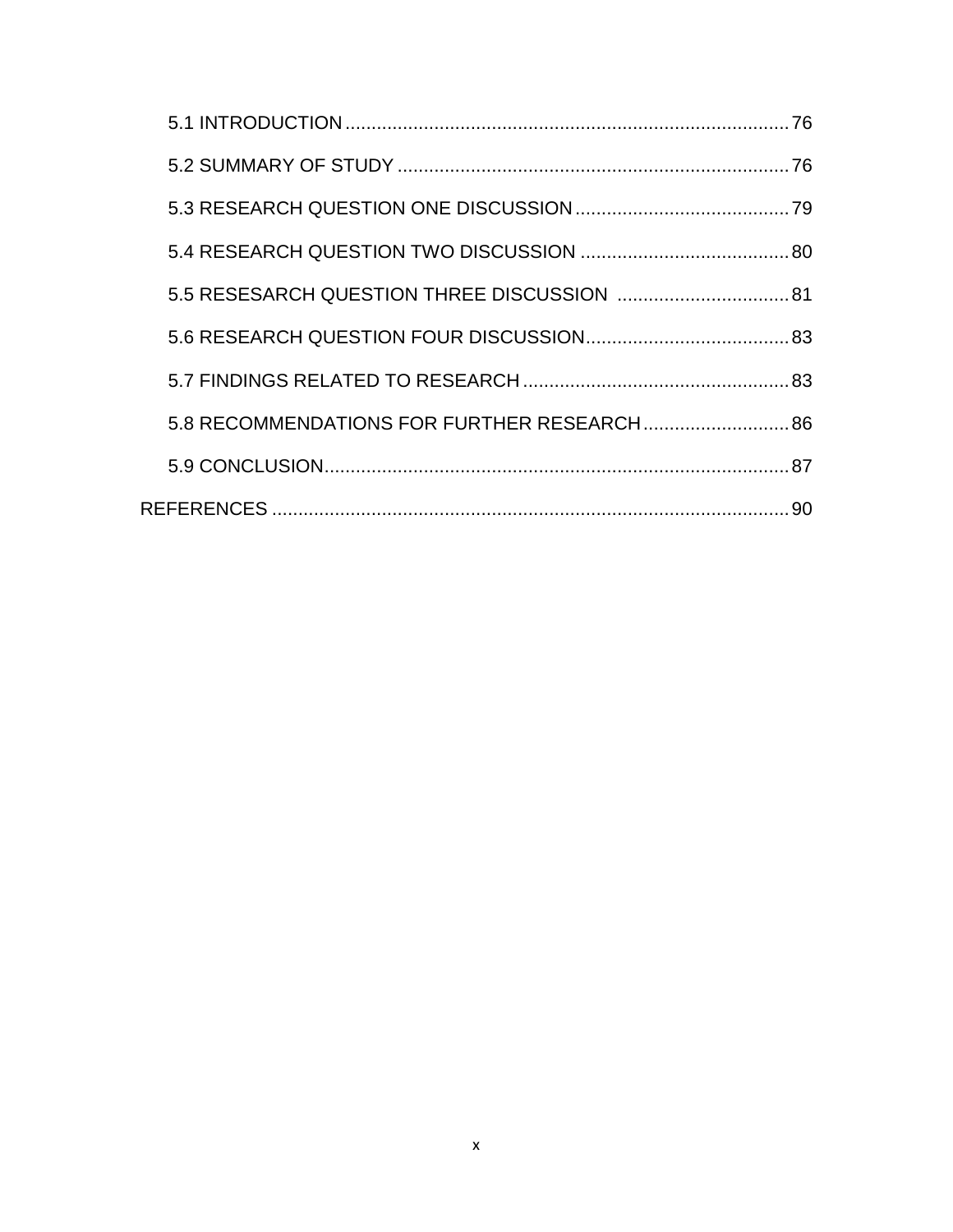5.1 INTRODUCTION ........................................................................................ 76

5.2 SUMMARY OF STUDY ............................................................................. 76

5.3 RESEARCH QUESTION ONE DISCUSSION ........................................... 79

5.4 RESEARCH QUESTION TWO DISCUSSION .......................................... 80

5.5 RESESARCH QUESTION THREE DISCUSSION ................................... 81

5.6 RESEARCH QUESTION FOUR DISCUSSION......................................... 83

5.7 FINDINGS RELATED TO RESEARCH ..................................................... 83

5.8 RECOMMENDATIONS FOR FURTHER RESEARCH .............................. 86

5.9 CONCLUSION............................................................................................ 87

REFERENCES ...................................................................................................... 90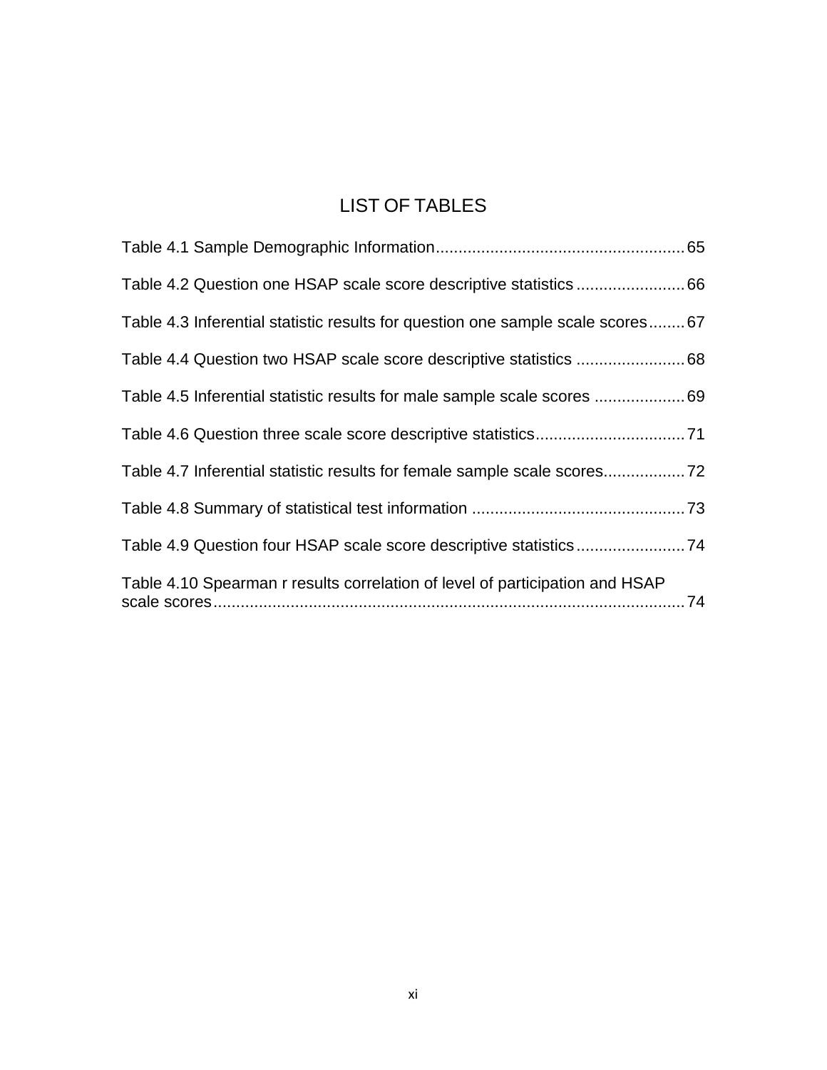# LIST OF TABLES

Table 4.1 Sample Demographic Information....................................................... 65

Table 4.2 Question one HSAP scale score descriptive statistics ........................ 66

Table 4.3 Inferential statistic results for question one sample scale scores ........ 67

Table 4.4 Question two HSAP scale score descriptive statistics ........................ 68

Table 4.5 Inferential statistic results for male sample scale scores .................... 69

Table 4.6 Question three scale score descriptive statistics................................. 71

Table 4.7 Inferential statistic results for female sample scale scores.................. 72

Table 4.8 Summary of statistical test information ............................................... 73

Table 4.9 Question four HSAP scale score descriptive statistics ........................ 74

Table 4.10 Spearman r results correlation of level of participation and HSAP scale scores......................................................................................................... 74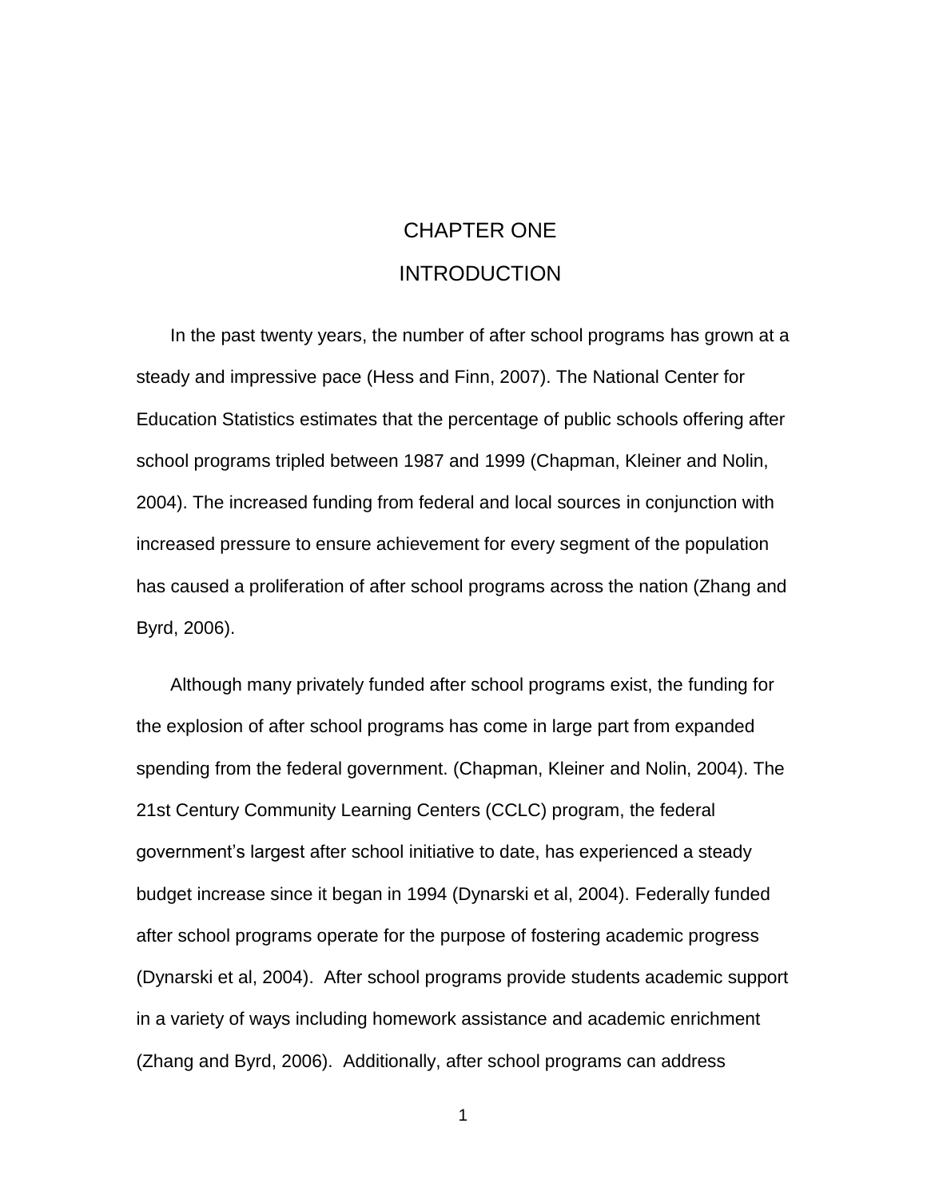# CHAPTER ONE

# INTRODUCTION

In the past twenty years, the number of after school programs has grown at a steady and impressive pace (Hess and Finn, 2007). The National Center for Education Statistics estimates that the percentage of public schools offering after school programs tripled between 1987 and 1999 (Chapman, Kleiner and Nolin, 2004). The increased funding from federal and local sources in conjunction with increased pressure to ensure achievement for every segment of the population has caused a proliferation of after school programs across the nation (Zhang and Byrd, 2006).

Although many privately funded after school programs exist, the funding for the explosion of after school programs has come in large part from expanded spending from the federal government. (Chapman, Kleiner and Nolin, 2004). The 21st Century Community Learning Centers (CCLC) program, the federal government's largest after school initiative to date, has experienced a steady budget increase since it began in 1994 (Dynarski et al, 2004). Federally funded after school programs operate for the purpose of fostering academic progress (Dynarski et al, 2004). After school programs provide students academic support in a variety of ways including homework assistance and academic enrichment (Zhang and Byrd, 2006). Additionally, after school programs can address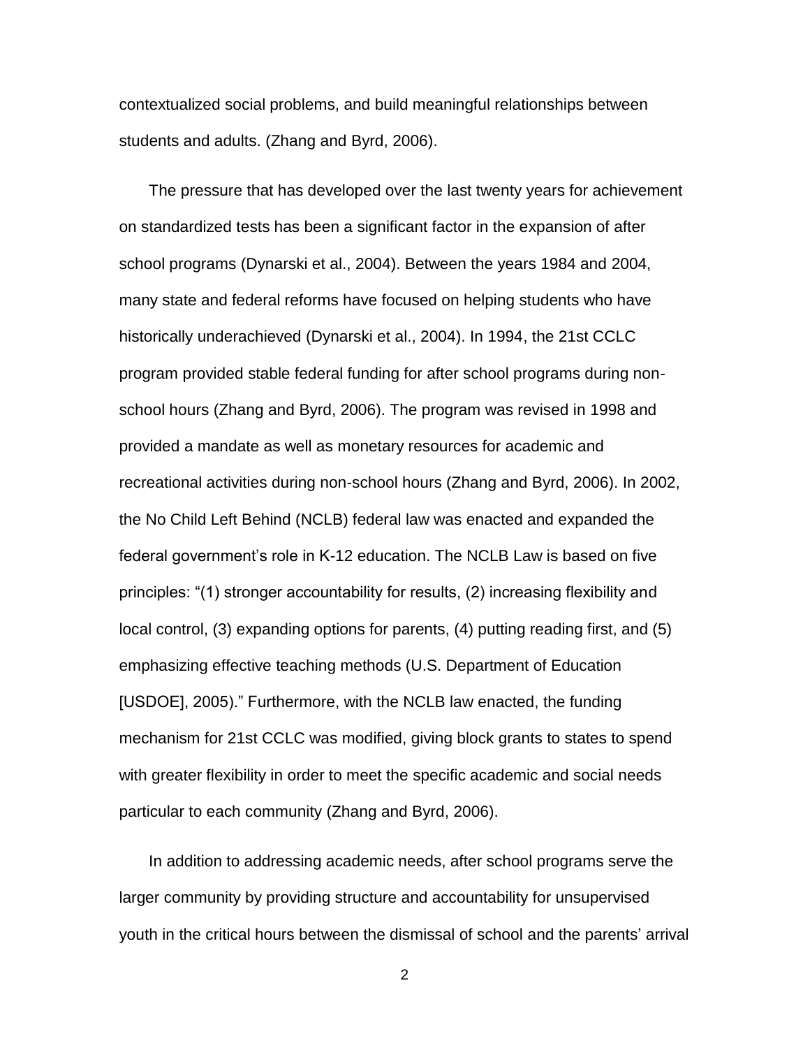contextualized social problems, and build meaningful relationships between students and adults. (Zhang and Byrd, 2006).

The pressure that has developed over the last twenty years for achievement on standardized tests has been a significant factor in the expansion of after school programs (Dynarski et al., 2004). Between the years 1984 and 2004, many state and federal reforms have focused on helping students who have historically underachieved (Dynarski et al., 2004). In 1994, the 21st CCLC program provided stable federal funding for after school programs during non-school hours (Zhang and Byrd, 2006). The program was revised in 1998 and provided a mandate as well as monetary resources for academic and recreational activities during non-school hours (Zhang and Byrd, 2006). In 2002, the No Child Left Behind (NCLB) federal law was enacted and expanded the federal government's role in K-12 education. The NCLB Law is based on five principles: "(1) stronger accountability for results, (2) increasing flexibility and local control, (3) expanding options for parents, (4) putting reading first, and (5) emphasizing effective teaching methods (U.S. Department of Education [USDOE], 2005)." Furthermore, with the NCLB law enacted, the funding mechanism for 21st CCLC was modified, giving block grants to states to spend with greater flexibility in order to meet the specific academic and social needs particular to each community (Zhang and Byrd, 2006).

In addition to addressing academic needs, after school programs serve the larger community by providing structure and accountability for unsupervised youth in the critical hours between the dismissal of school and the parents' arrival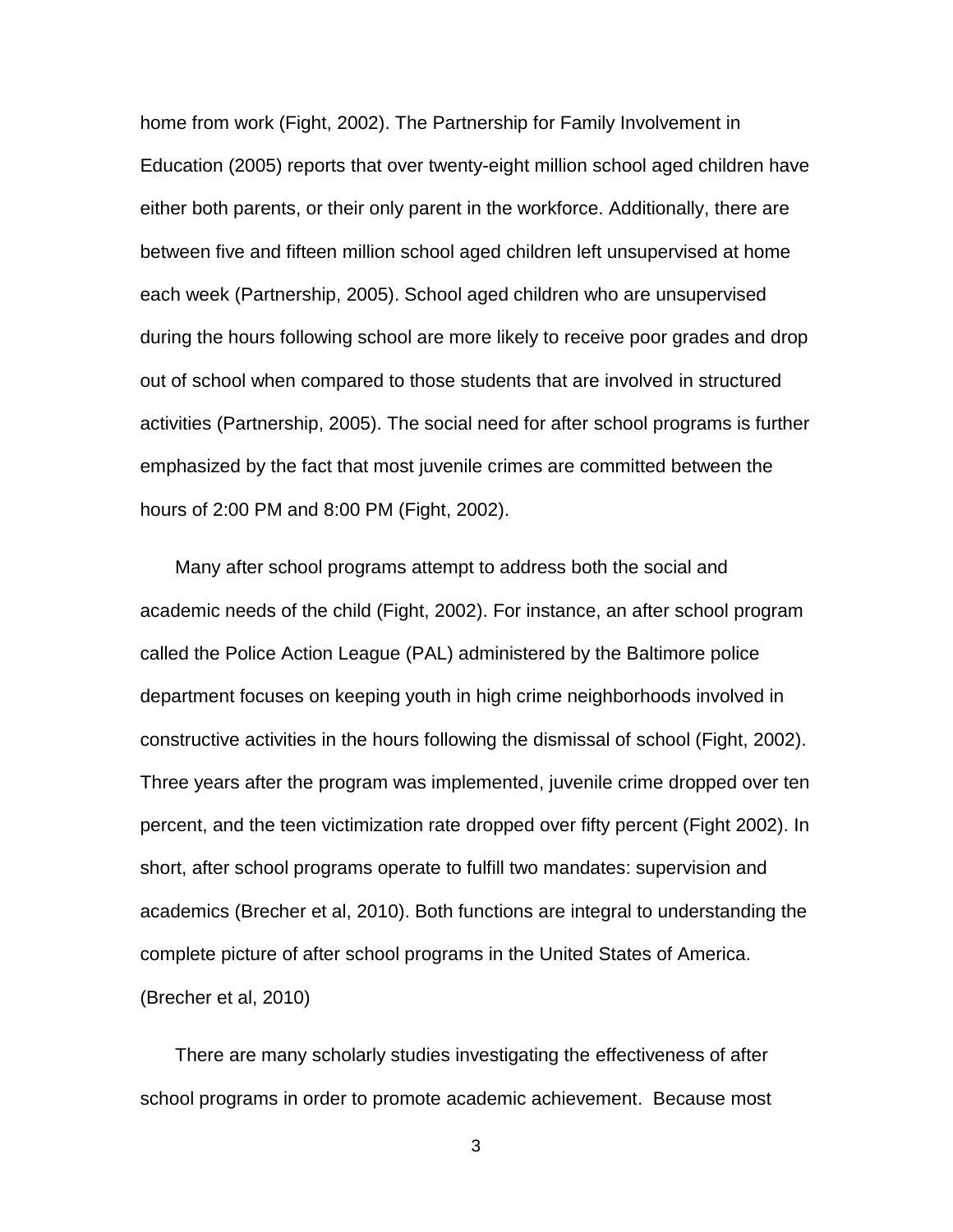home from work (Fight, 2002). The Partnership for Family Involvement in Education (2005) reports that over twenty-eight million school aged children have either both parents, or their only parent in the workforce. Additionally, there are between five and fifteen million school aged children left unsupervised at home each week (Partnership, 2005). School aged children who are unsupervised during the hours following school are more likely to receive poor grades and drop out of school when compared to those students that are involved in structured activities (Partnership, 2005). The social need for after school programs is further emphasized by the fact that most juvenile crimes are committed between the hours of 2:00 PM and 8:00 PM (Fight, 2002).

Many after school programs attempt to address both the social and academic needs of the child (Fight, 2002). For instance, an after school program called the Police Action League (PAL) administered by the Baltimore police department focuses on keeping youth in high crime neighborhoods involved in constructive activities in the hours following the dismissal of school (Fight, 2002). Three years after the program was implemented, juvenile crime dropped over ten percent, and the teen victimization rate dropped over fifty percent (Fight 2002). In short, after school programs operate to fulfill two mandates: supervision and academics (Brecher et al, 2010). Both functions are integral to understanding the complete picture of after school programs in the United States of America. (Brecher et al, 2010)

There are many scholarly studies investigating the effectiveness of after school programs in order to promote academic achievement. Because most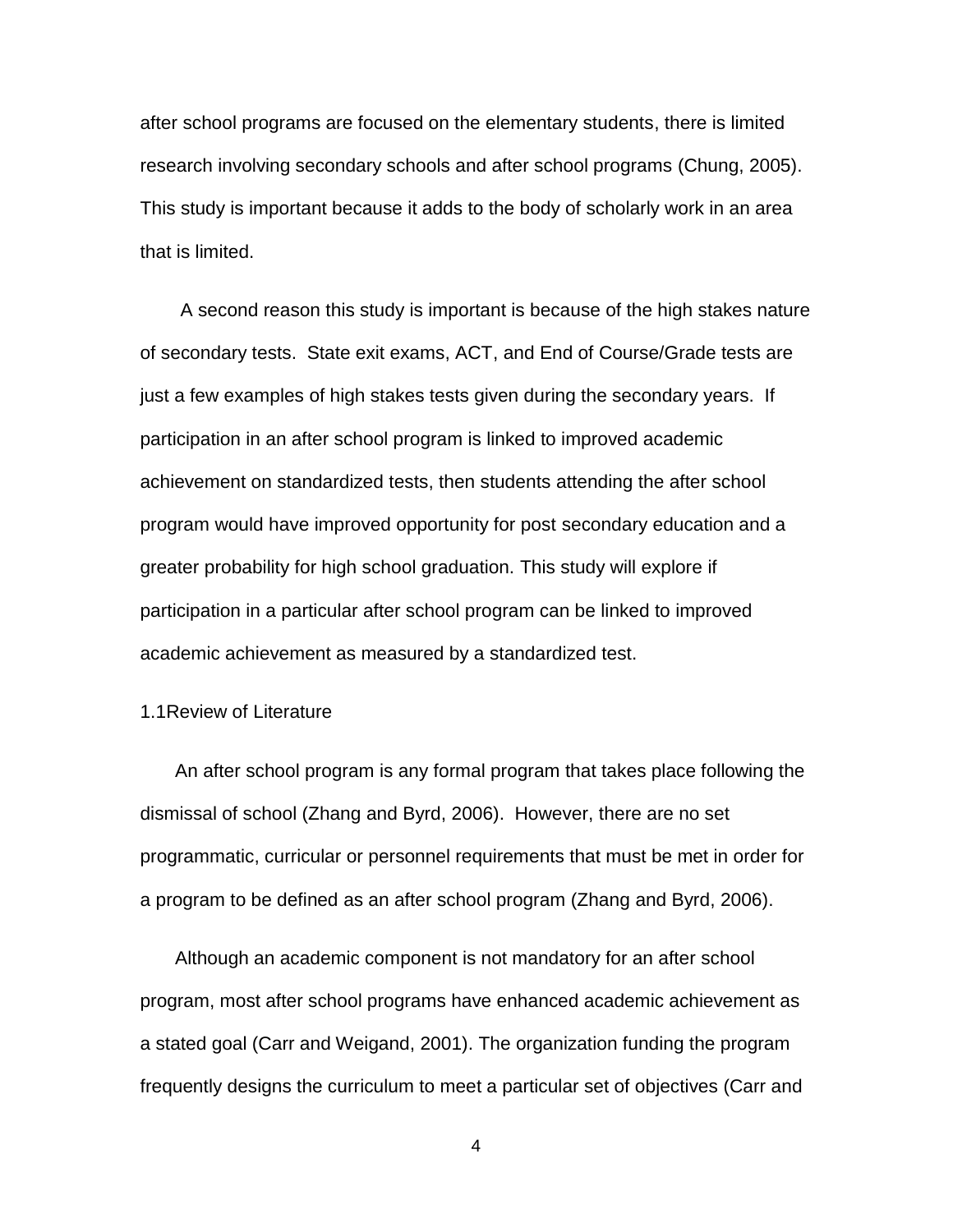after school programs are focused on the elementary students, there is limited research involving secondary schools and after school programs (Chung, 2005). This study is important because it adds to the body of scholarly work in an area that is limited.

A second reason this study is important is because of the high stakes nature of secondary tests. State exit exams, ACT, and End of Course/Grade tests are just a few examples of high stakes tests given during the secondary years. If participation in an after school program is linked to improved academic achievement on standardized tests, then students attending the after school program would have improved opportunity for post secondary education and a greater probability for high school graduation. This study will explore if participation in a particular after school program can be linked to improved academic achievement as measured by a standardized test.

## 1.1Review of Literature

An after school program is any formal program that takes place following the dismissal of school (Zhang and Byrd, 2006). However, there are no set programmatic, curricular or personnel requirements that must be met in order for a program to be defined as an after school program (Zhang and Byrd, 2006).

Although an academic component is not mandatory for an after school program, most after school programs have enhanced academic achievement as a stated goal (Carr and Weigand, 2001). The organization funding the program frequently designs the curriculum to meet a particular set of objectives (Carr and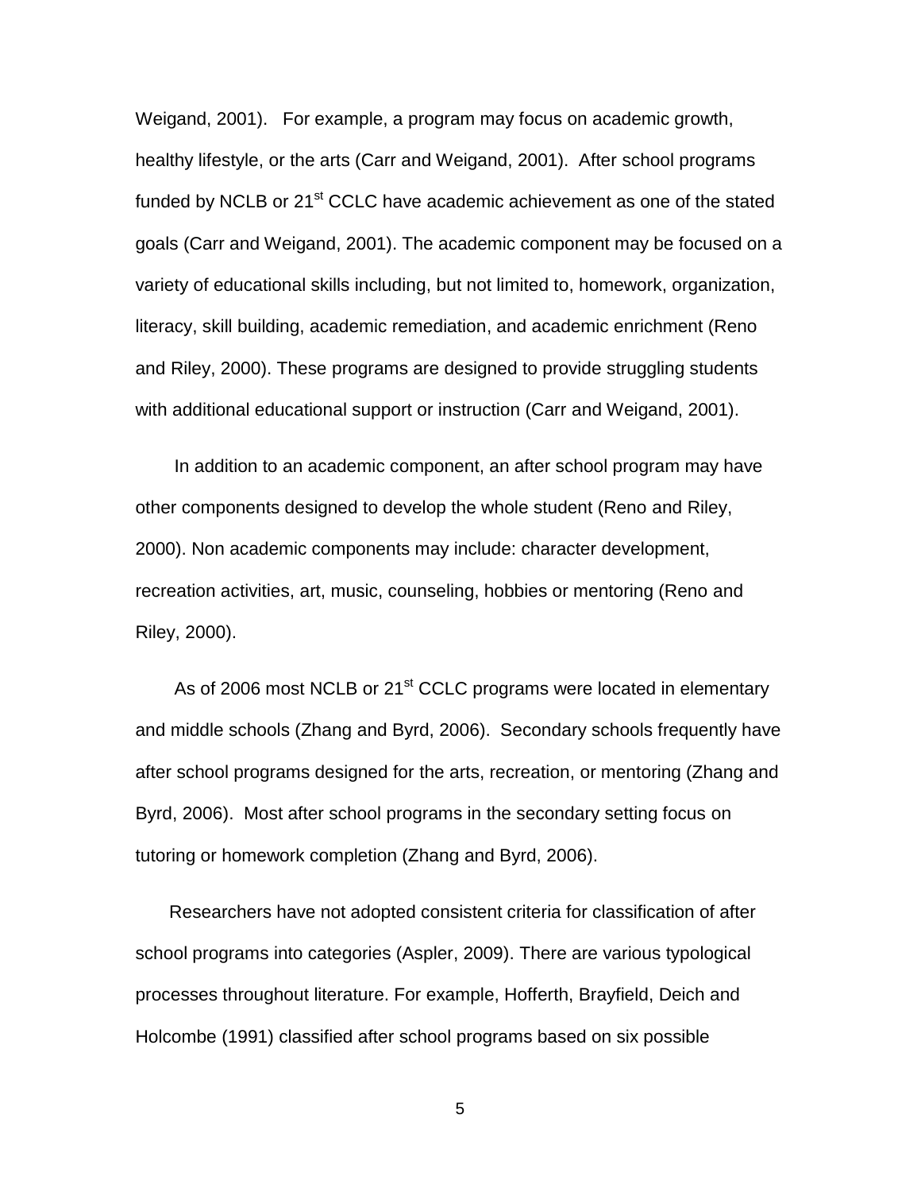Weigand, 2001). For example, a program may focus on academic growth, healthy lifestyle, or the arts (Carr and Weigand, 2001). After school programs funded by NCLB or 21st CCLC have academic achievement as one of the stated goals (Carr and Weigand, 2001). The academic component may be focused on a variety of educational skills including, but not limited to, homework, organization, literacy, skill building, academic remediation, and academic enrichment (Reno and Riley, 2000). These programs are designed to provide struggling students with additional educational support or instruction (Carr and Weigand, 2001).

In addition to an academic component, an after school program may have other components designed to develop the whole student (Reno and Riley, 2000). Non academic components may include: character development, recreation activities, art, music, counseling, hobbies or mentoring (Reno and Riley, 2000).

As of 2006 most NCLB or 21st CCLC programs were located in elementary and middle schools (Zhang and Byrd, 2006). Secondary schools frequently have after school programs designed for the arts, recreation, or mentoring (Zhang and Byrd, 2006). Most after school programs in the secondary setting focus on tutoring or homework completion (Zhang and Byrd, 2006).

Researchers have not adopted consistent criteria for classification of after school programs into categories (Aspler, 2009). There are various typological processes throughout literature. For example, Hofferth, Brayfield, Deich and Holcombe (1991) classified after school programs based on six possible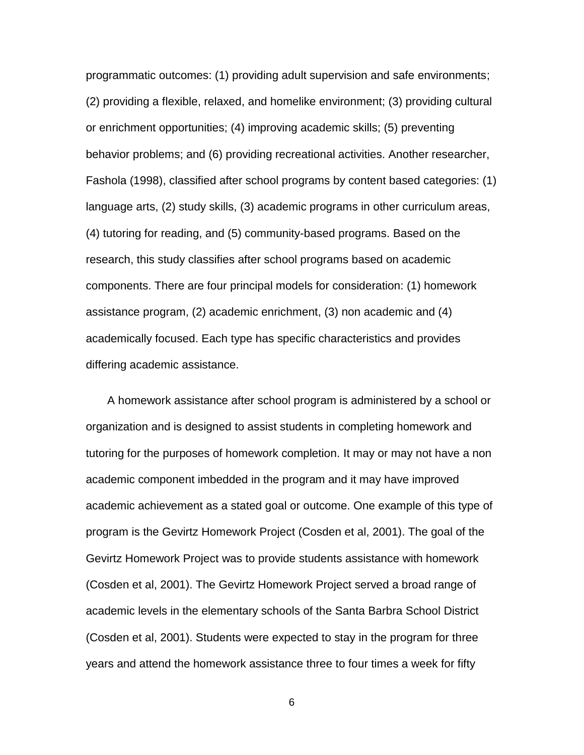programmatic outcomes: (1) providing adult supervision and safe environments; (2) providing a flexible, relaxed, and homelike environment; (3) providing cultural or enrichment opportunities; (4) improving academic skills; (5) preventing behavior problems; and (6) providing recreational activities. Another researcher, Fashola (1998), classified after school programs by content based categories: (1) language arts, (2) study skills, (3) academic programs in other curriculum areas, (4) tutoring for reading, and (5) community-based programs. Based on the research, this study classifies after school programs based on academic components. There are four principal models for consideration: (1) homework assistance program, (2) academic enrichment, (3) non academic and (4) academically focused. Each type has specific characteristics and provides differing academic assistance.

A homework assistance after school program is administered by a school or organization and is designed to assist students in completing homework and tutoring for the purposes of homework completion. It may or may not have a non academic component imbedded in the program and it may have improved academic achievement as a stated goal or outcome. One example of this type of program is the Gevirtz Homework Project (Cosden et al, 2001). The goal of the Gevirtz Homework Project was to provide students assistance with homework (Cosden et al, 2001). The Gevirtz Homework Project served a broad range of academic levels in the elementary schools of the Santa Barbra School District (Cosden et al, 2001). Students were expected to stay in the program for three years and attend the homework assistance three to four times a week for fifty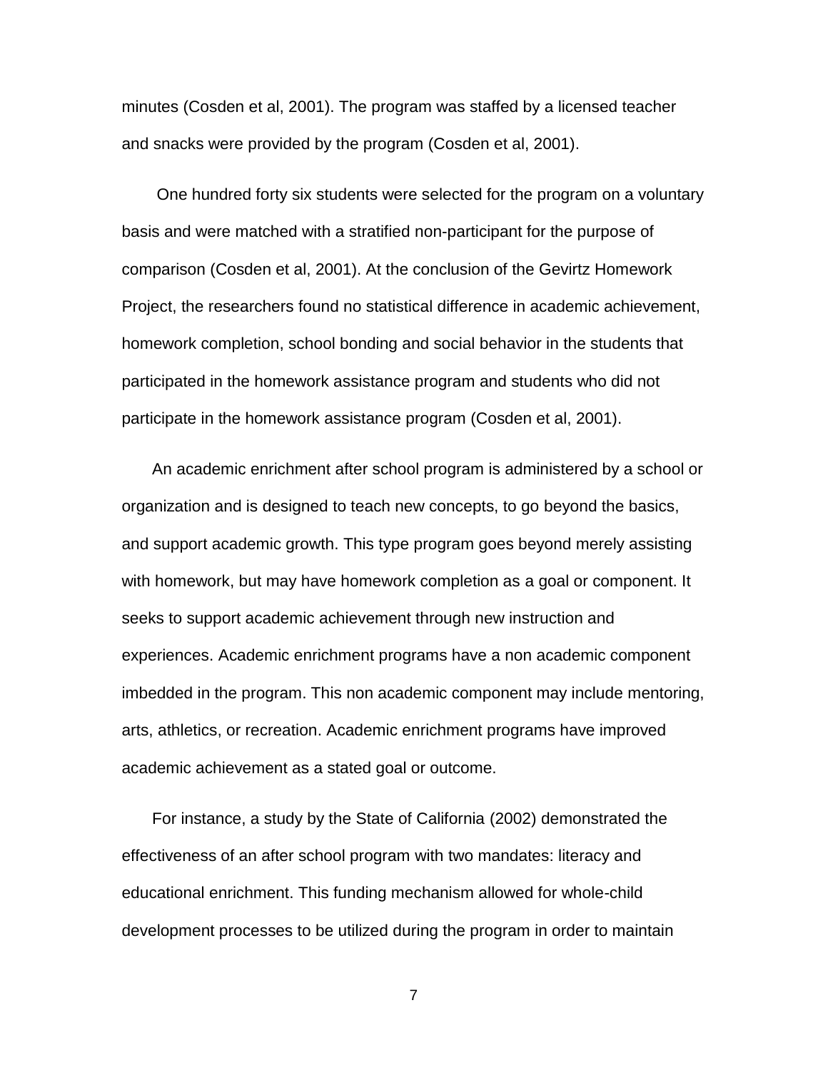minutes (Cosden et al, 2001). The program was staffed by a licensed teacher and snacks were provided by the program (Cosden et al, 2001).

One hundred forty six students were selected for the program on a voluntary basis and were matched with a stratified non-participant for the purpose of comparison (Cosden et al, 2001). At the conclusion of the Gevirtz Homework Project, the researchers found no statistical difference in academic achievement, homework completion, school bonding and social behavior in the students that participated in the homework assistance program and students who did not participate in the homework assistance program (Cosden et al, 2001).

An academic enrichment after school program is administered by a school or organization and is designed to teach new concepts, to go beyond the basics, and support academic growth. This type program goes beyond merely assisting with homework, but may have homework completion as a goal or component. It seeks to support academic achievement through new instruction and experiences. Academic enrichment programs have a non academic component imbedded in the program. This non academic component may include mentoring, arts, athletics, or recreation. Academic enrichment programs have improved academic achievement as a stated goal or outcome.

For instance, a study by the State of California (2002) demonstrated the effectiveness of an after school program with two mandates: literacy and educational enrichment. This funding mechanism allowed for whole-child development processes to be utilized during the program in order to maintain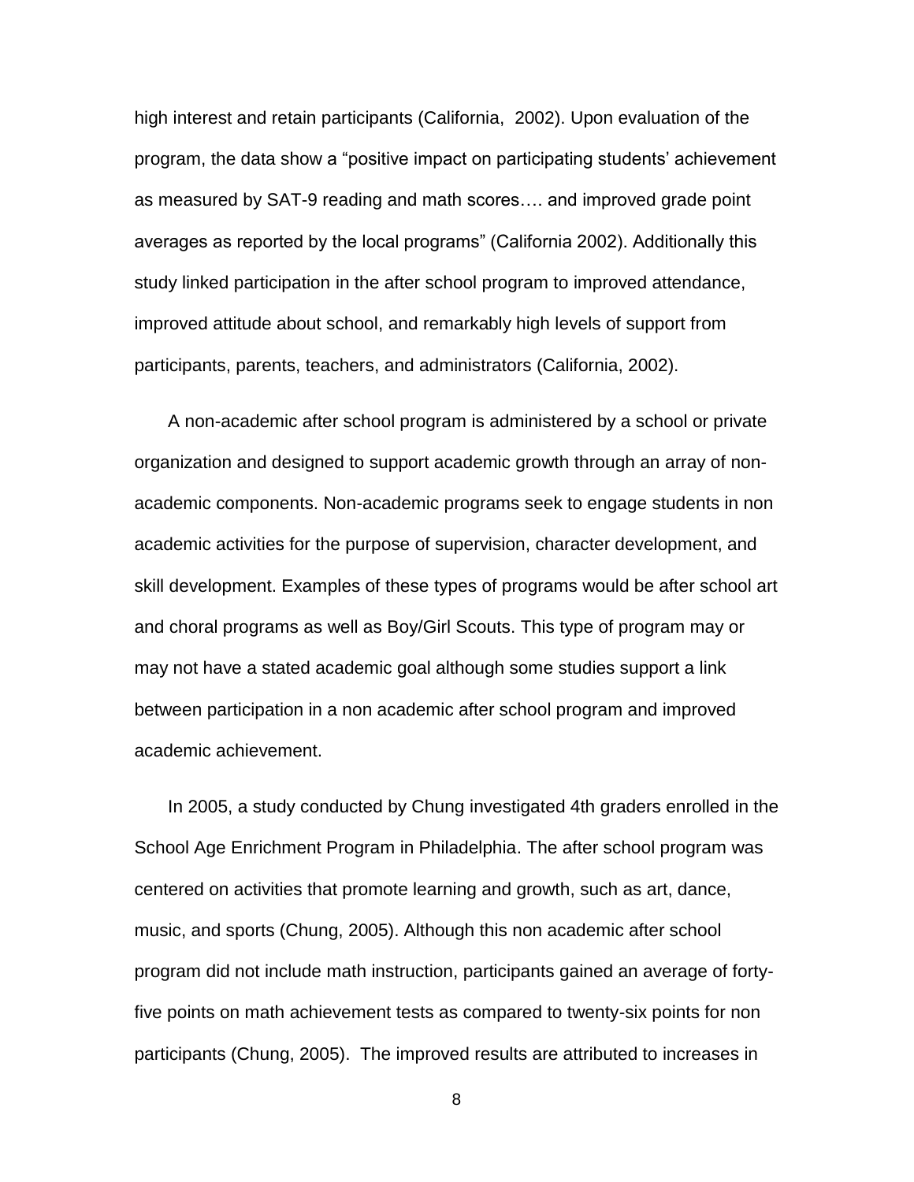high interest and retain participants (California,  2002). Upon evaluation of the program, the data show a "positive impact on participating students' achievement as measured by SAT-9 reading and math scores…. and improved grade point averages as reported by the local programs" (California 2002). Additionally this study linked participation in the after school program to improved attendance, improved attitude about school, and remarkably high levels of support from participants, parents, teachers, and administrators (California, 2002).

A non-academic after school program is administered by a school or private organization and designed to support academic growth through an array of non-academic components. Non-academic programs seek to engage students in non academic activities for the purpose of supervision, character development, and skill development. Examples of these types of programs would be after school art and choral programs as well as Boy/Girl Scouts. This type of program may or may not have a stated academic goal although some studies support a link between participation in a non academic after school program and improved academic achievement.

In 2005, a study conducted by Chung investigated 4th graders enrolled in the School Age Enrichment Program in Philadelphia. The after school program was centered on activities that promote learning and growth, such as art, dance, music, and sports (Chung, 2005). Although this non academic after school program did not include math instruction, participants gained an average of forty-five points on math achievement tests as compared to twenty-six points for non participants (Chung, 2005).  The improved results are attributed to increases in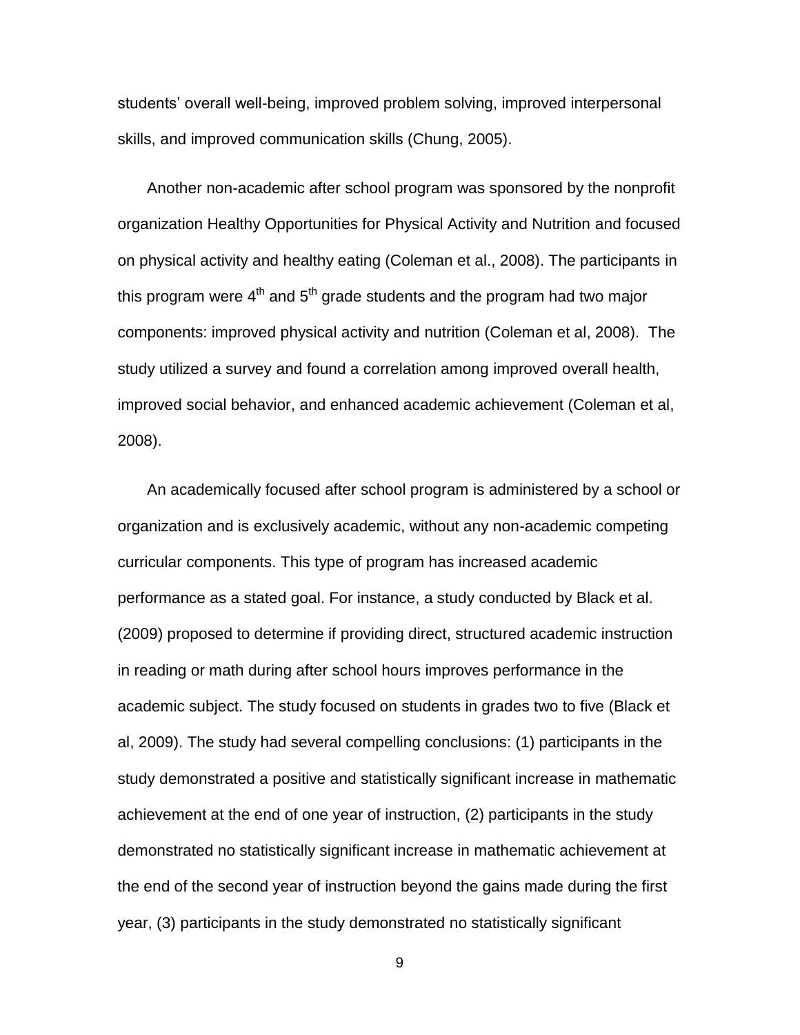students' overall well-being, improved problem solving, improved interpersonal skills, and improved communication skills (Chung, 2005).

Another non-academic after school program was sponsored by the nonprofit organization Healthy Opportunities for Physical Activity and Nutrition and focused on physical activity and healthy eating (Coleman et al., 2008). The participants in this program were $4^{th}$ and $5^{th}$ grade students and the program had two major components: improved physical activity and nutrition (Coleman et al, 2008). The study utilized a survey and found a correlation among improved overall health, improved social behavior, and enhanced academic achievement (Coleman et al, 2008).

An academically focused after school program is administered by a school or organization and is exclusively academic, without any non-academic competing curricular components. This type of program has increased academic performance as a stated goal. For instance, a study conducted by Black et al. (2009) proposed to determine if providing direct, structured academic instruction in reading or math during after school hours improves performance in the academic subject. The study focused on students in grades two to five (Black et al, 2009). The study had several compelling conclusions: (1) participants in the study demonstrated a positive and statistically significant increase in mathematic achievement at the end of one year of instruction, (2) participants in the study demonstrated no statistically significant increase in mathematic achievement at the end of the second year of instruction beyond the gains made during the first year, (3) participants in the study demonstrated no statistically significant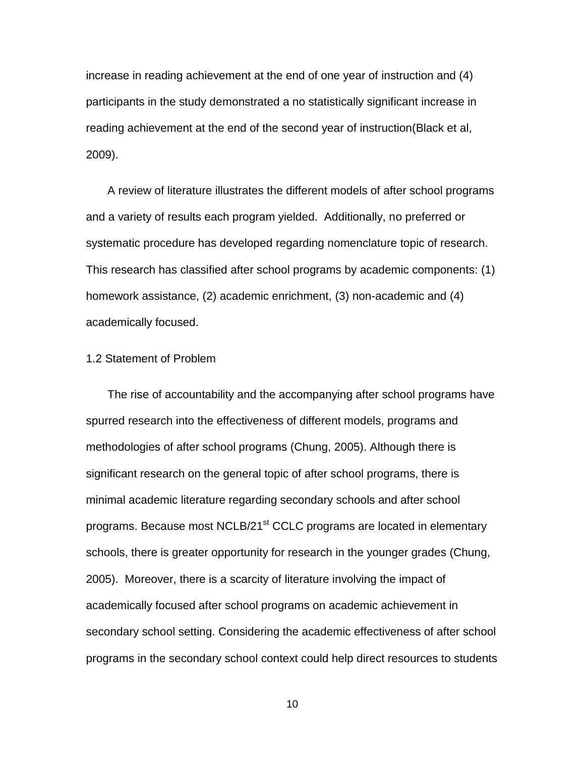increase in reading achievement at the end of one year of instruction and (4) participants in the study demonstrated a no statistically significant increase in reading achievement at the end of the second year of instruction(Black et al, 2009).

A review of literature illustrates the different models of after school programs and a variety of results each program yielded. Additionally, no preferred or systematic procedure has developed regarding nomenclature topic of research. This research has classified after school programs by academic components: (1) homework assistance, (2) academic enrichment, (3) non-academic and (4) academically focused.

## 1.2 Statement of Problem

The rise of accountability and the accompanying after school programs have spurred research into the effectiveness of different models, programs and methodologies of after school programs (Chung, 2005). Although there is significant research on the general topic of after school programs, there is minimal academic literature regarding secondary schools and after school programs. Because most NCLB/21st CCLC programs are located in elementary schools, there is greater opportunity for research in the younger grades (Chung, 2005). Moreover, there is a scarcity of literature involving the impact of academically focused after school programs on academic achievement in secondary school setting. Considering the academic effectiveness of after school programs in the secondary school context could help direct resources to students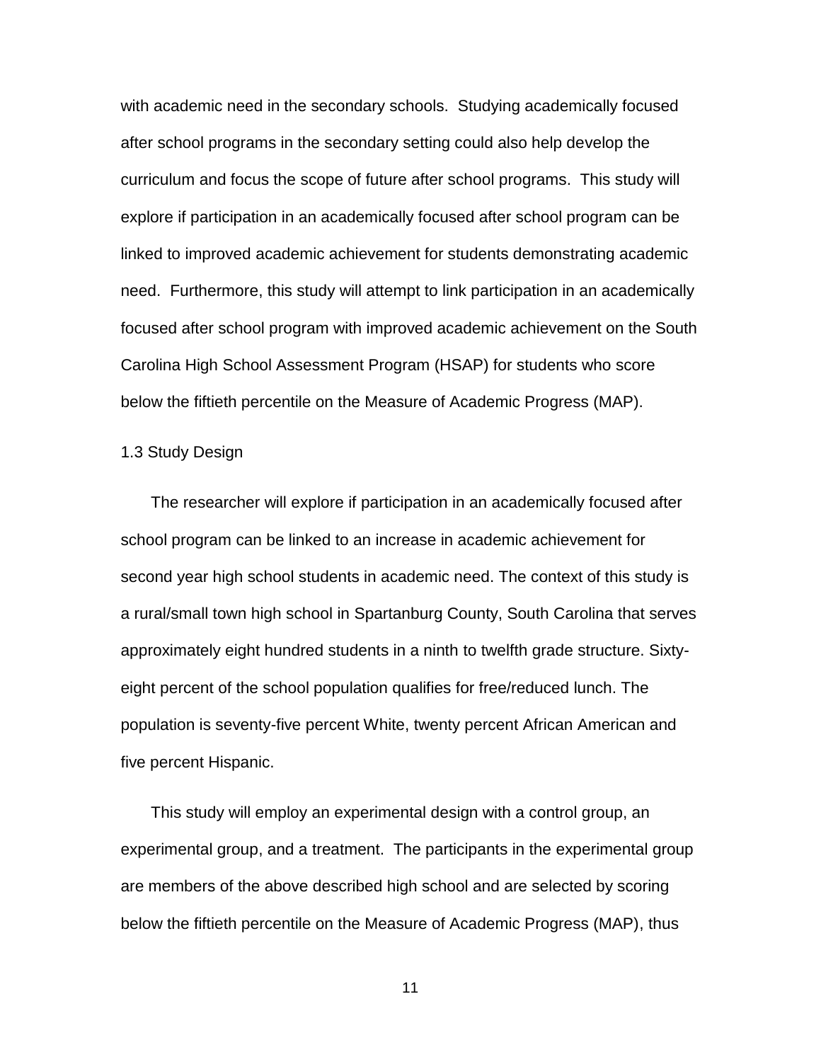with academic need in the secondary schools. Studying academically focused after school programs in the secondary setting could also help develop the curriculum and focus the scope of future after school programs. This study will explore if participation in an academically focused after school program can be linked to improved academic achievement for students demonstrating academic need. Furthermore, this study will attempt to link participation in an academically focused after school program with improved academic achievement on the South Carolina High School Assessment Program (HSAP) for students who score below the fiftieth percentile on the Measure of Academic Progress (MAP).

## 1.3 Study Design

The researcher will explore if participation in an academically focused after school program can be linked to an increase in academic achievement for second year high school students in academic need. The context of this study is a rural/small town high school in Spartanburg County, South Carolina that serves approximately eight hundred students in a ninth to twelfth grade structure. Sixty-eight percent of the school population qualifies for free/reduced lunch. The population is seventy-five percent White, twenty percent African American and five percent Hispanic.

This study will employ an experimental design with a control group, an experimental group, and a treatment. The participants in the experimental group are members of the above described high school and are selected by scoring below the fiftieth percentile on the Measure of Academic Progress (MAP), thus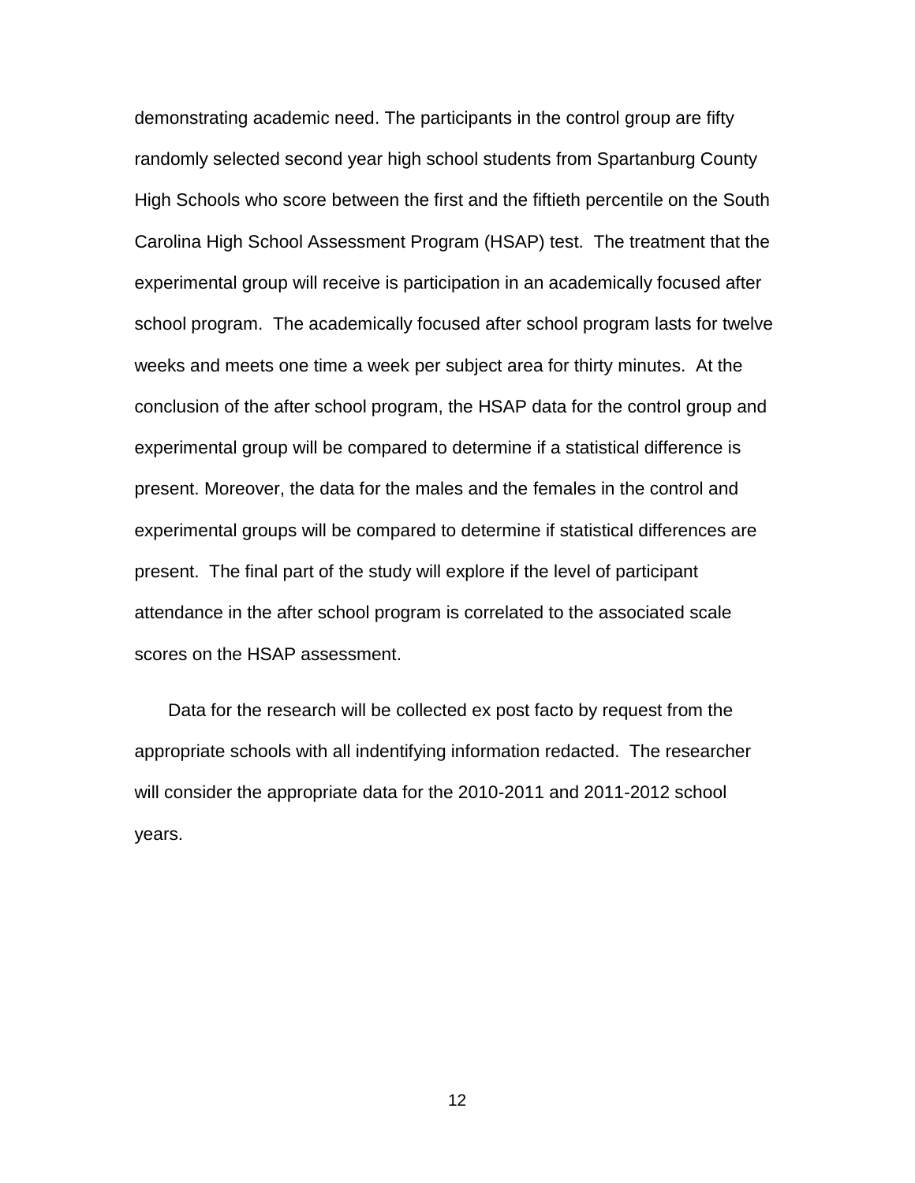demonstrating academic need. The participants in the control group are fifty randomly selected second year high school students from Spartanburg County High Schools who score between the first and the fiftieth percentile on the South Carolina High School Assessment Program (HSAP) test. The treatment that the experimental group will receive is participation in an academically focused after school program. The academically focused after school program lasts for twelve weeks and meets one time a week per subject area for thirty minutes. At the conclusion of the after school program, the HSAP data for the control group and experimental group will be compared to determine if a statistical difference is present. Moreover, the data for the males and the females in the control and experimental groups will be compared to determine if statistical differences are present. The final part of the study will explore if the level of participant attendance in the after school program is correlated to the associated scale scores on the HSAP assessment.

Data for the research will be collected ex post facto by request from the appropriate schools with all indentifying information redacted. The researcher will consider the appropriate data for the 2010-2011 and 2011-2012 school years.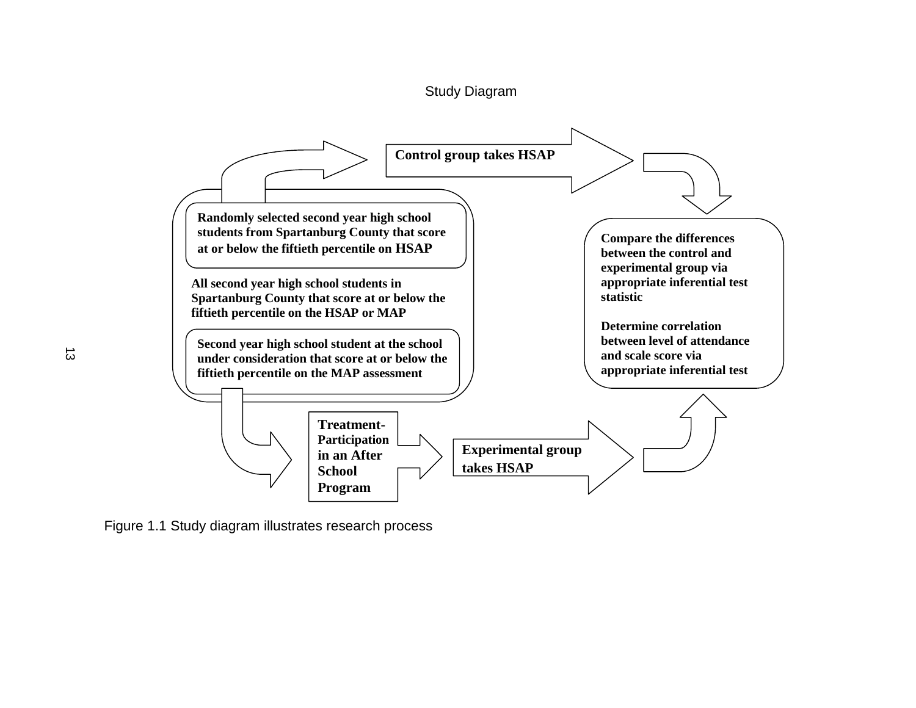Study Diagram

Control group takes HSAP

Randomly selected second year high school students from Spartanburg County that score at or below the fiftieth percentile on HSAP

All second year high school students in Spartanburg County that score at or below the fiftieth percentile on the HSAP or MAP

Second year high school student at the school under consideration that score at or below the fiftieth percentile on the MAP assessment

Compare the differences between the control and experimental group via appropriate inferential test statistic

Determine correlation between level of attendance and scale score via appropriate inferential test

Treatment-Participation in an After School Program

Experimental group takes HSAP

Figure 1.1 Study diagram illustrates research process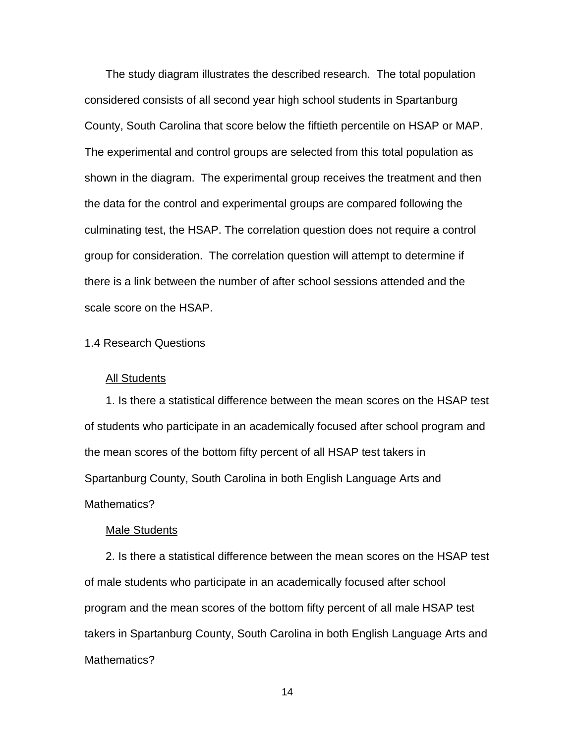The study diagram illustrates the described research. The total population considered consists of all second year high school students in Spartanburg County, South Carolina that score below the fiftieth percentile on HSAP or MAP. The experimental and control groups are selected from this total population as shown in the diagram. The experimental group receives the treatment and then the data for the control and experimental groups are compared following the culminating test, the HSAP. The correlation question does not require a control group for consideration. The correlation question will attempt to determine if there is a link between the number of after school sessions attended and the scale score on the HSAP.

## 1.4 Research Questions

<u>All Students</u>

1. Is there a statistical difference between the mean scores on the HSAP test of students who participate in an academically focused after school program and the mean scores of the bottom fifty percent of all HSAP test takers in Spartanburg County, South Carolina in both English Language Arts and Mathematics?

<u>Male Students</u>

2. Is there a statistical difference between the mean scores on the HSAP test of male students who participate in an academically focused after school program and the mean scores of the bottom fifty percent of all male HSAP test takers in Spartanburg County, South Carolina in both English Language Arts and Mathematics?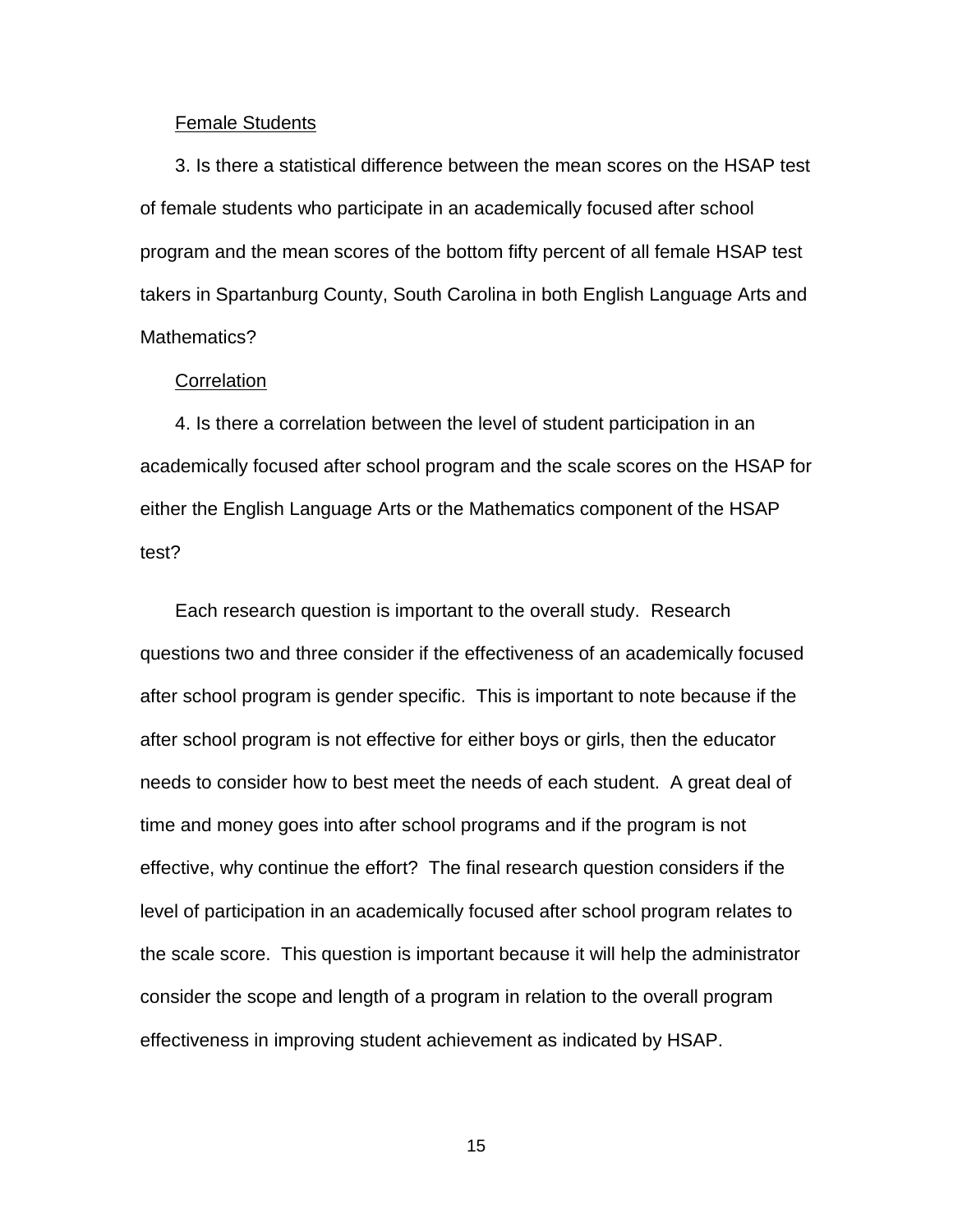Female Students

3. Is there a statistical difference between the mean scores on the HSAP test of female students who participate in an academically focused after school program and the mean scores of the bottom fifty percent of all female HSAP test takers in Spartanburg County, South Carolina in both English Language Arts and Mathematics?

Correlation

4. Is there a correlation between the level of student participation in an academically focused after school program and the scale scores on the HSAP for either the English Language Arts or the Mathematics component of the HSAP test?

Each research question is important to the overall study. Research questions two and three consider if the effectiveness of an academically focused after school program is gender specific. This is important to note because if the after school program is not effective for either boys or girls, then the educator needs to consider how to best meet the needs of each student. A great deal of time and money goes into after school programs and if the program is not effective, why continue the effort? The final research question considers if the level of participation in an academically focused after school program relates to the scale score. This question is important because it will help the administrator consider the scope and length of a program in relation to the overall program effectiveness in improving student achievement as indicated by HSAP.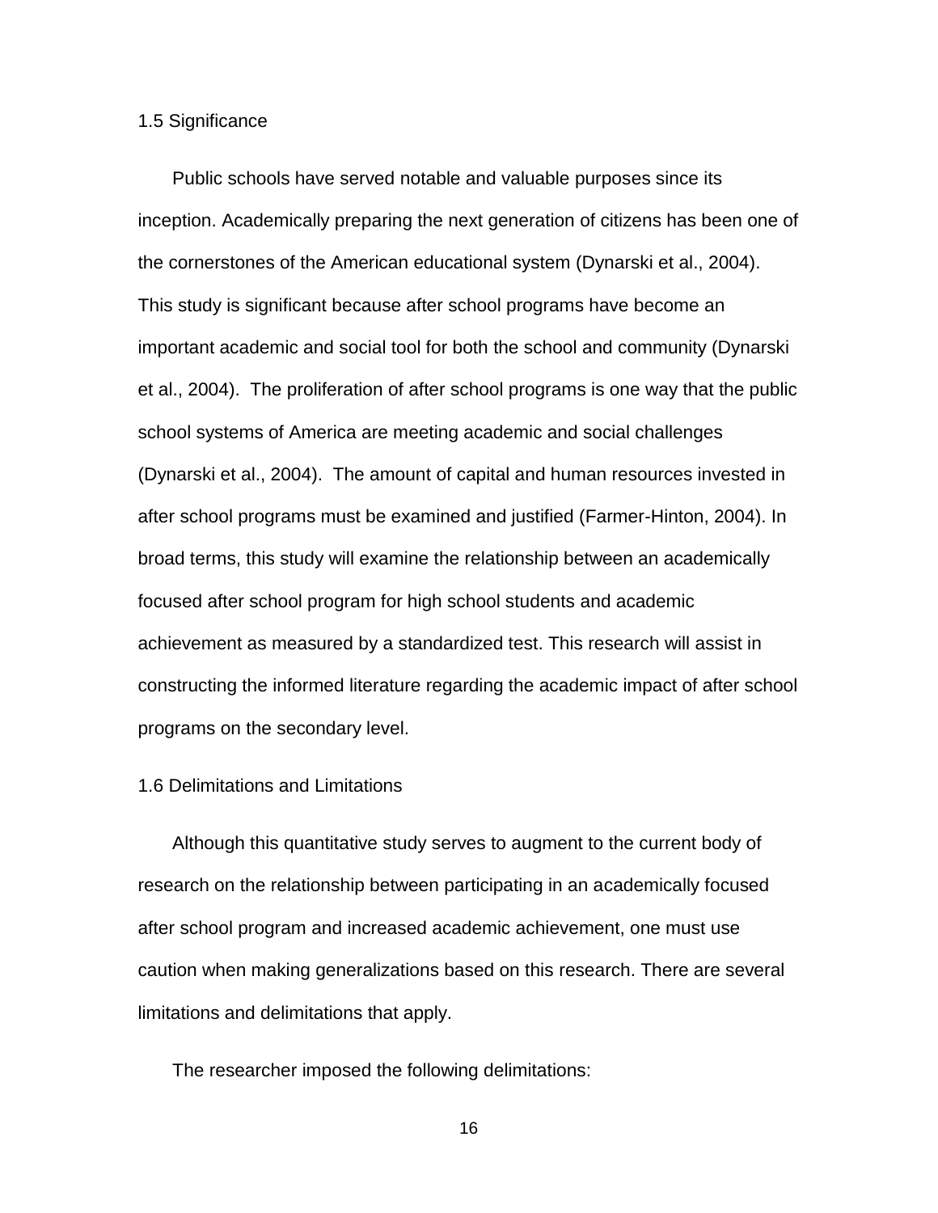## 1.5 Significance

Public schools have served notable and valuable purposes since its inception. Academically preparing the next generation of citizens has been one of the cornerstones of the American educational system (Dynarski et al., 2004). This study is significant because after school programs have become an important academic and social tool for both the school and community (Dynarski et al., 2004). The proliferation of after school programs is one way that the public school systems of America are meeting academic and social challenges (Dynarski et al., 2004). The amount of capital and human resources invested in after school programs must be examined and justified (Farmer-Hinton, 2004). In broad terms, this study will examine the relationship between an academically focused after school program for high school students and academic achievement as measured by a standardized test. This research will assist in constructing the informed literature regarding the academic impact of after school programs on the secondary level.

## 1.6 Delimitations and Limitations

Although this quantitative study serves to augment to the current body of research on the relationship between participating in an academically focused after school program and increased academic achievement, one must use caution when making generalizations based on this research. There are several limitations and delimitations that apply.

The researcher imposed the following delimitations: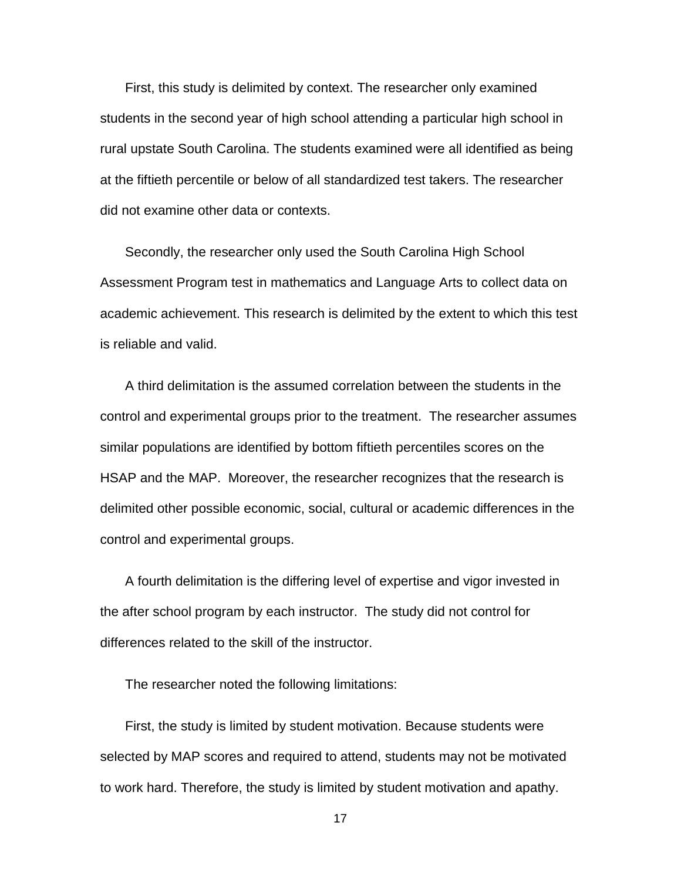First, this study is delimited by context. The researcher only examined students in the second year of high school attending a particular high school in rural upstate South Carolina. The students examined were all identified as being at the fiftieth percentile or below of all standardized test takers. The researcher did not examine other data or contexts.

Secondly, the researcher only used the South Carolina High School Assessment Program test in mathematics and Language Arts to collect data on academic achievement. This research is delimited by the extent to which this test is reliable and valid.

A third delimitation is the assumed correlation between the students in the control and experimental groups prior to the treatment. The researcher assumes similar populations are identified by bottom fiftieth percentiles scores on the HSAP and the MAP. Moreover, the researcher recognizes that the research is delimited other possible economic, social, cultural or academic differences in the control and experimental groups.

A fourth delimitation is the differing level of expertise and vigor invested in the after school program by each instructor. The study did not control for differences related to the skill of the instructor.

The researcher noted the following limitations:

First, the study is limited by student motivation. Because students were selected by MAP scores and required to attend, students may not be motivated to work hard. Therefore, the study is limited by student motivation and apathy.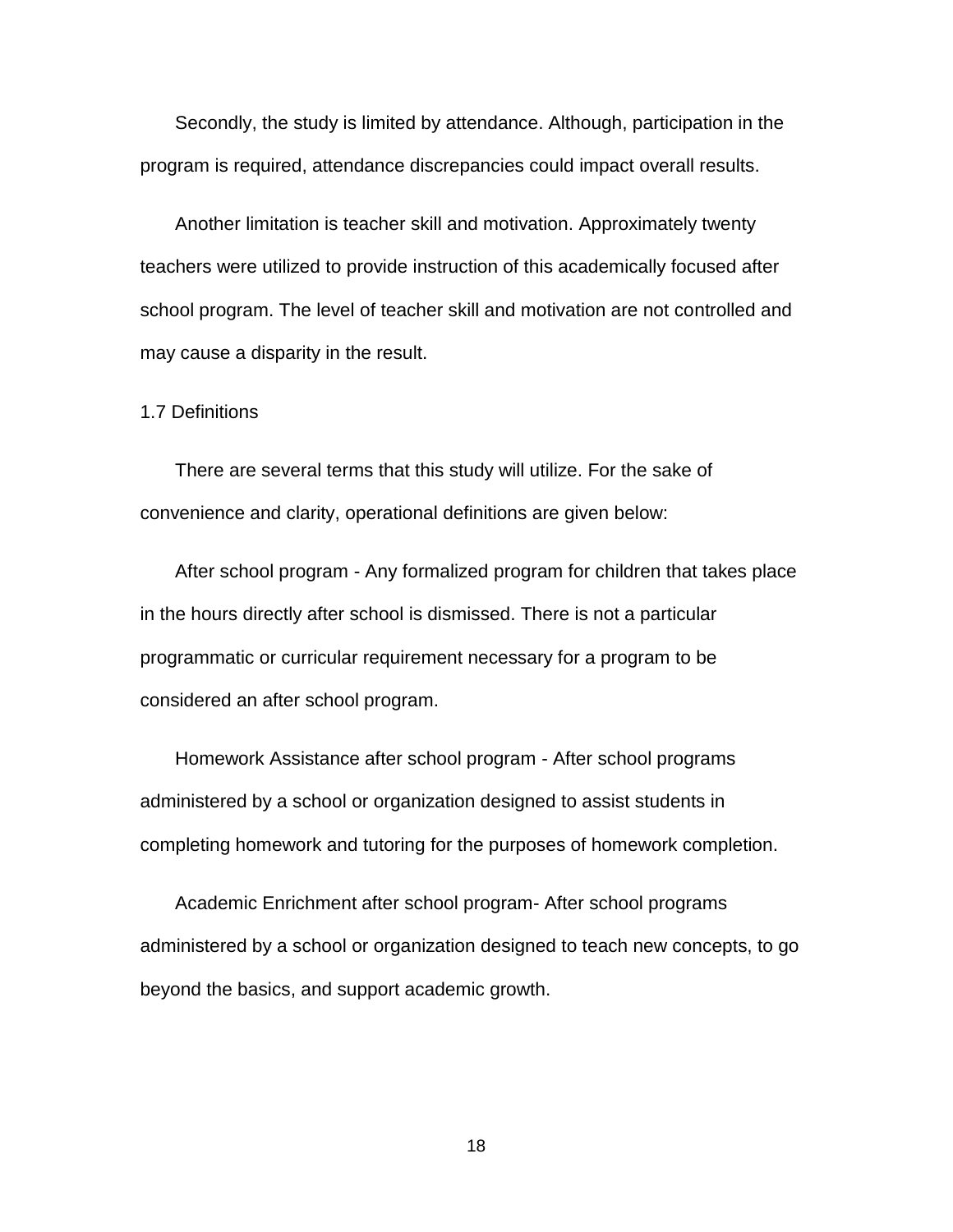Secondly, the study is limited by attendance. Although, participation in the program is required, attendance discrepancies could impact overall results.

Another limitation is teacher skill and motivation. Approximately twenty teachers were utilized to provide instruction of this academically focused after school program. The level of teacher skill and motivation are not controlled and may cause a disparity in the result.

## 1.7 Definitions

There are several terms that this study will utilize. For the sake of convenience and clarity, operational definitions are given below:

After school program - Any formalized program for children that takes place in the hours directly after school is dismissed. There is not a particular programmatic or curricular requirement necessary for a program to be considered an after school program.

Homework Assistance after school program - After school programs administered by a school or organization designed to assist students in completing homework and tutoring for the purposes of homework completion.

Academic Enrichment after school program- After school programs administered by a school or organization designed to teach new concepts, to go beyond the basics, and support academic growth.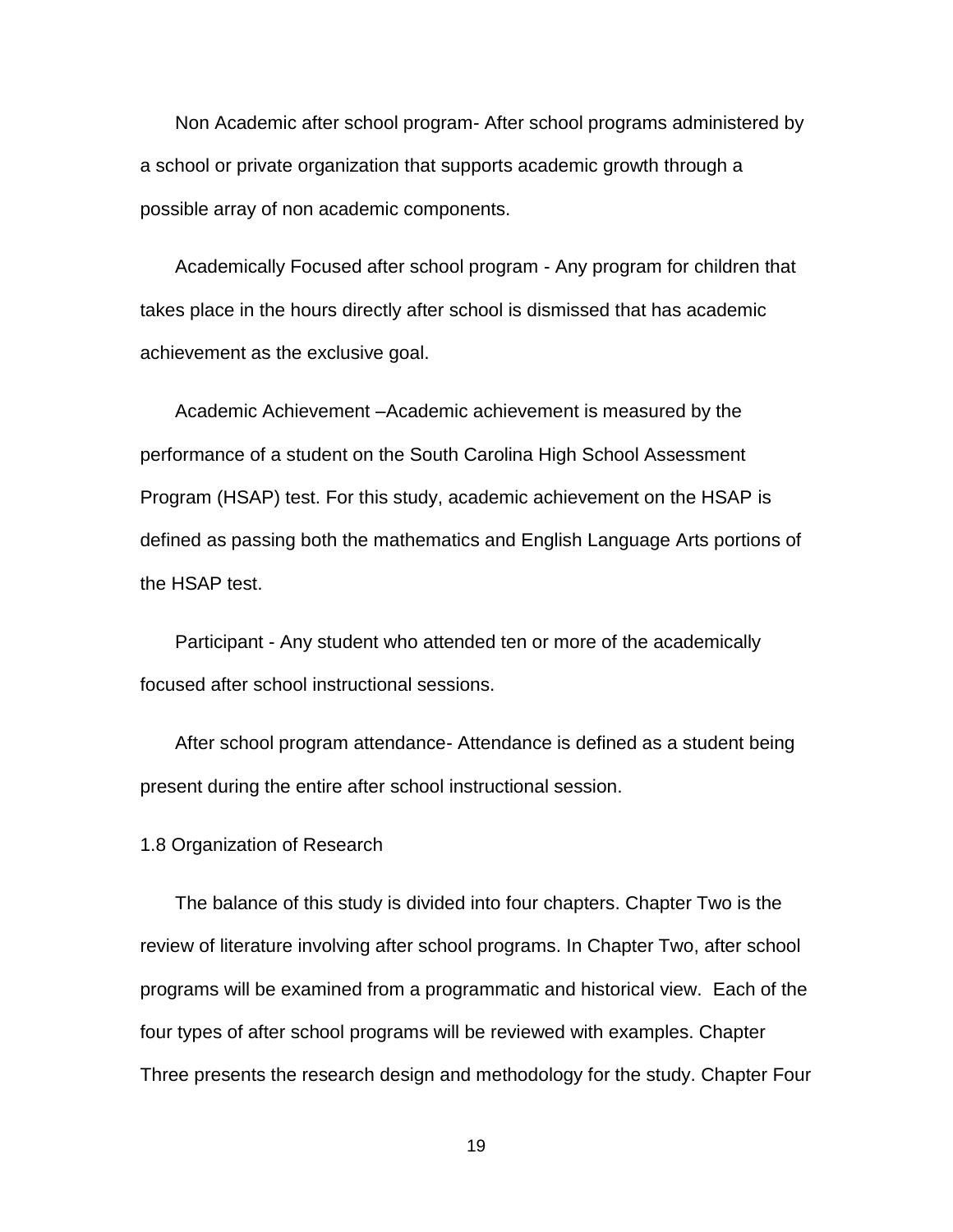Non Academic after school program- After school programs administered by a school or private organization that supports academic growth through a possible array of non academic components.

Academically Focused after school program - Any program for children that takes place in the hours directly after school is dismissed that has academic achievement as the exclusive goal.

Academic Achievement –Academic achievement is measured by the performance of a student on the South Carolina High School Assessment Program (HSAP) test. For this study, academic achievement on the HSAP is defined as passing both the mathematics and English Language Arts portions of the HSAP test.

Participant - Any student who attended ten or more of the academically focused after school instructional sessions.

After school program attendance- Attendance is defined as a student being present during the entire after school instructional session.

## 1.8 Organization of Research

The balance of this study is divided into four chapters. Chapter Two is the review of literature involving after school programs. In Chapter Two, after school programs will be examined from a programmatic and historical view. Each of the four types of after school programs will be reviewed with examples. Chapter Three presents the research design and methodology for the study. Chapter Four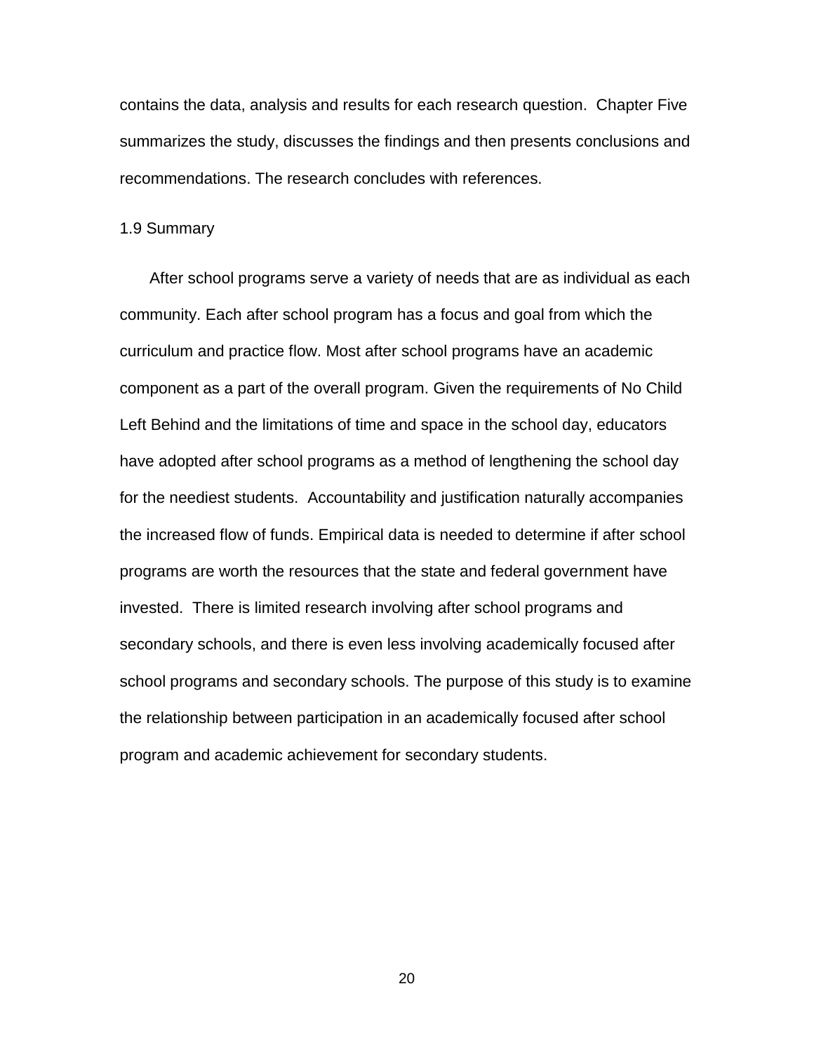contains the data, analysis and results for each research question. Chapter Five summarizes the study, discusses the findings and then presents conclusions and recommendations. The research concludes with references.

## 1.9 Summary

After school programs serve a variety of needs that are as individual as each community. Each after school program has a focus and goal from which the curriculum and practice flow. Most after school programs have an academic component as a part of the overall program. Given the requirements of No Child Left Behind and the limitations of time and space in the school day, educators have adopted after school programs as a method of lengthening the school day for the neediest students. Accountability and justification naturally accompanies the increased flow of funds. Empirical data is needed to determine if after school programs are worth the resources that the state and federal government have invested. There is limited research involving after school programs and secondary schools, and there is even less involving academically focused after school programs and secondary schools. The purpose of this study is to examine the relationship between participation in an academically focused after school program and academic achievement for secondary students.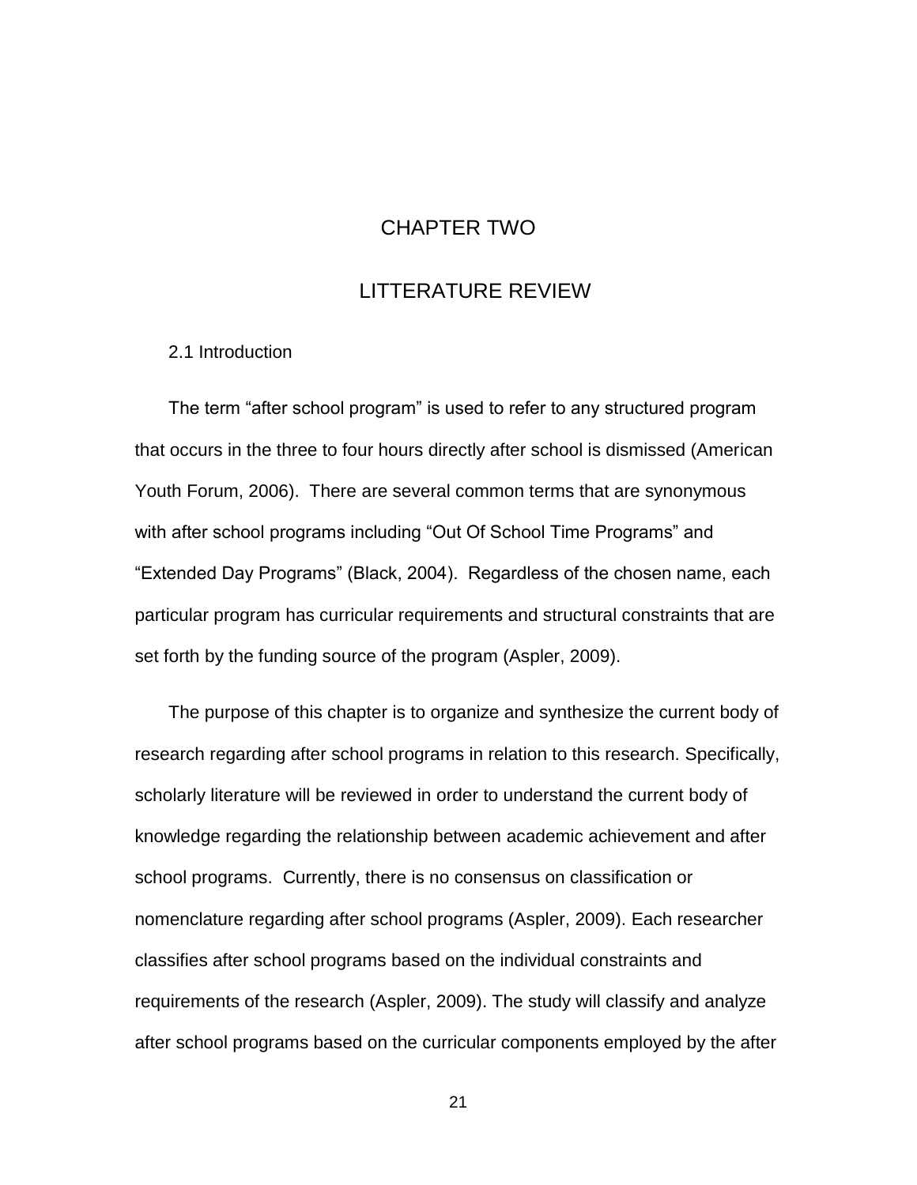# CHAPTER TWO

# LITTERATURE REVIEW

## 2.1 Introduction

The term “after school program” is used to refer to any structured program that occurs in the three to four hours directly after school is dismissed (American Youth Forum, 2006). There are several common terms that are synonymous with after school programs including “Out Of School Time Programs” and “Extended Day Programs” (Black, 2004). Regardless of the chosen name, each particular program has curricular requirements and structural constraints that are set forth by the funding source of the program (Aspler, 2009).

The purpose of this chapter is to organize and synthesize the current body of research regarding after school programs in relation to this research. Specifically, scholarly literature will be reviewed in order to understand the current body of knowledge regarding the relationship between academic achievement and after school programs. Currently, there is no consensus on classification or nomenclature regarding after school programs (Aspler, 2009). Each researcher classifies after school programs based on the individual constraints and requirements of the research (Aspler, 2009). The study will classify and analyze after school programs based on the curricular components employed by the after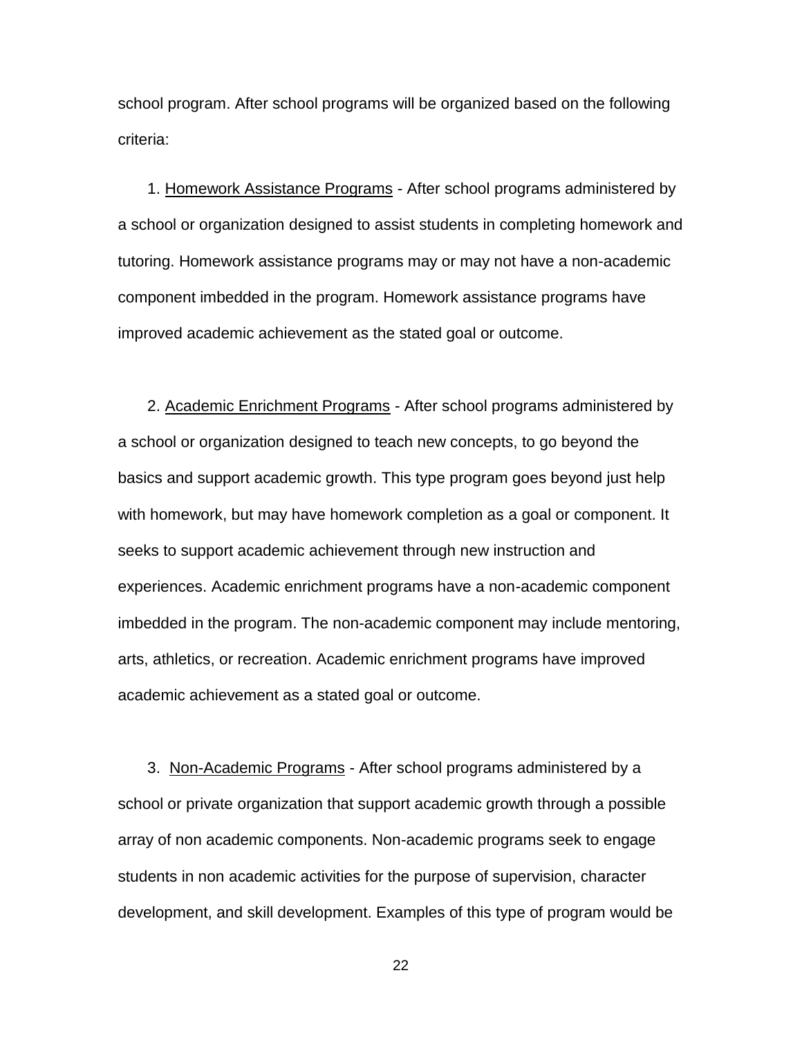school program. After school programs will be organized based on the following criteria:

1. <u>Homework Assistance Programs</u> - After school programs administered by a school or organization designed to assist students in completing homework and tutoring. Homework assistance programs may or may not have a non-academic component imbedded in the program. Homework assistance programs have improved academic achievement as the stated goal or outcome.

2. <u>Academic Enrichment Programs</u> - After school programs administered by a school or organization designed to teach new concepts, to go beyond the basics and support academic growth. This type program goes beyond just help with homework, but may have homework completion as a goal or component. It seeks to support academic achievement through new instruction and experiences. Academic enrichment programs have a non-academic component imbedded in the program. The non-academic component may include mentoring, arts, athletics, or recreation. Academic enrichment programs have improved academic achievement as a stated goal or outcome.

3. <u>Non-Academic Programs</u> - After school programs administered by a school or private organization that support academic growth through a possible array of non academic components. Non-academic programs seek to engage students in non academic activities for the purpose of supervision, character development, and skill development. Examples of this type of program would be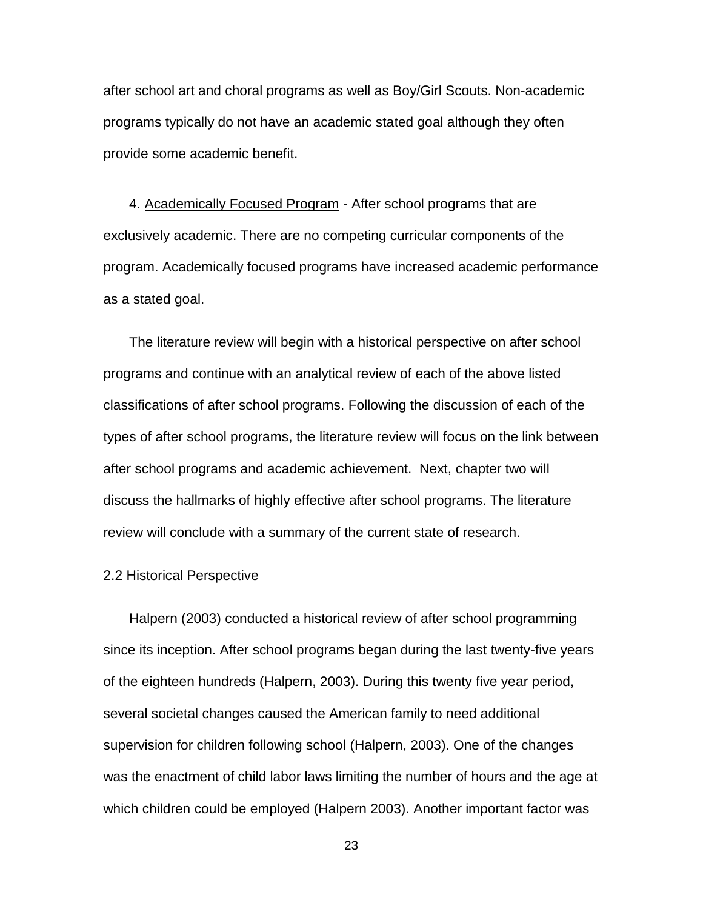after school art and choral programs as well as Boy/Girl Scouts. Non-academic programs typically do not have an academic stated goal although they often provide some academic benefit.

4. Academically Focused Program - After school programs that are exclusively academic. There are no competing curricular components of the program. Academically focused programs have increased academic performance as a stated goal.

The literature review will begin with a historical perspective on after school programs and continue with an analytical review of each of the above listed classifications of after school programs. Following the discussion of each of the types of after school programs, the literature review will focus on the link between after school programs and academic achievement. Next, chapter two will discuss the hallmarks of highly effective after school programs. The literature review will conclude with a summary of the current state of research.

## 2.2 Historical Perspective

Halpern (2003) conducted a historical review of after school programming since its inception. After school programs began during the last twenty-five years of the eighteen hundreds (Halpern, 2003). During this twenty five year period, several societal changes caused the American family to need additional supervision for children following school (Halpern, 2003). One of the changes was the enactment of child labor laws limiting the number of hours and the age at which children could be employed (Halpern 2003). Another important factor was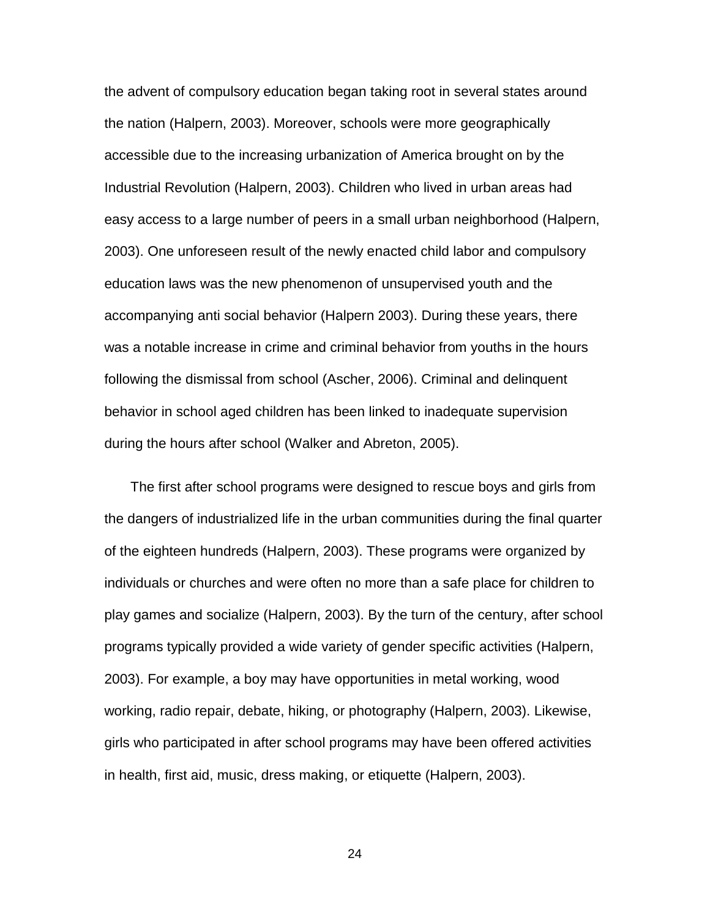the advent of compulsory education began taking root in several states around the nation (Halpern, 2003). Moreover, schools were more geographically accessible due to the increasing urbanization of America brought on by the Industrial Revolution (Halpern, 2003). Children who lived in urban areas had easy access to a large number of peers in a small urban neighborhood (Halpern, 2003). One unforeseen result of the newly enacted child labor and compulsory education laws was the new phenomenon of unsupervised youth and the accompanying anti social behavior (Halpern 2003). During these years, there was a notable increase in crime and criminal behavior from youths in the hours following the dismissal from school (Ascher, 2006). Criminal and delinquent behavior in school aged children has been linked to inadequate supervision during the hours after school (Walker and Abreton, 2005).

The first after school programs were designed to rescue boys and girls from the dangers of industrialized life in the urban communities during the final quarter of the eighteen hundreds (Halpern, 2003). These programs were organized by individuals or churches and were often no more than a safe place for children to play games and socialize (Halpern, 2003). By the turn of the century, after school programs typically provided a wide variety of gender specific activities (Halpern, 2003). For example, a boy may have opportunities in metal working, wood working, radio repair, debate, hiking, or photography (Halpern, 2003). Likewise, girls who participated in after school programs may have been offered activities in health, first aid, music, dress making, or etiquette (Halpern, 2003).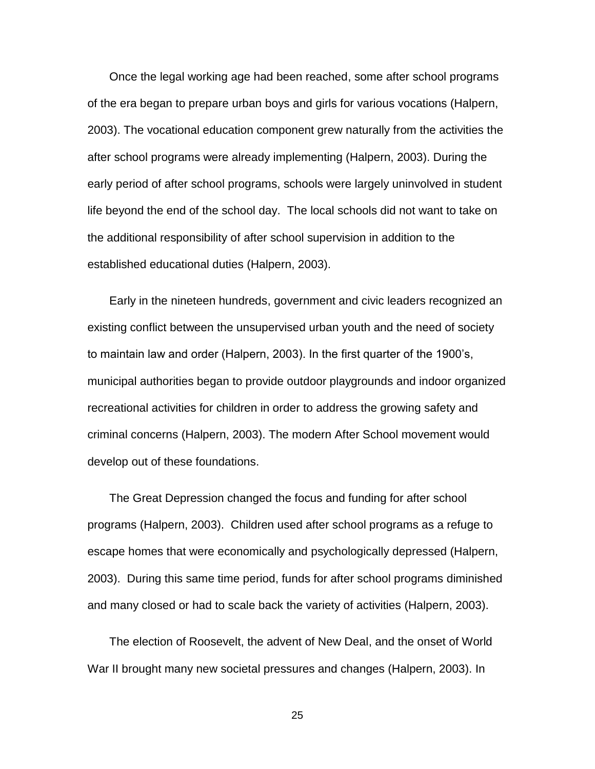Once the legal working age had been reached, some after school programs of the era began to prepare urban boys and girls for various vocations (Halpern, 2003). The vocational education component grew naturally from the activities the after school programs were already implementing (Halpern, 2003). During the early period of after school programs, schools were largely uninvolved in student life beyond the end of the school day. The local schools did not want to take on the additional responsibility of after school supervision in addition to the established educational duties (Halpern, 2003).

Early in the nineteen hundreds, government and civic leaders recognized an existing conflict between the unsupervised urban youth and the need of society to maintain law and order (Halpern, 2003). In the first quarter of the 1900's, municipal authorities began to provide outdoor playgrounds and indoor organized recreational activities for children in order to address the growing safety and criminal concerns (Halpern, 2003). The modern After School movement would develop out of these foundations.

The Great Depression changed the focus and funding for after school programs (Halpern, 2003). Children used after school programs as a refuge to escape homes that were economically and psychologically depressed (Halpern, 2003). During this same time period, funds for after school programs diminished and many closed or had to scale back the variety of activities (Halpern, 2003).

The election of Roosevelt, the advent of New Deal, and the onset of World War II brought many new societal pressures and changes (Halpern, 2003). In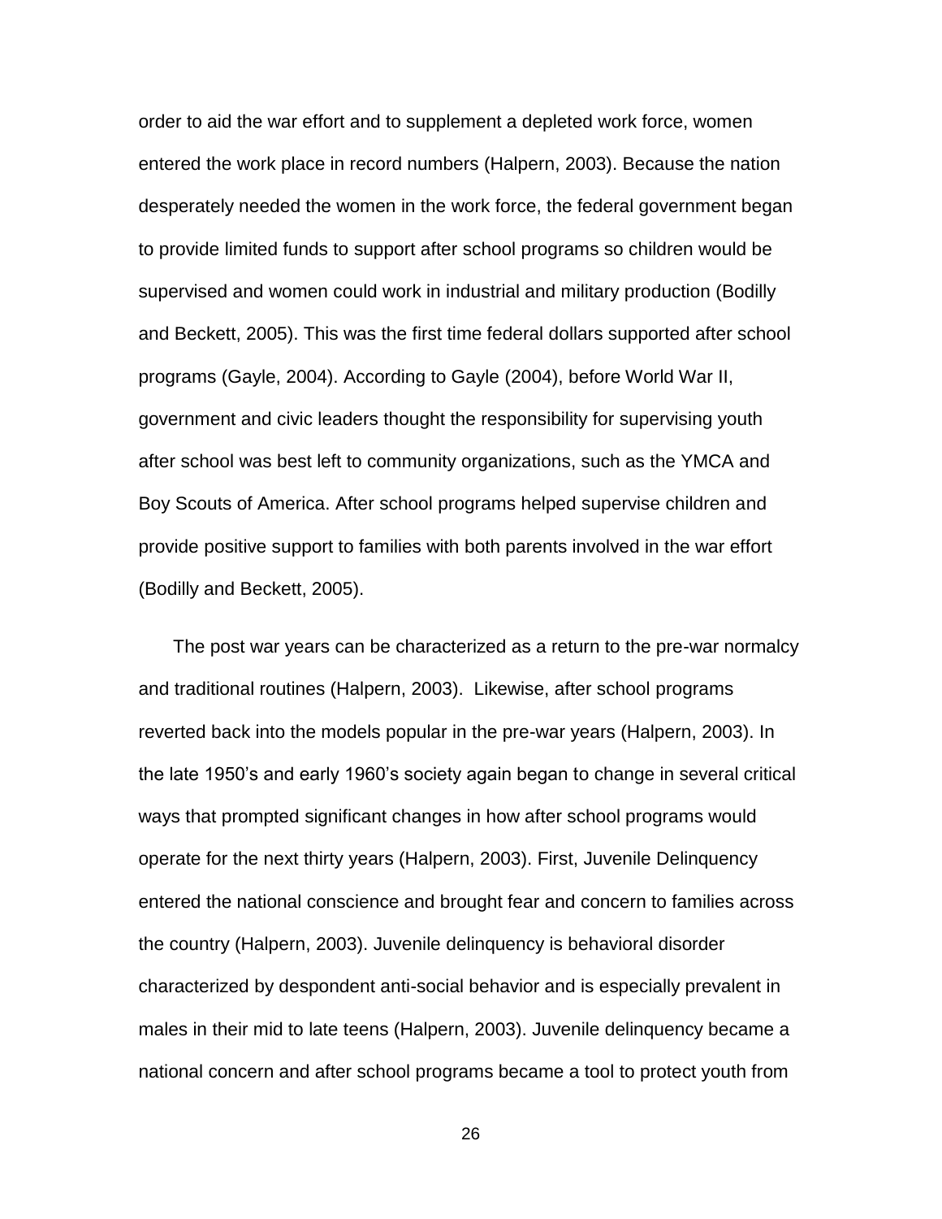order to aid the war effort and to supplement a depleted work force, women entered the work place in record numbers (Halpern, 2003). Because the nation desperately needed the women in the work force, the federal government began to provide limited funds to support after school programs so children would be supervised and women could work in industrial and military production (Bodilly and Beckett, 2005). This was the first time federal dollars supported after school programs (Gayle, 2004). According to Gayle (2004), before World War II, government and civic leaders thought the responsibility for supervising youth after school was best left to community organizations, such as the YMCA and Boy Scouts of America. After school programs helped supervise children and provide positive support to families with both parents involved in the war effort (Bodilly and Beckett, 2005).

The post war years can be characterized as a return to the pre-war normalcy and traditional routines (Halpern, 2003). Likewise, after school programs reverted back into the models popular in the pre-war years (Halpern, 2003). In the late 1950's and early 1960's society again began to change in several critical ways that prompted significant changes in how after school programs would operate for the next thirty years (Halpern, 2003). First, Juvenile Delinquency entered the national conscience and brought fear and concern to families across the country (Halpern, 2003). Juvenile delinquency is behavioral disorder characterized by despondent anti-social behavior and is especially prevalent in males in their mid to late teens (Halpern, 2003). Juvenile delinquency became a national concern and after school programs became a tool to protect youth from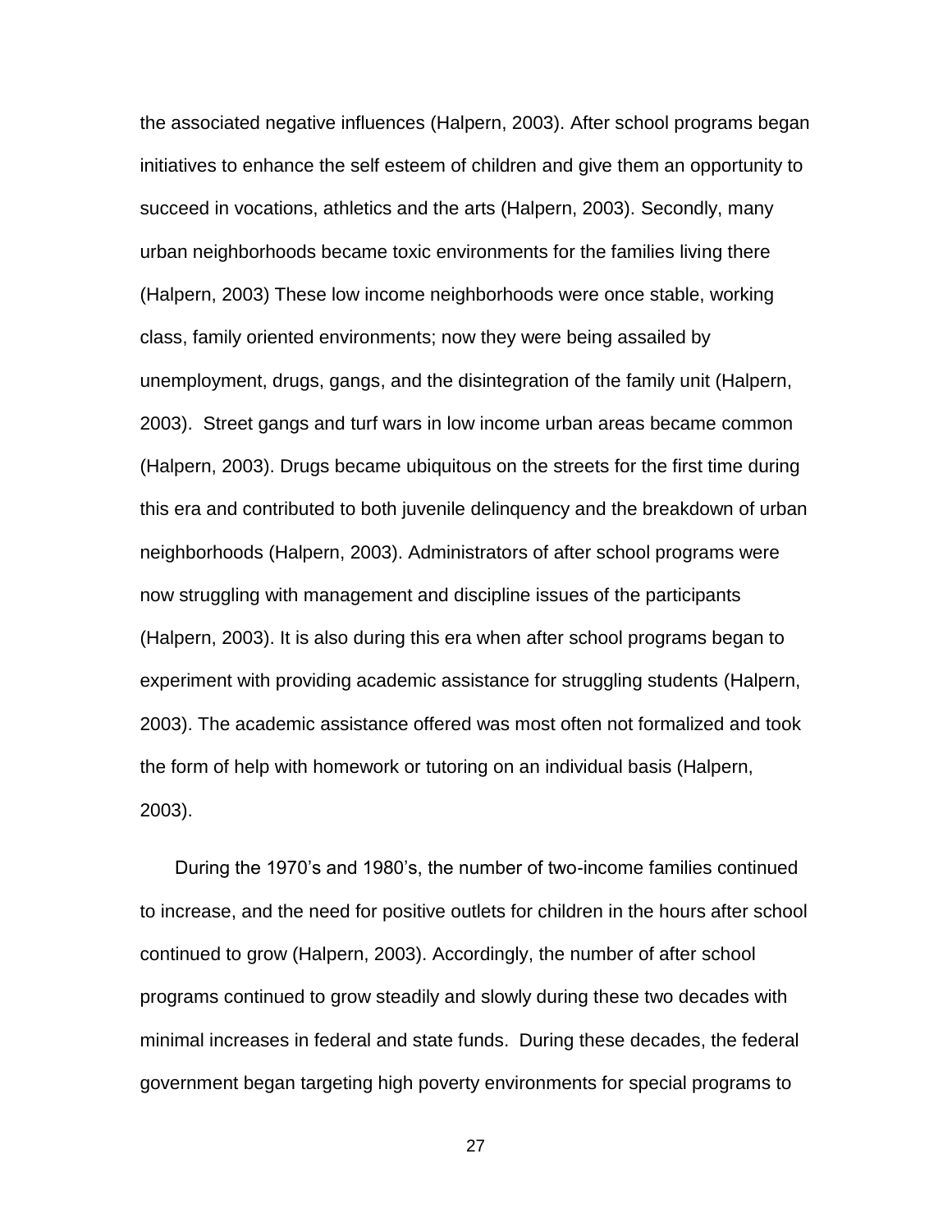the associated negative influences (Halpern, 2003). After school programs began initiatives to enhance the self esteem of children and give them an opportunity to succeed in vocations, athletics and the arts (Halpern, 2003). Secondly, many urban neighborhoods became toxic environments for the families living there (Halpern, 2003) These low income neighborhoods were once stable, working class, family oriented environments; now they were being assailed by unemployment, drugs, gangs, and the disintegration of the family unit (Halpern, 2003). Street gangs and turf wars in low income urban areas became common (Halpern, 2003). Drugs became ubiquitous on the streets for the first time during this era and contributed to both juvenile delinquency and the breakdown of urban neighborhoods (Halpern, 2003). Administrators of after school programs were now struggling with management and discipline issues of the participants (Halpern, 2003). It is also during this era when after school programs began to experiment with providing academic assistance for struggling students (Halpern, 2003). The academic assistance offered was most often not formalized and took the form of help with homework or tutoring on an individual basis (Halpern, 2003).

During the 1970's and 1980's, the number of two-income families continued to increase, and the need for positive outlets for children in the hours after school continued to grow (Halpern, 2003). Accordingly, the number of after school programs continued to grow steadily and slowly during these two decades with minimal increases in federal and state funds. During these decades, the federal government began targeting high poverty environments for special programs to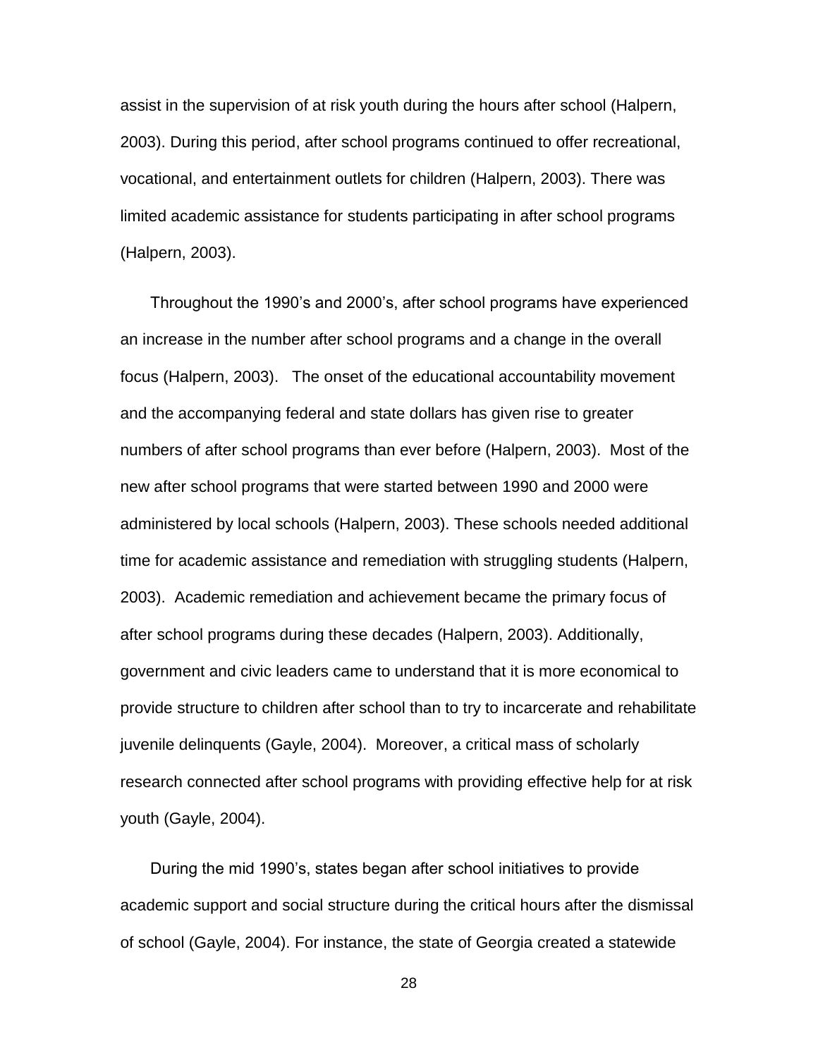assist in the supervision of at risk youth during the hours after school (Halpern, 2003). During this period, after school programs continued to offer recreational, vocational, and entertainment outlets for children (Halpern, 2003). There was limited academic assistance for students participating in after school programs (Halpern, 2003).

Throughout the 1990's and 2000's, after school programs have experienced an increase in the number after school programs and a change in the overall focus (Halpern, 2003). The onset of the educational accountability movement and the accompanying federal and state dollars has given rise to greater numbers of after school programs than ever before (Halpern, 2003). Most of the new after school programs that were started between 1990 and 2000 were administered by local schools (Halpern, 2003). These schools needed additional time for academic assistance and remediation with struggling students (Halpern, 2003). Academic remediation and achievement became the primary focus of after school programs during these decades (Halpern, 2003). Additionally, government and civic leaders came to understand that it is more economical to provide structure to children after school than to try to incarcerate and rehabilitate juvenile delinquents (Gayle, 2004). Moreover, a critical mass of scholarly research connected after school programs with providing effective help for at risk youth (Gayle, 2004).

During the mid 1990's, states began after school initiatives to provide academic support and social structure during the critical hours after the dismissal of school (Gayle, 2004). For instance, the state of Georgia created a statewide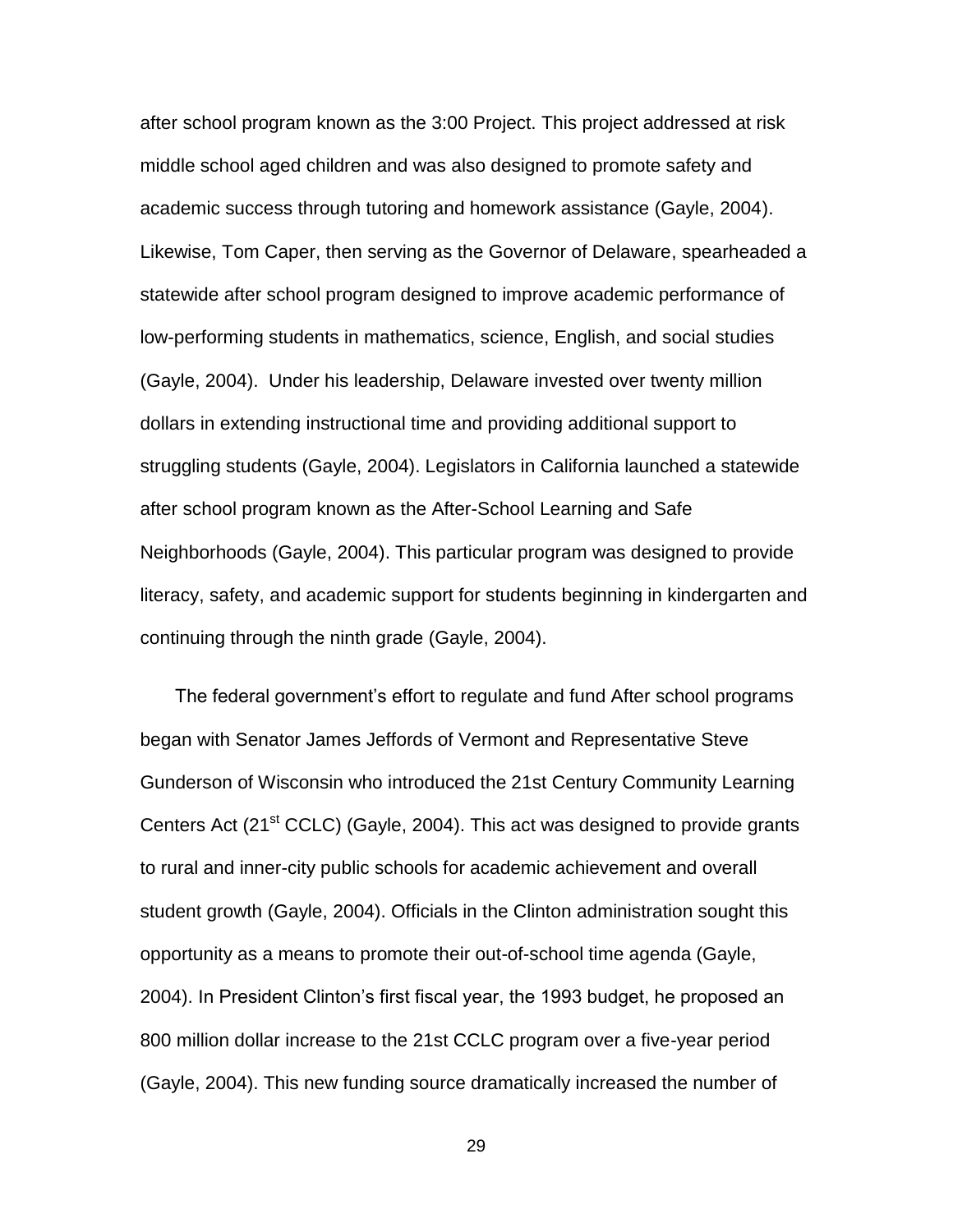after school program known as the 3:00 Project. This project addressed at risk middle school aged children and was also designed to promote safety and academic success through tutoring and homework assistance (Gayle, 2004). Likewise, Tom Caper, then serving as the Governor of Delaware, spearheaded a statewide after school program designed to improve academic performance of low-performing students in mathematics, science, English, and social studies (Gayle, 2004). Under his leadership, Delaware invested over twenty million dollars in extending instructional time and providing additional support to struggling students (Gayle, 2004). Legislators in California launched a statewide after school program known as the After-School Learning and Safe Neighborhoods (Gayle, 2004). This particular program was designed to provide literacy, safety, and academic support for students beginning in kindergarten and continuing through the ninth grade (Gayle, 2004).

The federal government's effort to regulate and fund After school programs began with Senator James Jeffords of Vermont and Representative Steve Gunderson of Wisconsin who introduced the 21st Century Community Learning Centers Act (21st CCLC) (Gayle, 2004). This act was designed to provide grants to rural and inner-city public schools for academic achievement and overall student growth (Gayle, 2004). Officials in the Clinton administration sought this opportunity as a means to promote their out-of-school time agenda (Gayle, 2004). In President Clinton's first fiscal year, the 1993 budget, he proposed an 800 million dollar increase to the 21st CCLC program over a five-year period (Gayle, 2004). This new funding source dramatically increased the number of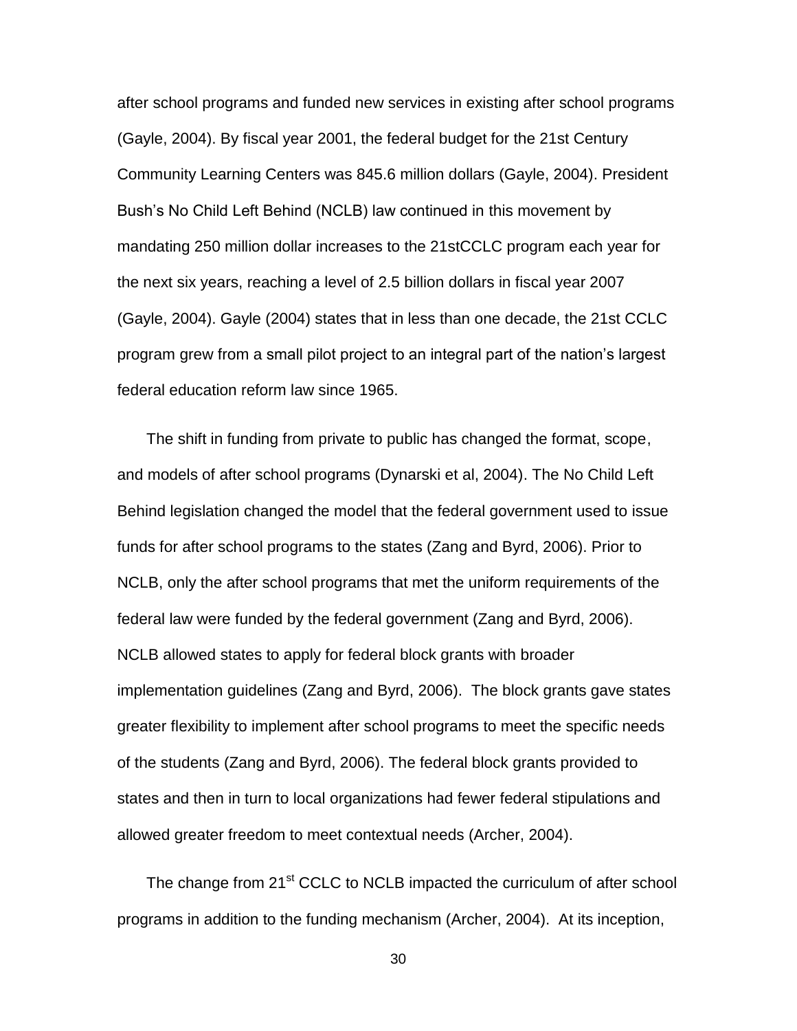after school programs and funded new services in existing after school programs (Gayle, 2004). By fiscal year 2001, the federal budget for the 21st Century Community Learning Centers was 845.6 million dollars (Gayle, 2004). President Bush's No Child Left Behind (NCLB) law continued in this movement by mandating 250 million dollar increases to the 21stCCLC program each year for the next six years, reaching a level of 2.5 billion dollars in fiscal year 2007 (Gayle, 2004). Gayle (2004) states that in less than one decade, the 21st CCLC program grew from a small pilot project to an integral part of the nation's largest federal education reform law since 1965.

The shift in funding from private to public has changed the format, scope, and models of after school programs (Dynarski et al, 2004). The No Child Left Behind legislation changed the model that the federal government used to issue funds for after school programs to the states (Zang and Byrd, 2006). Prior to NCLB, only the after school programs that met the uniform requirements of the federal law were funded by the federal government (Zang and Byrd, 2006). NCLB allowed states to apply for federal block grants with broader implementation guidelines (Zang and Byrd, 2006). The block grants gave states greater flexibility to implement after school programs to meet the specific needs of the students (Zang and Byrd, 2006). The federal block grants provided to states and then in turn to local organizations had fewer federal stipulations and allowed greater freedom to meet contextual needs (Archer, 2004).

The change from 21st CCLC to NCLB impacted the curriculum of after school programs in addition to the funding mechanism (Archer, 2004). At its inception,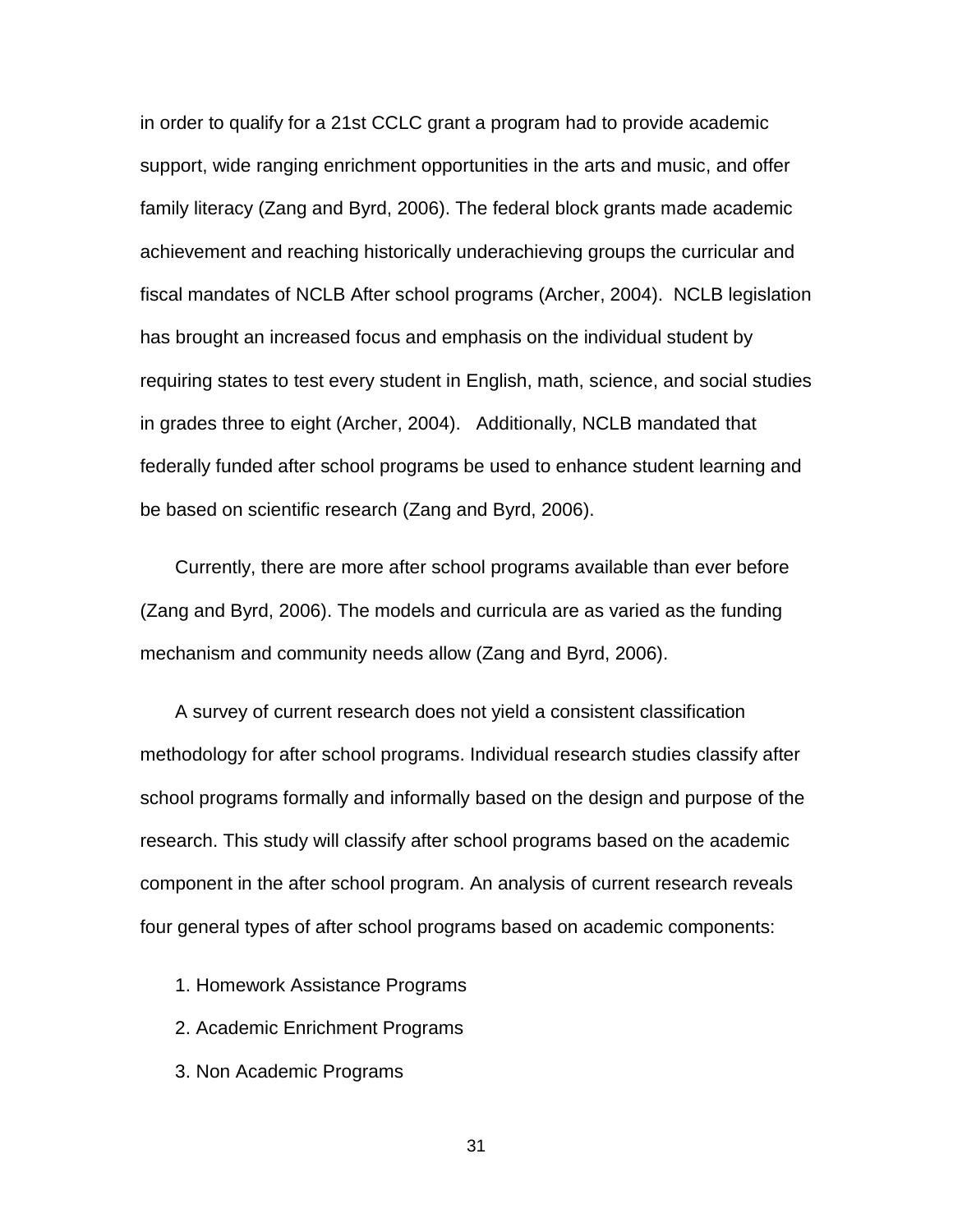in order to qualify for a 21st CCLC grant a program had to provide academic support, wide ranging enrichment opportunities in the arts and music, and offer family literacy (Zang and Byrd, 2006). The federal block grants made academic achievement and reaching historically underachieving groups the curricular and fiscal mandates of NCLB After school programs (Archer, 2004). NCLB legislation has brought an increased focus and emphasis on the individual student by requiring states to test every student in English, math, science, and social studies in grades three to eight (Archer, 2004). Additionally, NCLB mandated that federally funded after school programs be used to enhance student learning and be based on scientific research (Zang and Byrd, 2006).

Currently, there are more after school programs available than ever before (Zang and Byrd, 2006). The models and curricula are as varied as the funding mechanism and community needs allow (Zang and Byrd, 2006).

A survey of current research does not yield a consistent classification methodology for after school programs. Individual research studies classify after school programs formally and informally based on the design and purpose of the research. This study will classify after school programs based on the academic component in the after school program. An analysis of current research reveals four general types of after school programs based on academic components:

1. Homework Assistance Programs
2. Academic Enrichment Programs
3. Non Academic Programs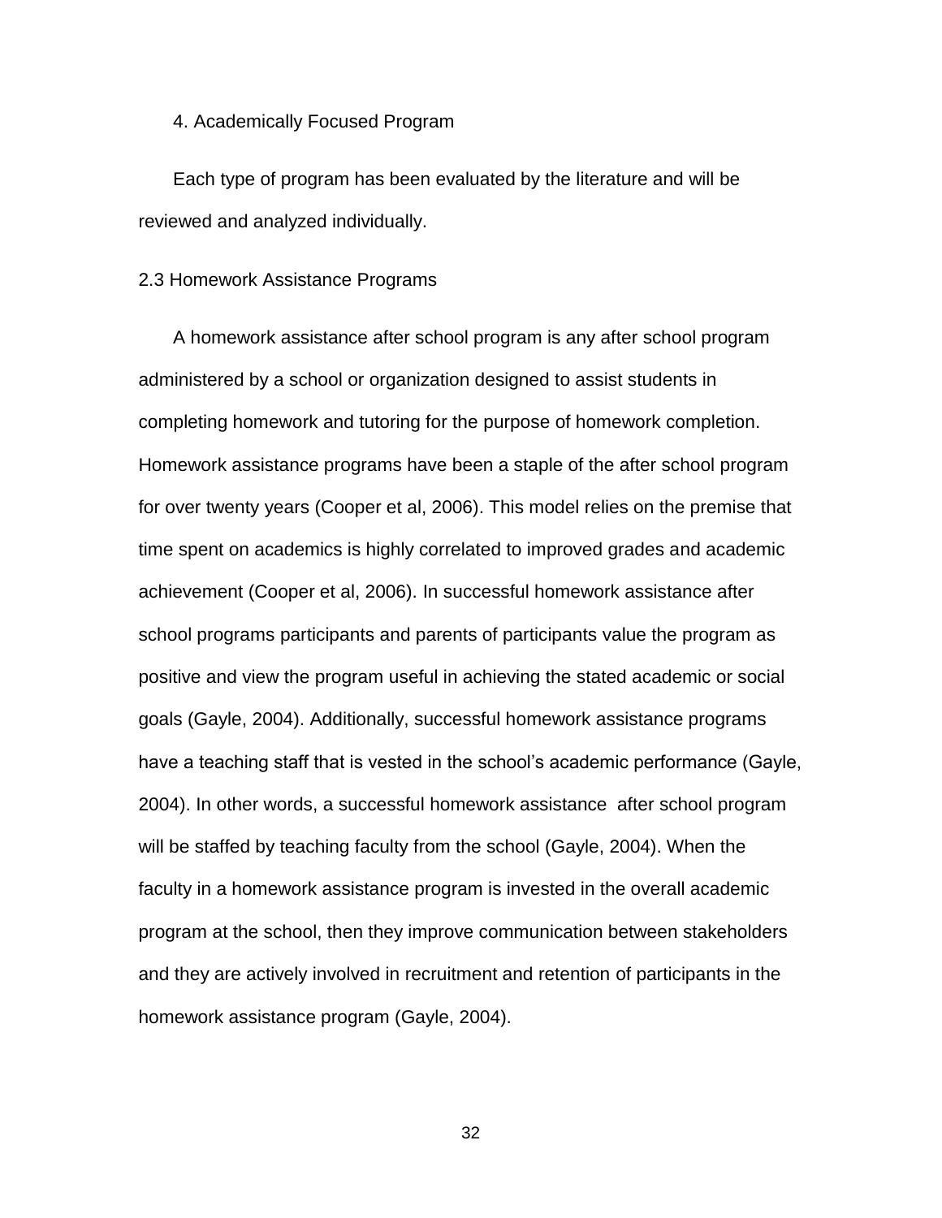4. Academically Focused Program

Each type of program has been evaluated by the literature and will be reviewed and analyzed individually.

## 2.3 Homework Assistance Programs

A homework assistance after school program is any after school program administered by a school or organization designed to assist students in completing homework and tutoring for the purpose of homework completion. Homework assistance programs have been a staple of the after school program for over twenty years (Cooper et al, 2006). This model relies on the premise that time spent on academics is highly correlated to improved grades and academic achievement (Cooper et al, 2006). In successful homework assistance after school programs participants and parents of participants value the program as positive and view the program useful in achieving the stated academic or social goals (Gayle, 2004). Additionally, successful homework assistance programs have a teaching staff that is vested in the school's academic performance (Gayle, 2004). In other words, a successful homework assistance after school program will be staffed by teaching faculty from the school (Gayle, 2004). When the faculty in a homework assistance program is invested in the overall academic program at the school, then they improve communication between stakeholders and they are actively involved in recruitment and retention of participants in the homework assistance program (Gayle, 2004).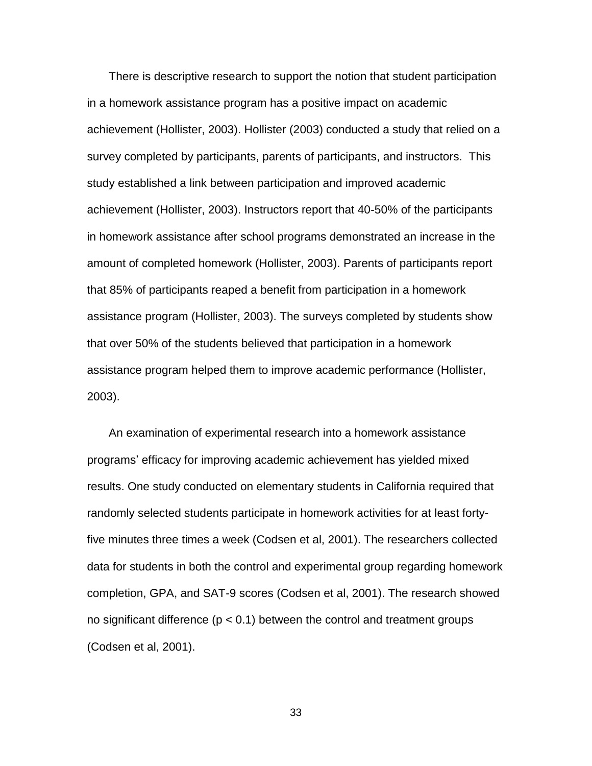There is descriptive research to support the notion that student participation in a homework assistance program has a positive impact on academic achievement (Hollister, 2003). Hollister (2003) conducted a study that relied on a survey completed by participants, parents of participants, and instructors. This study established a link between participation and improved academic achievement (Hollister, 2003). Instructors report that 40-50% of the participants in homework assistance after school programs demonstrated an increase in the amount of completed homework (Hollister, 2003). Parents of participants report that 85% of participants reaped a benefit from participation in a homework assistance program (Hollister, 2003). The surveys completed by students show that over 50% of the students believed that participation in a homework assistance program helped them to improve academic performance (Hollister, 2003).

An examination of experimental research into a homework assistance programs' efficacy for improving academic achievement has yielded mixed results. One study conducted on elementary students in California required that randomly selected students participate in homework activities for at least forty-five minutes three times a week (Codsen et al, 2001). The researchers collected data for students in both the control and experimental group regarding homework completion, GPA, and SAT-9 scores (Codsen et al, 2001). The research showed no significant difference ($p < 0.1$) between the control and treatment groups (Codsen et al, 2001).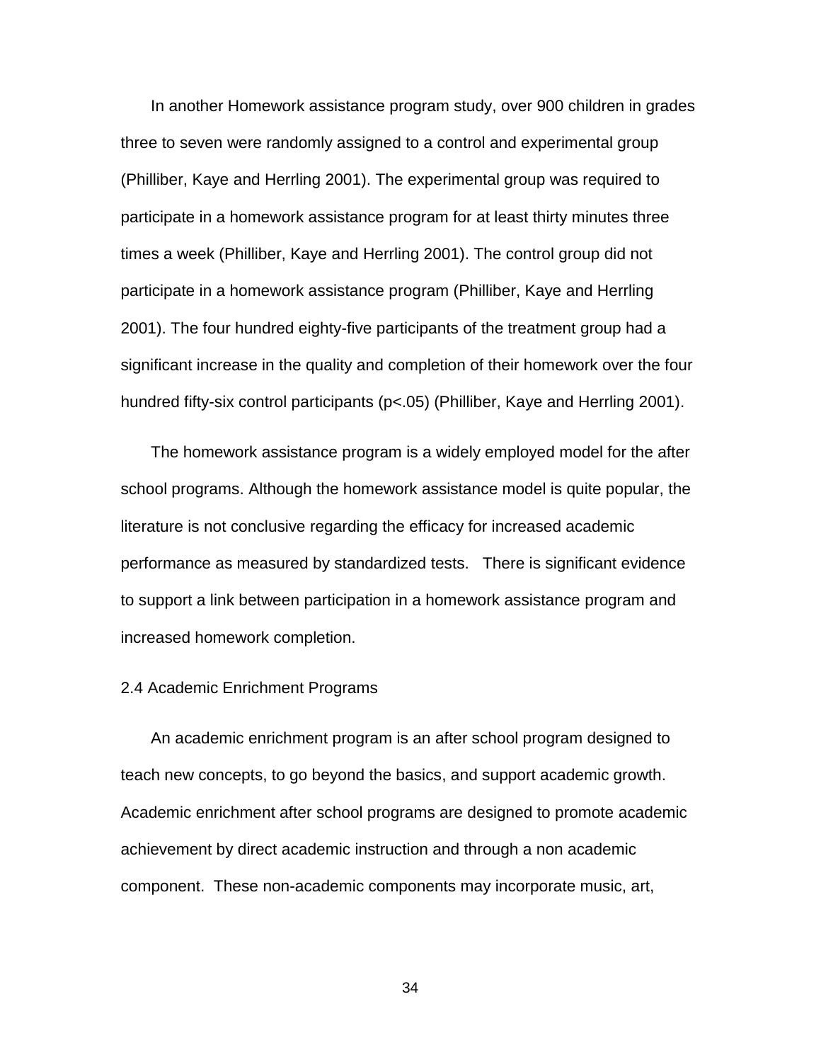In another Homework assistance program study, over 900 children in grades three to seven were randomly assigned to a control and experimental group (Philliber, Kaye and Herrling 2001). The experimental group was required to participate in a homework assistance program for at least thirty minutes three times a week (Philliber, Kaye and Herrling 2001). The control group did not participate in a homework assistance program (Philliber, Kaye and Herrling 2001). The four hundred eighty-five participants of the treatment group had a significant increase in the quality and completion of their homework over the four hundred fifty-six control participants ($p<.05$) (Philliber, Kaye and Herrling 2001).

The homework assistance program is a widely employed model for the after school programs. Although the homework assistance model is quite popular, the literature is not conclusive regarding the efficacy for increased academic performance as measured by standardized tests. There is significant evidence to support a link between participation in a homework assistance program and increased homework completion.

## 2.4 Academic Enrichment Programs

An academic enrichment program is an after school program designed to teach new concepts, to go beyond the basics, and support academic growth. Academic enrichment after school programs are designed to promote academic achievement by direct academic instruction and through a non academic component. These non-academic components may incorporate music, art,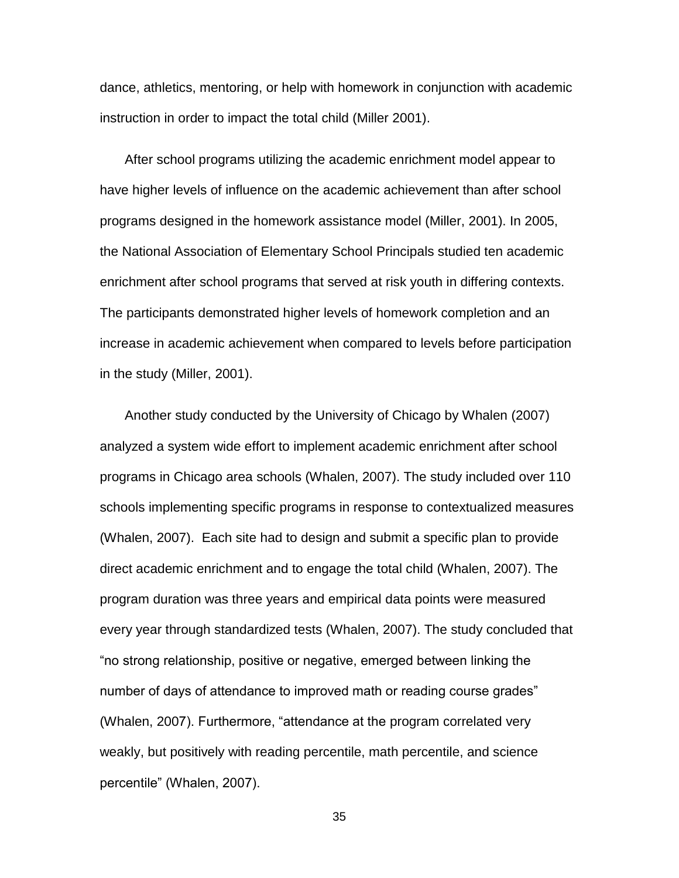dance, athletics, mentoring, or help with homework in conjunction with academic instruction in order to impact the total child (Miller 2001).

After school programs utilizing the academic enrichment model appear to have higher levels of influence on the academic achievement than after school programs designed in the homework assistance model (Miller, 2001). In 2005, the National Association of Elementary School Principals studied ten academic enrichment after school programs that served at risk youth in differing contexts. The participants demonstrated higher levels of homework completion and an increase in academic achievement when compared to levels before participation in the study (Miller, 2001).

Another study conducted by the University of Chicago by Whalen (2007) analyzed a system wide effort to implement academic enrichment after school programs in Chicago area schools (Whalen, 2007). The study included over 110 schools implementing specific programs in response to contextualized measures (Whalen, 2007). Each site had to design and submit a specific plan to provide direct academic enrichment and to engage the total child (Whalen, 2007). The program duration was three years and empirical data points were measured every year through standardized tests (Whalen, 2007). The study concluded that "no strong relationship, positive or negative, emerged between linking the number of days of attendance to improved math or reading course grades" (Whalen, 2007). Furthermore, "attendance at the program correlated very weakly, but positively with reading percentile, math percentile, and science percentile" (Whalen, 2007).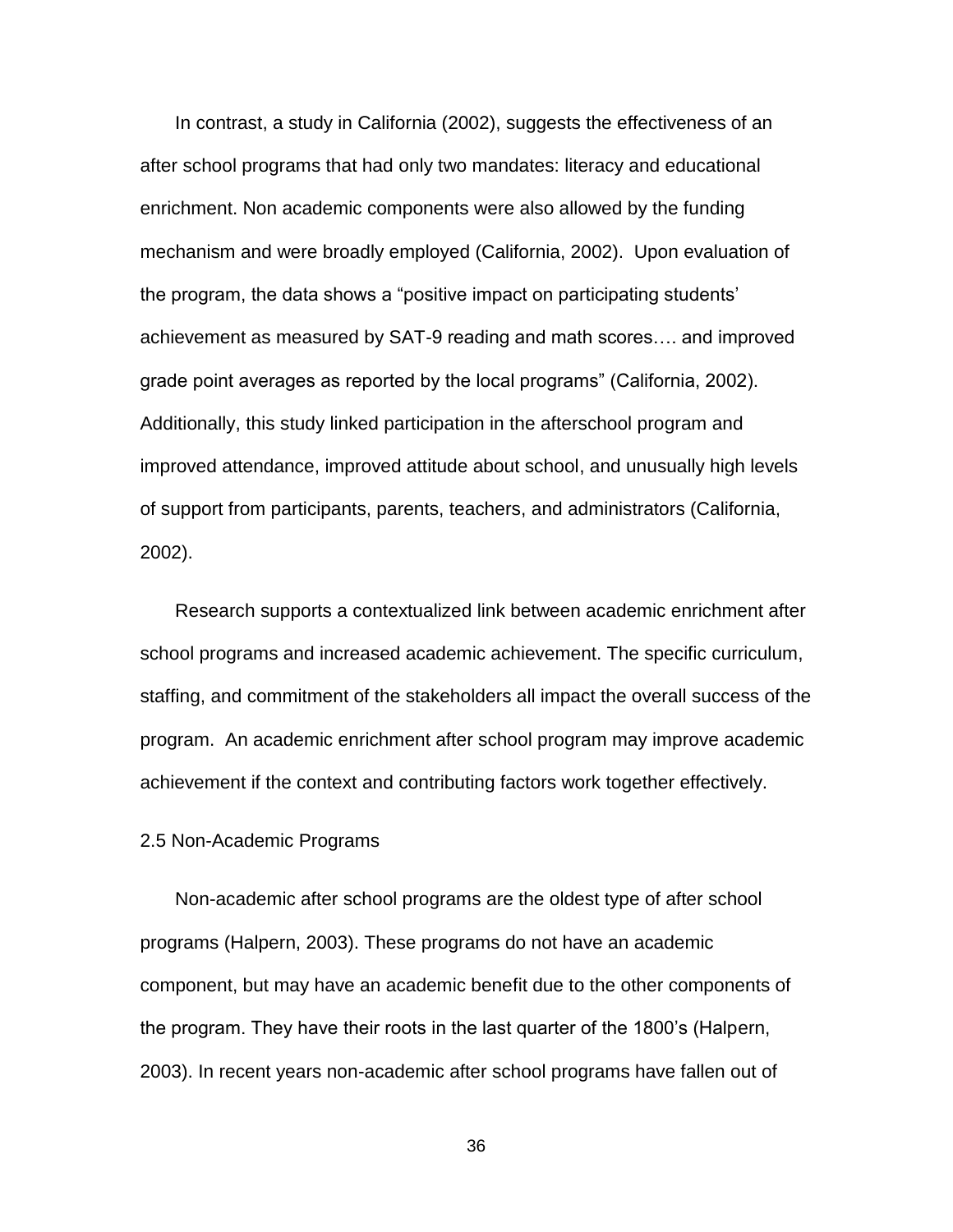In contrast, a study in California (2002), suggests the effectiveness of an after school programs that had only two mandates: literacy and educational enrichment. Non academic components were also allowed by the funding mechanism and were broadly employed (California, 2002). Upon evaluation of the program, the data shows a "positive impact on participating students' achievement as measured by SAT-9 reading and math scores…. and improved grade point averages as reported by the local programs" (California, 2002). Additionally, this study linked participation in the afterschool program and improved attendance, improved attitude about school, and unusually high levels of support from participants, parents, teachers, and administrators (California, 2002).

Research supports a contextualized link between academic enrichment after school programs and increased academic achievement. The specific curriculum, staffing, and commitment of the stakeholders all impact the overall success of the program. An academic enrichment after school program may improve academic achievement if the context and contributing factors work together effectively.

## 2.5 Non-Academic Programs

Non-academic after school programs are the oldest type of after school programs (Halpern, 2003). These programs do not have an academic component, but may have an academic benefit due to the other components of the program. They have their roots in the last quarter of the 1800's (Halpern, 2003). In recent years non-academic after school programs have fallen out of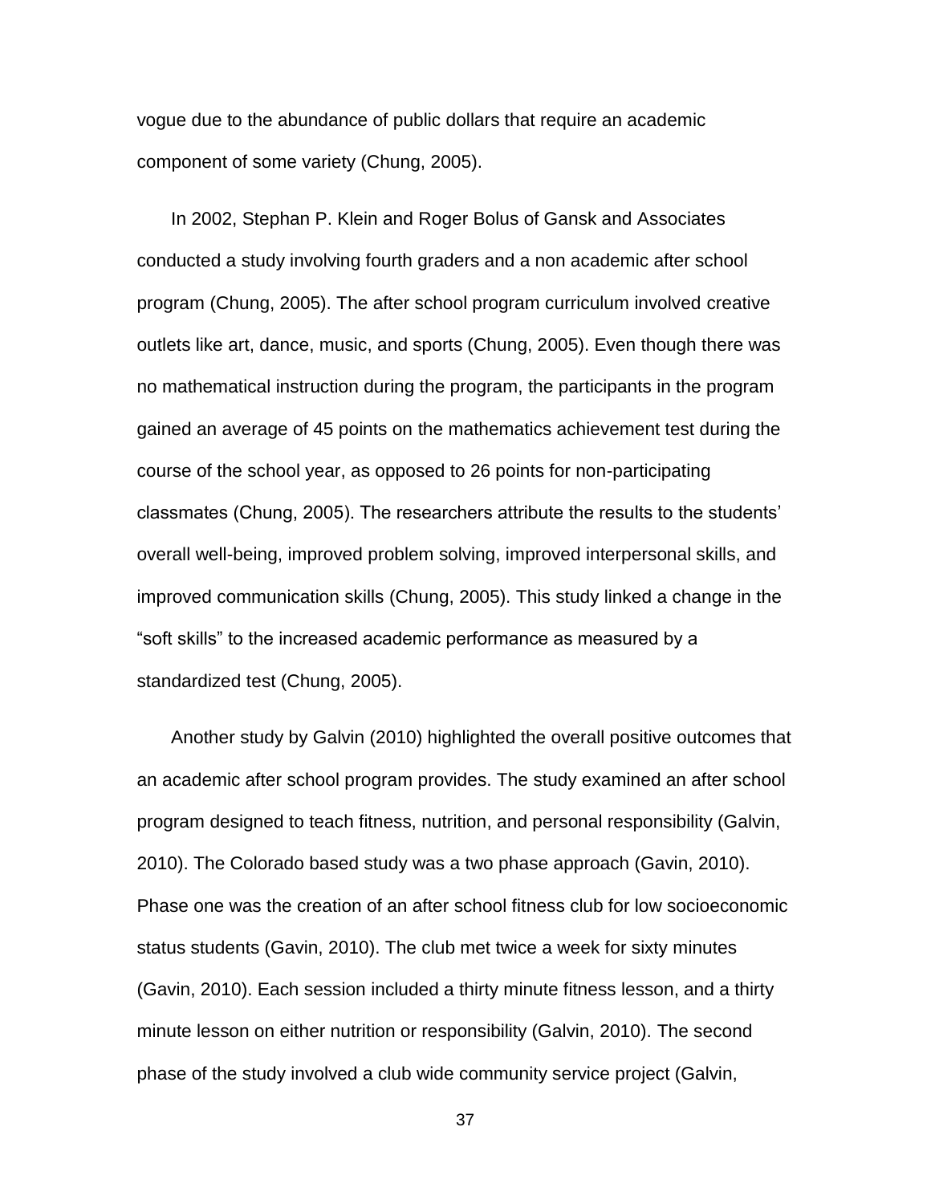vogue due to the abundance of public dollars that require an academic component of some variety (Chung, 2005).

In 2002, Stephan P. Klein and Roger Bolus of Gansk and Associates conducted a study involving fourth graders and a non academic after school program (Chung, 2005). The after school program curriculum involved creative outlets like art, dance, music, and sports (Chung, 2005). Even though there was no mathematical instruction during the program, the participants in the program gained an average of 45 points on the mathematics achievement test during the course of the school year, as opposed to 26 points for non-participating classmates (Chung, 2005). The researchers attribute the results to the students' overall well-being, improved problem solving, improved interpersonal skills, and improved communication skills (Chung, 2005). This study linked a change in the "soft skills" to the increased academic performance as measured by a standardized test (Chung, 2005).

Another study by Galvin (2010) highlighted the overall positive outcomes that an academic after school program provides. The study examined an after school program designed to teach fitness, nutrition, and personal responsibility (Galvin, 2010). The Colorado based study was a two phase approach (Gavin, 2010). Phase one was the creation of an after school fitness club for low socioeconomic status students (Gavin, 2010). The club met twice a week for sixty minutes (Gavin, 2010). Each session included a thirty minute fitness lesson, and a thirty minute lesson on either nutrition or responsibility (Galvin, 2010). The second phase of the study involved a club wide community service project (Galvin,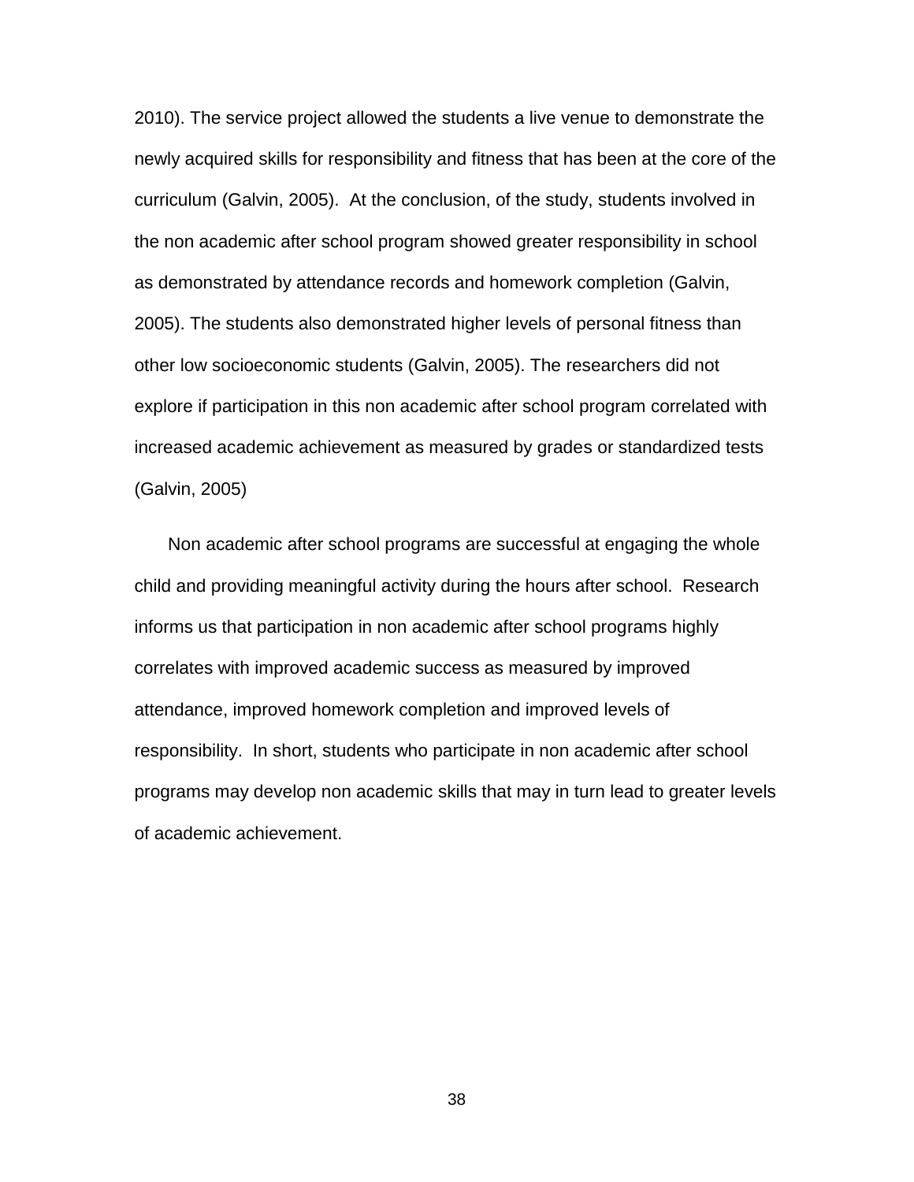2010). The service project allowed the students a live venue to demonstrate the newly acquired skills for responsibility and fitness that has been at the core of the curriculum (Galvin, 2005).  At the conclusion, of the study, students involved in the non academic after school program showed greater responsibility in school as demonstrated by attendance records and homework completion (Galvin, 2005). The students also demonstrated higher levels of personal fitness than other low socioeconomic students (Galvin, 2005). The researchers did not explore if participation in this non academic after school program correlated with increased academic achievement as measured by grades or standardized tests (Galvin, 2005)

Non academic after school programs are successful at engaging the whole child and providing meaningful activity during the hours after school.  Research informs us that participation in non academic after school programs highly correlates with improved academic success as measured by improved attendance, improved homework completion and improved levels of responsibility.  In short, students who participate in non academic after school programs may develop non academic skills that may in turn lead to greater levels of academic achievement.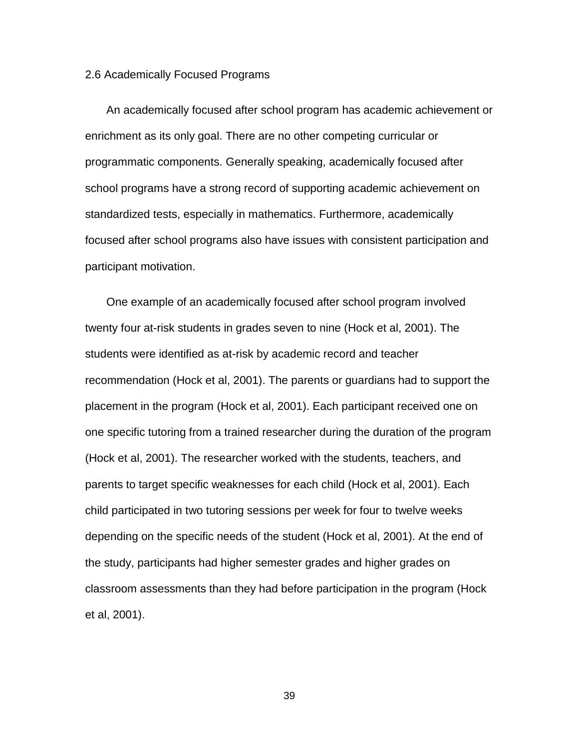## 2.6 Academically Focused Programs

An academically focused after school program has academic achievement or enrichment as its only goal. There are no other competing curricular or programmatic components. Generally speaking, academically focused after school programs have a strong record of supporting academic achievement on standardized tests, especially in mathematics. Furthermore, academically focused after school programs also have issues with consistent participation and participant motivation.

One example of an academically focused after school program involved twenty four at-risk students in grades seven to nine (Hock et al, 2001). The students were identified as at-risk by academic record and teacher recommendation (Hock et al, 2001). The parents or guardians had to support the placement in the program (Hock et al, 2001). Each participant received one on one specific tutoring from a trained researcher during the duration of the program (Hock et al, 2001). The researcher worked with the students, teachers, and parents to target specific weaknesses for each child (Hock et al, 2001). Each child participated in two tutoring sessions per week for four to twelve weeks depending on the specific needs of the student (Hock et al, 2001). At the end of the study, participants had higher semester grades and higher grades on classroom assessments than they had before participation in the program (Hock et al, 2001).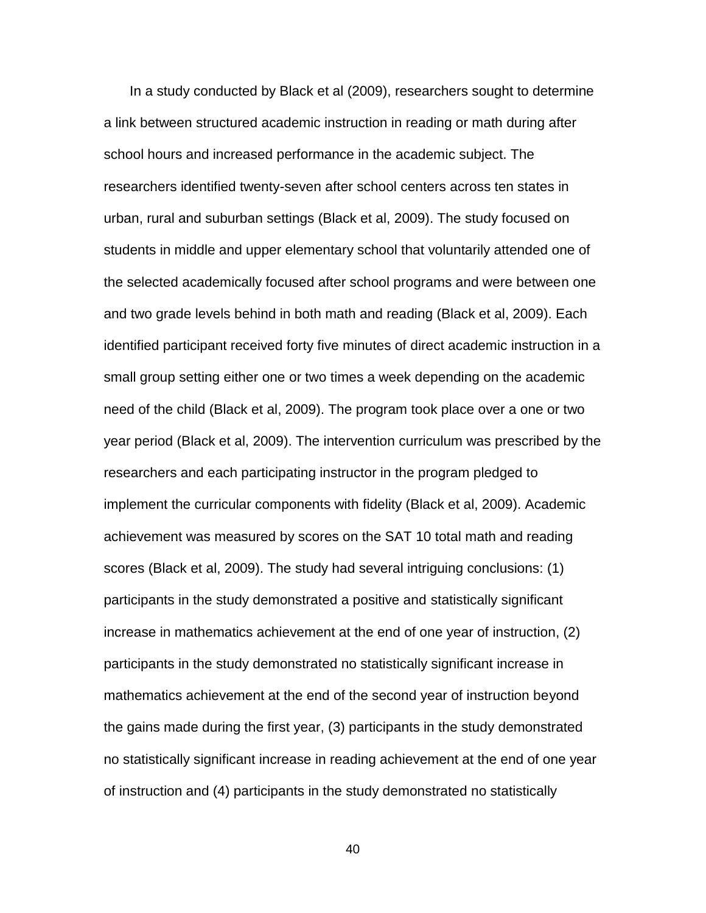In a study conducted by Black et al (2009), researchers sought to determine a link between structured academic instruction in reading or math during after school hours and increased performance in the academic subject. The researchers identified twenty-seven after school centers across ten states in urban, rural and suburban settings (Black et al, 2009). The study focused on students in middle and upper elementary school that voluntarily attended one of the selected academically focused after school programs and were between one and two grade levels behind in both math and reading (Black et al, 2009). Each identified participant received forty five minutes of direct academic instruction in a small group setting either one or two times a week depending on the academic need of the child (Black et al, 2009). The program took place over a one or two year period (Black et al, 2009). The intervention curriculum was prescribed by the researchers and each participating instructor in the program pledged to implement the curricular components with fidelity (Black et al, 2009). Academic achievement was measured by scores on the SAT 10 total math and reading scores (Black et al, 2009). The study had several intriguing conclusions: (1) participants in the study demonstrated a positive and statistically significant increase in mathematics achievement at the end of one year of instruction, (2) participants in the study demonstrated no statistically significant increase in mathematics achievement at the end of the second year of instruction beyond the gains made during the first year, (3) participants in the study demonstrated no statistically significant increase in reading achievement at the end of one year of instruction and (4) participants in the study demonstrated no statistically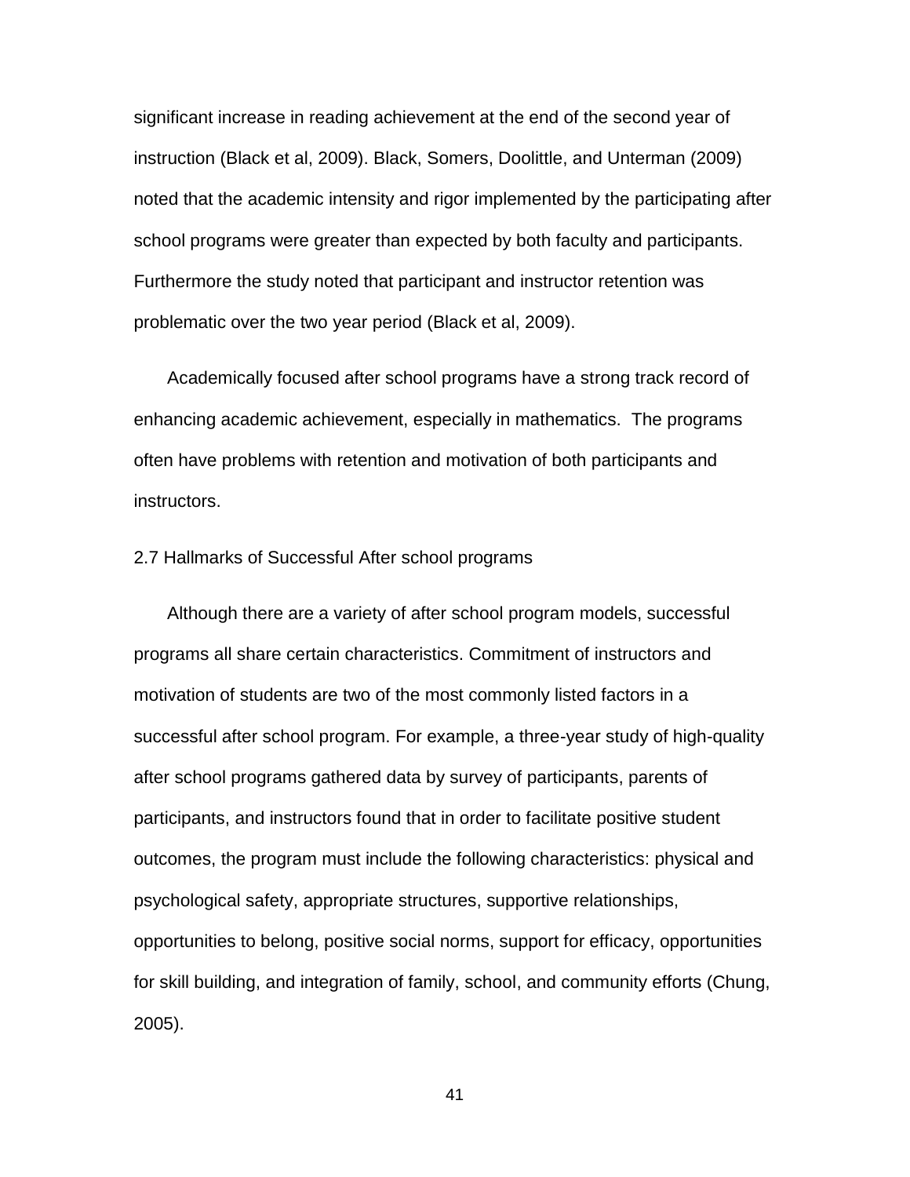significant increase in reading achievement at the end of the second year of instruction (Black et al, 2009). Black, Somers, Doolittle, and Unterman (2009) noted that the academic intensity and rigor implemented by the participating after school programs were greater than expected by both faculty and participants. Furthermore the study noted that participant and instructor retention was problematic over the two year period (Black et al, 2009).

Academically focused after school programs have a strong track record of enhancing academic achievement, especially in mathematics.  The programs often have problems with retention and motivation of both participants and instructors.

## 2.7 Hallmarks of Successful After school programs

Although there are a variety of after school program models, successful programs all share certain characteristics. Commitment of instructors and motivation of students are two of the most commonly listed factors in a successful after school program. For example, a three-year study of high-quality after school programs gathered data by survey of participants, parents of participants, and instructors found that in order to facilitate positive student outcomes, the program must include the following characteristics: physical and psychological safety, appropriate structures, supportive relationships, opportunities to belong, positive social norms, support for efficacy, opportunities for skill building, and integration of family, school, and community efforts (Chung, 2005).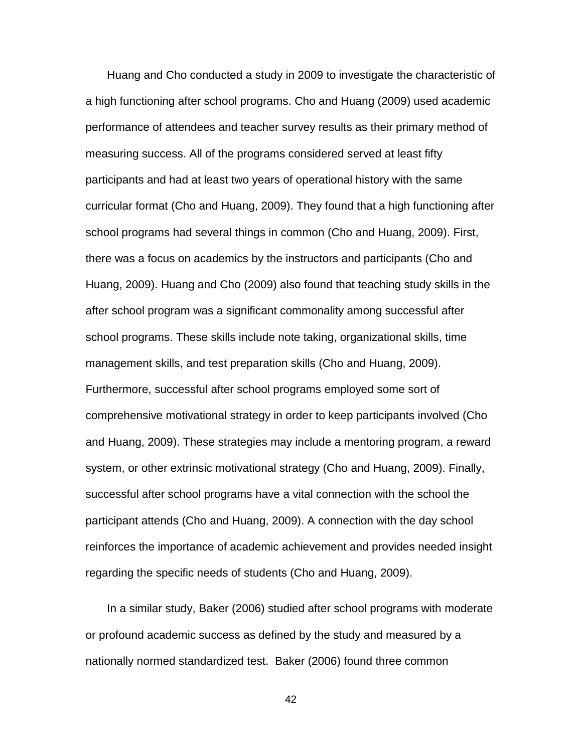Huang and Cho conducted a study in 2009 to investigate the characteristic of a high functioning after school programs. Cho and Huang (2009) used academic performance of attendees and teacher survey results as their primary method of measuring success. All of the programs considered served at least fifty participants and had at least two years of operational history with the same curricular format (Cho and Huang, 2009). They found that a high functioning after school programs had several things in common (Cho and Huang, 2009). First, there was a focus on academics by the instructors and participants (Cho and Huang, 2009). Huang and Cho (2009) also found that teaching study skills in the after school program was a significant commonality among successful after school programs. These skills include note taking, organizational skills, time management skills, and test preparation skills (Cho and Huang, 2009). Furthermore, successful after school programs employed some sort of comprehensive motivational strategy in order to keep participants involved (Cho and Huang, 2009). These strategies may include a mentoring program, a reward system, or other extrinsic motivational strategy (Cho and Huang, 2009). Finally, successful after school programs have a vital connection with the school the participant attends (Cho and Huang, 2009). A connection with the day school reinforces the importance of academic achievement and provides needed insight regarding the specific needs of students (Cho and Huang, 2009).

In a similar study, Baker (2006) studied after school programs with moderate or profound academic success as defined by the study and measured by a nationally normed standardized test. Baker (2006) found three common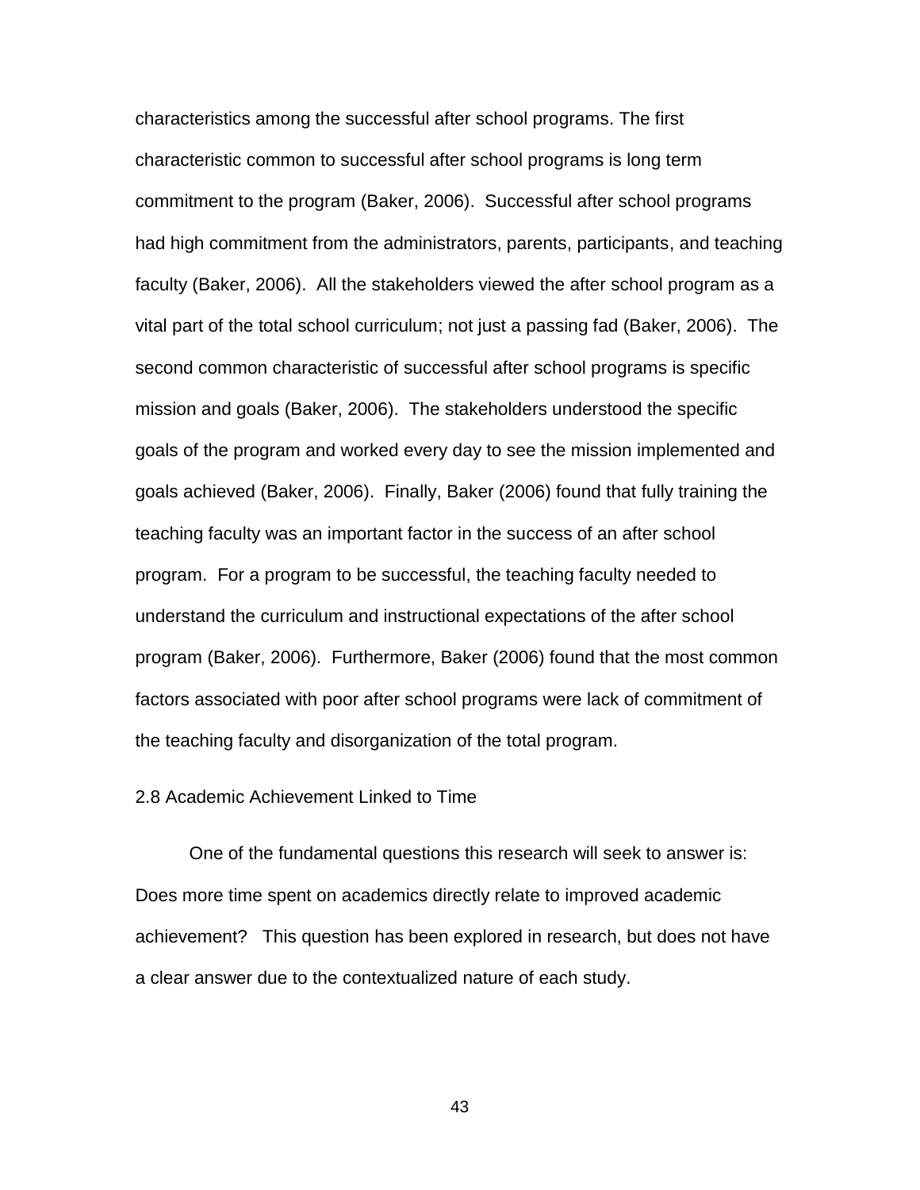characteristics among the successful after school programs. The first characteristic common to successful after school programs is long term commitment to the program (Baker, 2006). Successful after school programs had high commitment from the administrators, parents, participants, and teaching faculty (Baker, 2006). All the stakeholders viewed the after school program as a vital part of the total school curriculum; not just a passing fad (Baker, 2006). The second common characteristic of successful after school programs is specific mission and goals (Baker, 2006). The stakeholders understood the specific goals of the program and worked every day to see the mission implemented and goals achieved (Baker, 2006). Finally, Baker (2006) found that fully training the teaching faculty was an important factor in the success of an after school program. For a program to be successful, the teaching faculty needed to understand the curriculum and instructional expectations of the after school program (Baker, 2006). Furthermore, Baker (2006) found that the most common factors associated with poor after school programs were lack of commitment of the teaching faculty and disorganization of the total program.

### 2.8 Academic Achievement Linked to Time

One of the fundamental questions this research will seek to answer is: Does more time spent on academics directly relate to improved academic achievement? This question has been explored in research, but does not have a clear answer due to the contextualized nature of each study.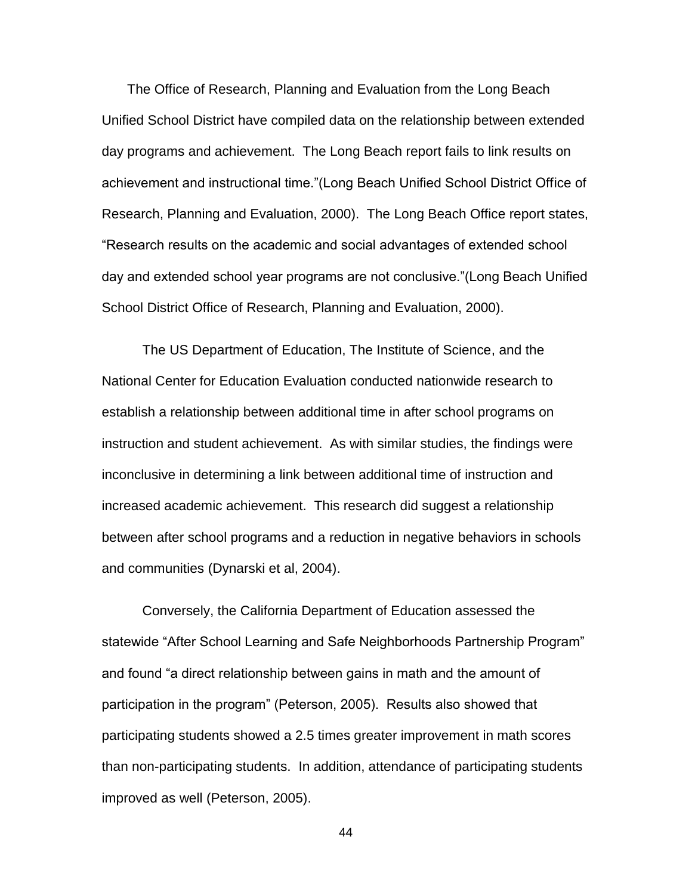The Office of Research, Planning and Evaluation from the Long Beach Unified School District have compiled data on the relationship between extended day programs and achievement. The Long Beach report fails to link results on achievement and instructional time."(Long Beach Unified School District Office of Research, Planning and Evaluation, 2000). The Long Beach Office report states, "Research results on the academic and social advantages of extended school day and extended school year programs are not conclusive."(Long Beach Unified School District Office of Research, Planning and Evaluation, 2000).

The US Department of Education, The Institute of Science, and the National Center for Education Evaluation conducted nationwide research to establish a relationship between additional time in after school programs on instruction and student achievement. As with similar studies, the findings were inconclusive in determining a link between additional time of instruction and increased academic achievement. This research did suggest a relationship between after school programs and a reduction in negative behaviors in schools and communities (Dynarski et al, 2004).

Conversely, the California Department of Education assessed the statewide "After School Learning and Safe Neighborhoods Partnership Program" and found "a direct relationship between gains in math and the amount of participation in the program" (Peterson, 2005). Results also showed that participating students showed a 2.5 times greater improvement in math scores than non-participating students. In addition, attendance of participating students improved as well (Peterson, 2005).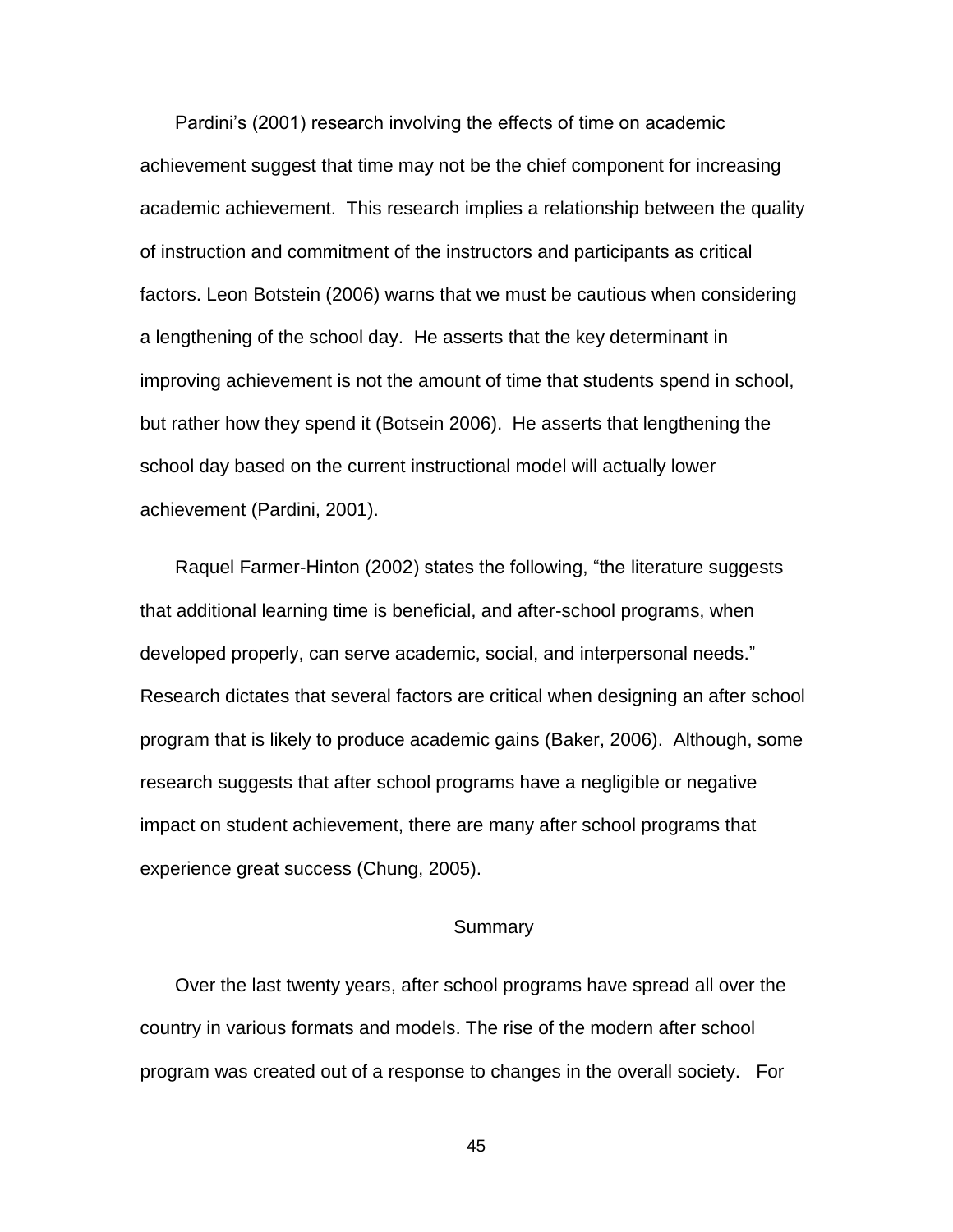Pardini's (2001) research involving the effects of time on academic achievement suggest that time may not be the chief component for increasing academic achievement. This research implies a relationship between the quality of instruction and commitment of the instructors and participants as critical factors. Leon Botstein (2006) warns that we must be cautious when considering a lengthening of the school day. He asserts that the key determinant in improving achievement is not the amount of time that students spend in school, but rather how they spend it (Botsein 2006). He asserts that lengthening the school day based on the current instructional model will actually lower achievement (Pardini, 2001).

Raquel Farmer-Hinton (2002) states the following, "the literature suggests that additional learning time is beneficial, and after-school programs, when developed properly, can serve academic, social, and interpersonal needs." Research dictates that several factors are critical when designing an after school program that is likely to produce academic gains (Baker, 2006). Although, some research suggests that after school programs have a negligible or negative impact on student achievement, there are many after school programs that experience great success (Chung, 2005).

## Summary

Over the last twenty years, after school programs have spread all over the country in various formats and models. The rise of the modern after school program was created out of a response to changes in the overall society. For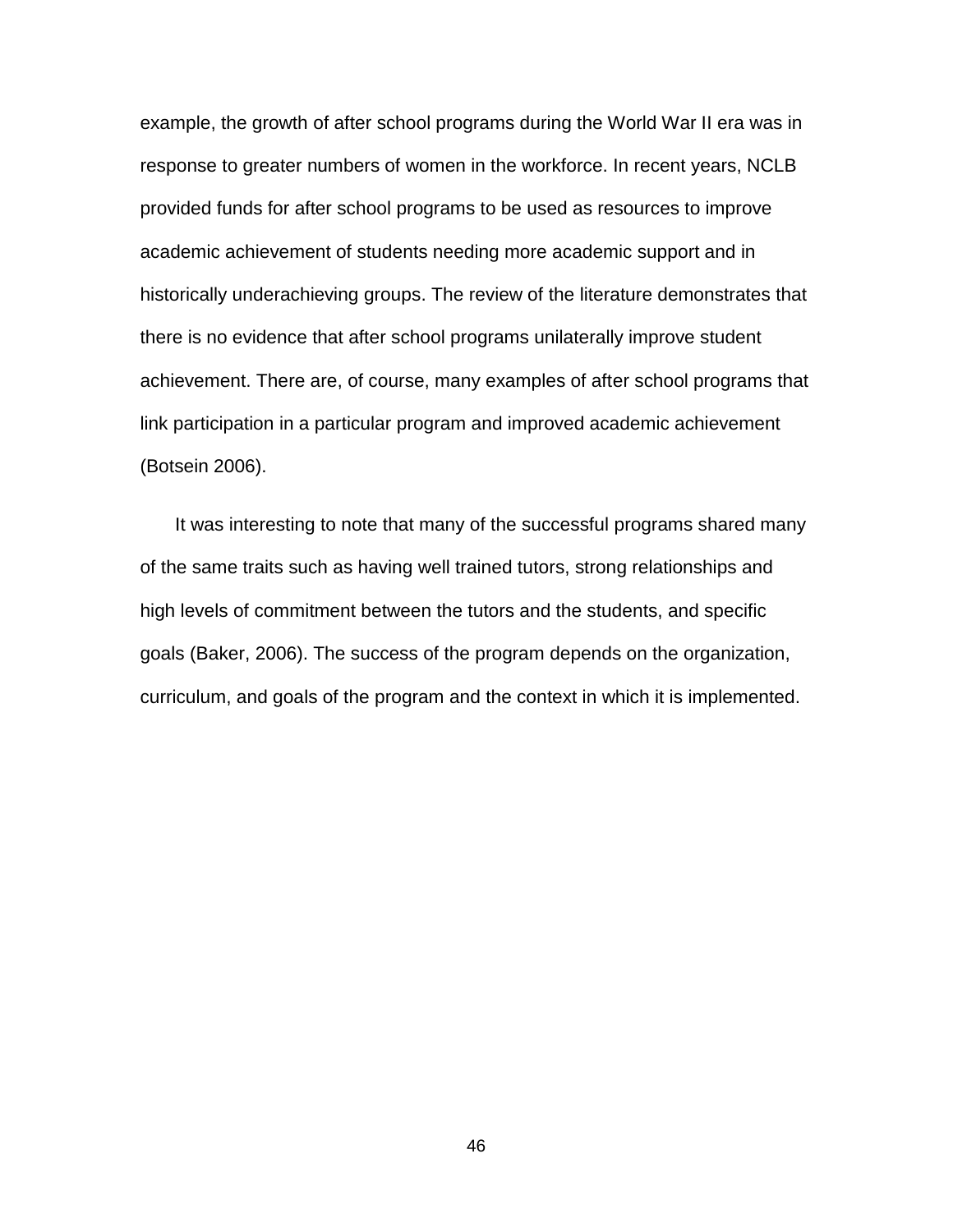example, the growth of after school programs during the World War II era was in response to greater numbers of women in the workforce. In recent years, NCLB provided funds for after school programs to be used as resources to improve academic achievement of students needing more academic support and in historically underachieving groups. The review of the literature demonstrates that there is no evidence that after school programs unilaterally improve student achievement. There are, of course, many examples of after school programs that link participation in a particular program and improved academic achievement (Botsein 2006).

It was interesting to note that many of the successful programs shared many of the same traits such as having well trained tutors, strong relationships and high levels of commitment between the tutors and the students, and specific goals (Baker, 2006). The success of the program depends on the organization, curriculum, and goals of the program and the context in which it is implemented.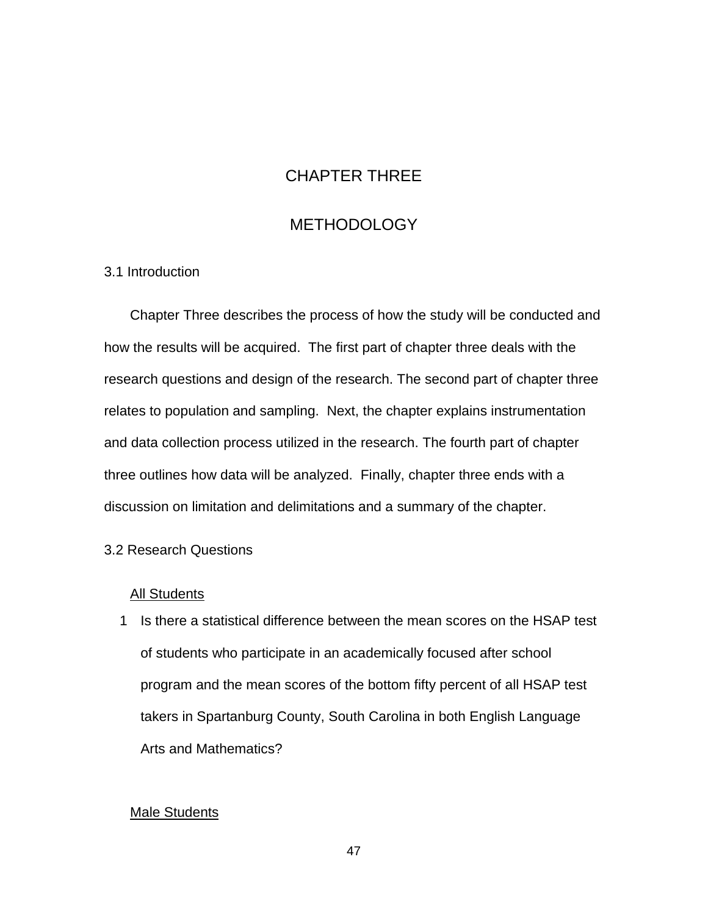# CHAPTER THREE

# METHODOLOGY

## 3.1 Introduction

Chapter Three describes the process of how the study will be conducted and how the results will be acquired.  The first part of chapter three deals with the research questions and design of the research. The second part of chapter three relates to population and sampling.  Next, the chapter explains instrumentation and data collection process utilized in the research. The fourth part of chapter three outlines how data will be analyzed.  Finally, chapter three ends with a discussion on limitation and delimitations and a summary of the chapter.

## 3.2 Research Questions

<u>All Students</u>

1. Is there a statistical difference between the mean scores on the HSAP test of students who participate in an academically focused after school program and the mean scores of the bottom fifty percent of all HSAP test takers in Spartanburg County, South Carolina in both English Language Arts and Mathematics?

<u>Male Students</u>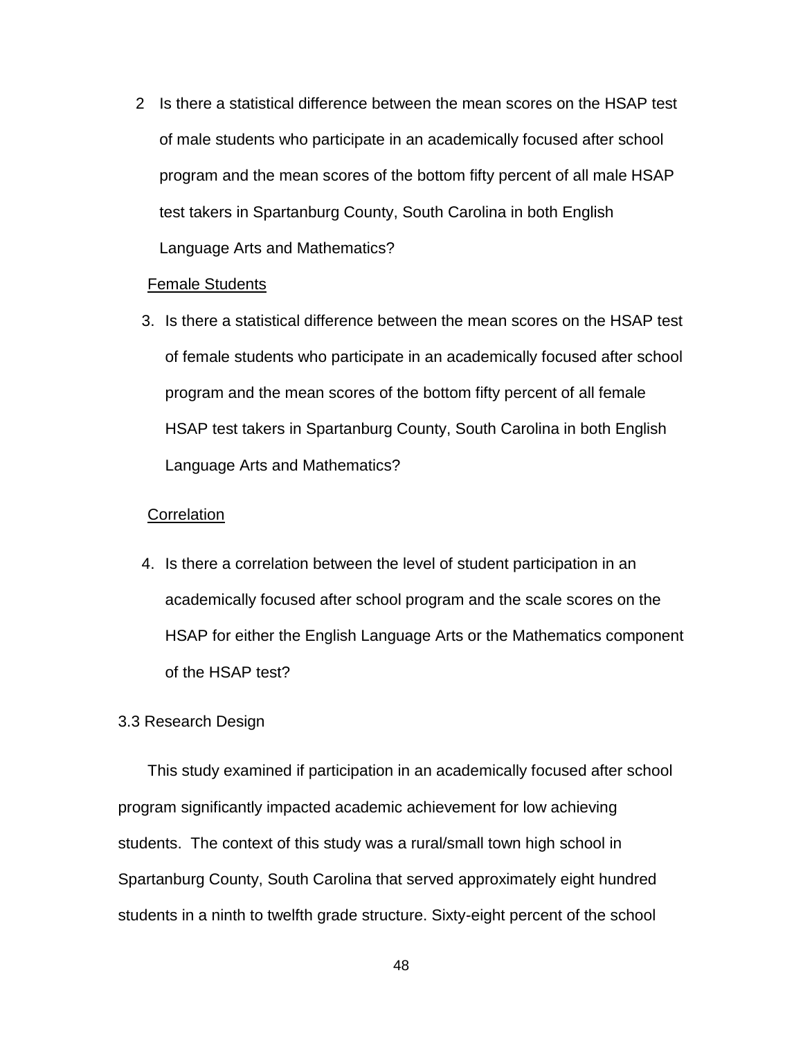2 Is there a statistical difference between the mean scores on the HSAP test of male students who participate in an academically focused after school program and the mean scores of the bottom fifty percent of all male HSAP test takers in Spartanburg County, South Carolina in both English Language Arts and Mathematics?

Female Students

3. Is there a statistical difference between the mean scores on the HSAP test of female students who participate in an academically focused after school program and the mean scores of the bottom fifty percent of all female HSAP test takers in Spartanburg County, South Carolina in both English Language Arts and Mathematics?

Correlation

4. Is there a correlation between the level of student participation in an academically focused after school program and the scale scores on the HSAP for either the English Language Arts or the Mathematics component of the HSAP test?

### 3.3 Research Design

This study examined if participation in an academically focused after school program significantly impacted academic achievement for low achieving students. The context of this study was a rural/small town high school in Spartanburg County, South Carolina that served approximately eight hundred students in a ninth to twelfth grade structure. Sixty-eight percent of the school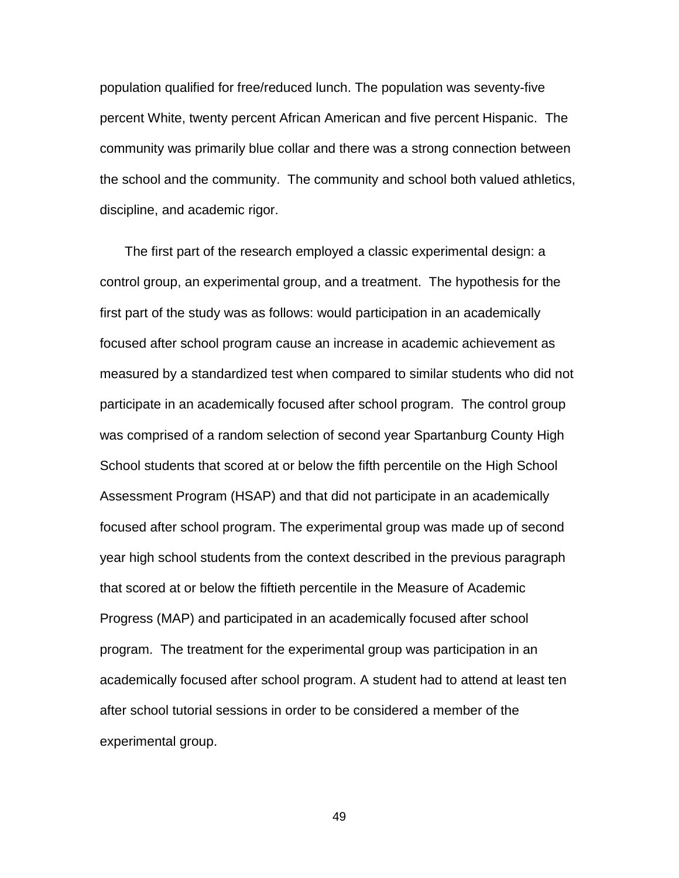population qualified for free/reduced lunch. The population was seventy-five percent White, twenty percent African American and five percent Hispanic. The community was primarily blue collar and there was a strong connection between the school and the community. The community and school both valued athletics, discipline, and academic rigor.

The first part of the research employed a classic experimental design: a control group, an experimental group, and a treatment. The hypothesis for the first part of the study was as follows: would participation in an academically focused after school program cause an increase in academic achievement as measured by a standardized test when compared to similar students who did not participate in an academically focused after school program. The control group was comprised of a random selection of second year Spartanburg County High School students that scored at or below the fifth percentile on the High School Assessment Program (HSAP) and that did not participate in an academically focused after school program. The experimental group was made up of second year high school students from the context described in the previous paragraph that scored at or below the fiftieth percentile in the Measure of Academic Progress (MAP) and participated in an academically focused after school program. The treatment for the experimental group was participation in an academically focused after school program. A student had to attend at least ten after school tutorial sessions in order to be considered a member of the experimental group.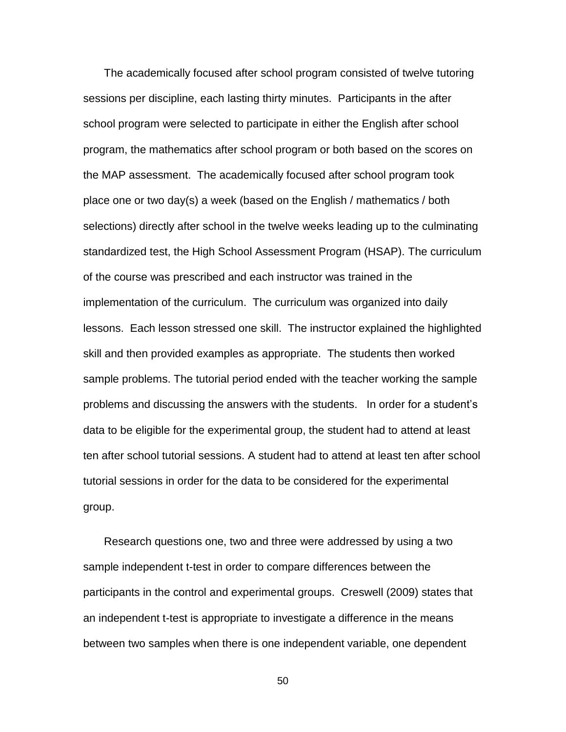The academically focused after school program consisted of twelve tutoring sessions per discipline, each lasting thirty minutes. Participants in the after school program were selected to participate in either the English after school program, the mathematics after school program or both based on the scores on the MAP assessment. The academically focused after school program took place one or two day(s) a week (based on the English / mathematics / both selections) directly after school in the twelve weeks leading up to the culminating standardized test, the High School Assessment Program (HSAP). The curriculum of the course was prescribed and each instructor was trained in the implementation of the curriculum. The curriculum was organized into daily lessons. Each lesson stressed one skill. The instructor explained the highlighted skill and then provided examples as appropriate. The students then worked sample problems. The tutorial period ended with the teacher working the sample problems and discussing the answers with the students. In order for a student's data to be eligible for the experimental group, the student had to attend at least ten after school tutorial sessions. A student had to attend at least ten after school tutorial sessions in order for the data to be considered for the experimental group.

Research questions one, two and three were addressed by using a two sample independent t-test in order to compare differences between the participants in the control and experimental groups. Creswell (2009) states that an independent t-test is appropriate to investigate a difference in the means between two samples when there is one independent variable, one dependent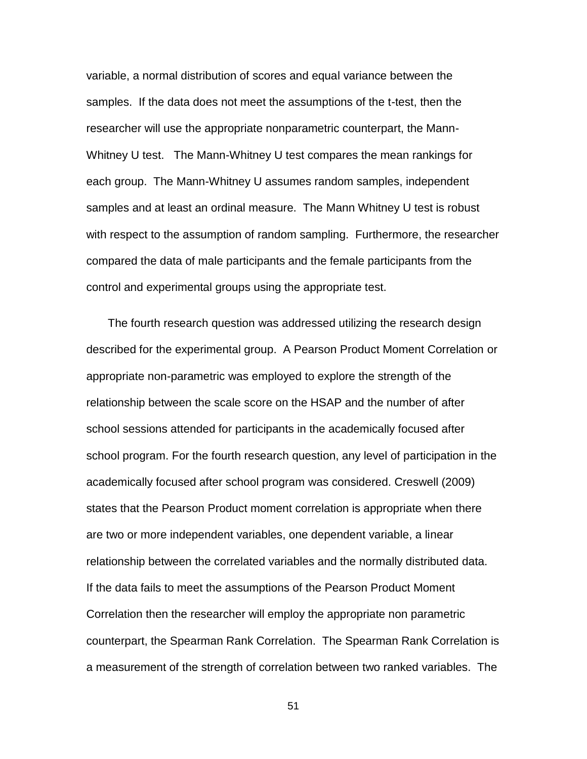variable, a normal distribution of scores and equal variance between the samples. If the data does not meet the assumptions of the t-test, then the researcher will use the appropriate nonparametric counterpart, the Mann-Whitney U test. The Mann-Whitney U test compares the mean rankings for each group. The Mann-Whitney U assumes random samples, independent samples and at least an ordinal measure. The Mann Whitney U test is robust with respect to the assumption of random sampling. Furthermore, the researcher compared the data of male participants and the female participants from the control and experimental groups using the appropriate test.

The fourth research question was addressed utilizing the research design described for the experimental group. A Pearson Product Moment Correlation or appropriate non-parametric was employed to explore the strength of the relationship between the scale score on the HSAP and the number of after school sessions attended for participants in the academically focused after school program. For the fourth research question, any level of participation in the academically focused after school program was considered. Creswell (2009) states that the Pearson Product moment correlation is appropriate when there are two or more independent variables, one dependent variable, a linear relationship between the correlated variables and the normally distributed data. If the data fails to meet the assumptions of the Pearson Product Moment Correlation then the researcher will employ the appropriate non parametric counterpart, the Spearman Rank Correlation. The Spearman Rank Correlation is a measurement of the strength of correlation between two ranked variables. The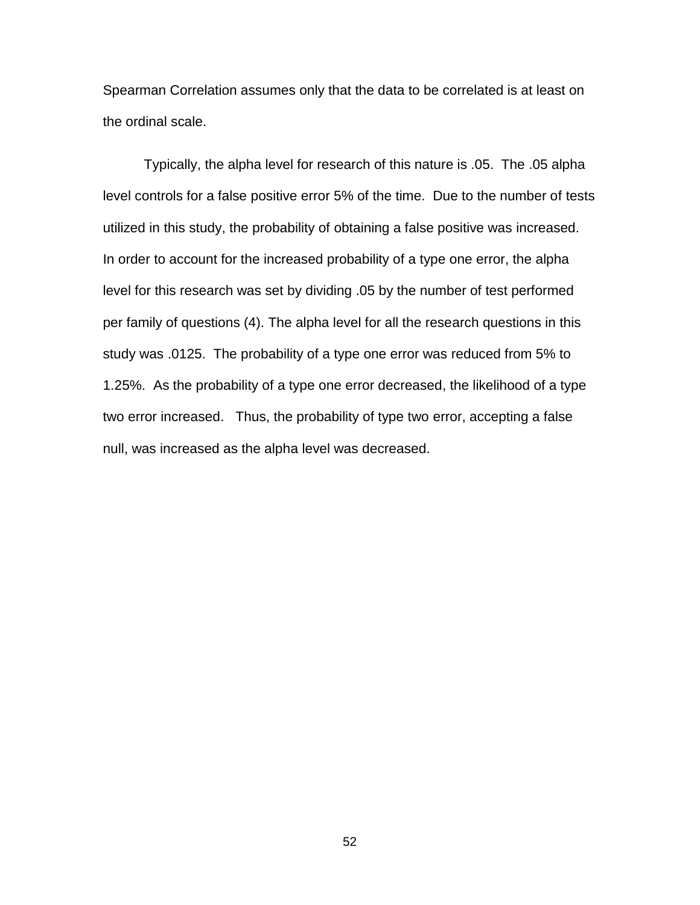Spearman Correlation assumes only that the data to be correlated is at least on the ordinal scale.

Typically, the alpha level for research of this nature is .05. The .05 alpha level controls for a false positive error 5% of the time. Due to the number of tests utilized in this study, the probability of obtaining a false positive was increased. In order to account for the increased probability of a type one error, the alpha level for this research was set by dividing .05 by the number of test performed per family of questions (4). The alpha level for all the research questions in this study was .0125. The probability of a type one error was reduced from 5% to 1.25%. As the probability of a type one error decreased, the likelihood of a type two error increased. Thus, the probability of type two error, accepting a false null, was increased as the alpha level was decreased.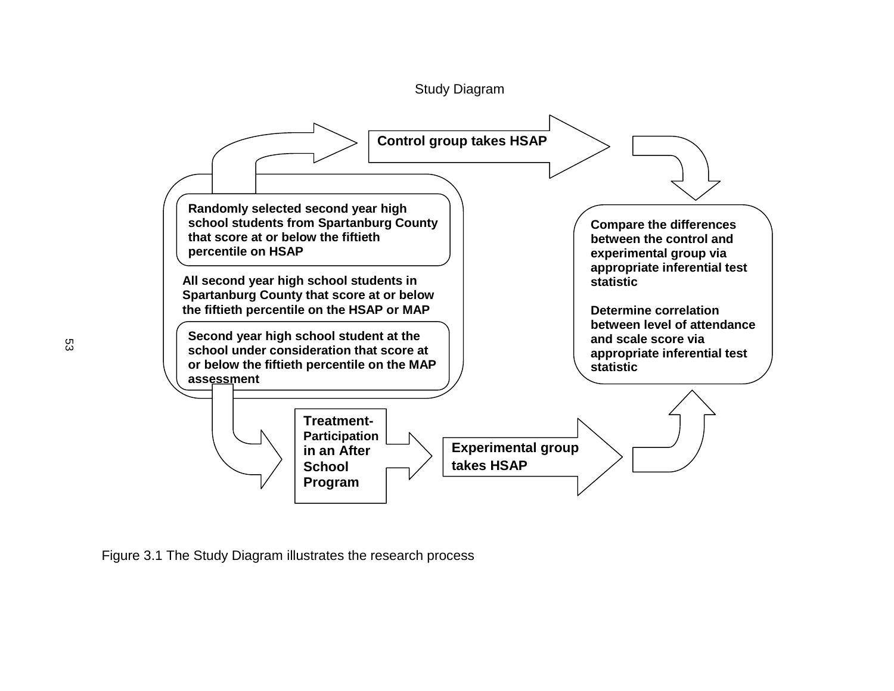Study Diagram

**Randomly selected second year high school students from Spartanburg County that score at or below the fiftieth percentile on HSAP**

**All second year high school students in Spartanburg County that score at or below the fiftieth percentile on the HSAP or MAP**

**Second year high school student at the school under consideration that score at or below the fiftieth percentile on the MAP assessment**

**Control group takes HSAP**

**Treatment- Participation in an After School Program**

**Experimental group takes HSAP**

**Compare the differences between the control and experimental group via appropriate inferential test statistic**

**Determine correlation between level of attendance and scale score via appropriate inferential test statistic**

Figure 3.1 The Study Diagram illustrates the research process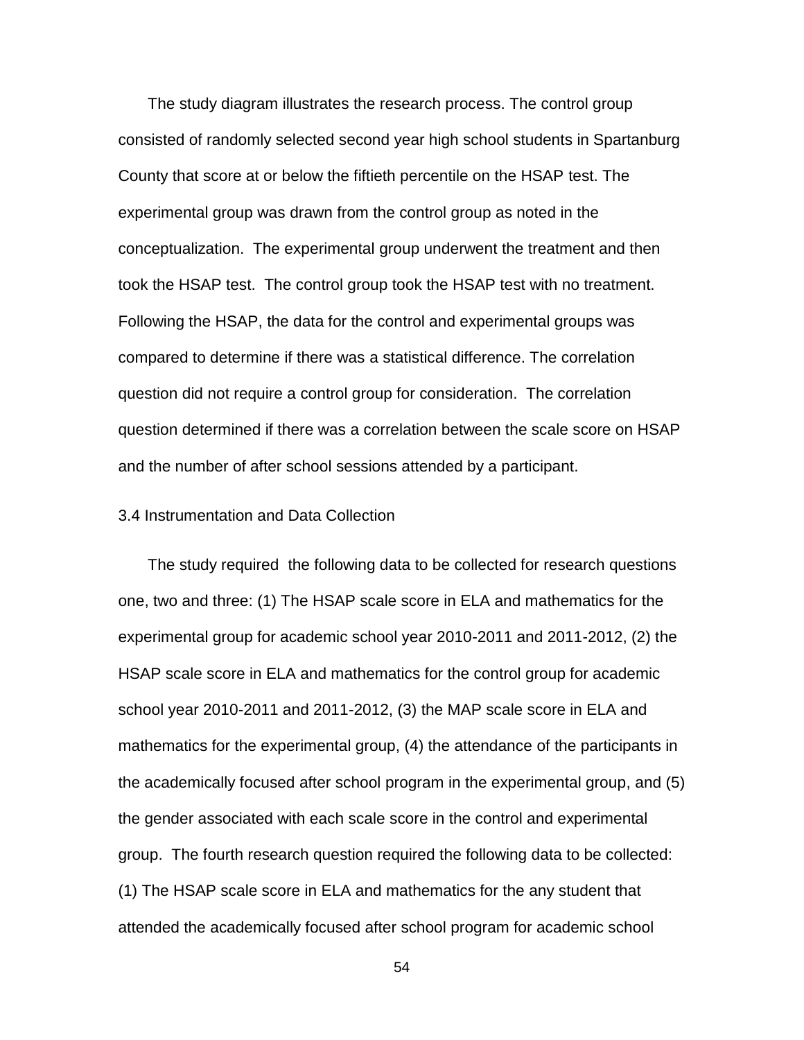The study diagram illustrates the research process. The control group consisted of randomly selected second year high school students in Spartanburg County that score at or below the fiftieth percentile on the HSAP test. The experimental group was drawn from the control group as noted in the conceptualization. The experimental group underwent the treatment and then took the HSAP test. The control group took the HSAP test with no treatment. Following the HSAP, the data for the control and experimental groups was compared to determine if there was a statistical difference. The correlation question did not require a control group for consideration. The correlation question determined if there was a correlation between the scale score on HSAP and the number of after school sessions attended by a participant.

### 3.4 Instrumentation and Data Collection

The study required the following data to be collected for research questions one, two and three: (1) The HSAP scale score in ELA and mathematics for the experimental group for academic school year 2010-2011 and 2011-2012, (2) the HSAP scale score in ELA and mathematics for the control group for academic school year 2010-2011 and 2011-2012, (3) the MAP scale score in ELA and mathematics for the experimental group, (4) the attendance of the participants in the academically focused after school program in the experimental group, and (5) the gender associated with each scale score in the control and experimental group. The fourth research question required the following data to be collected: (1) The HSAP scale score in ELA and mathematics for the any student that attended the academically focused after school program for academic school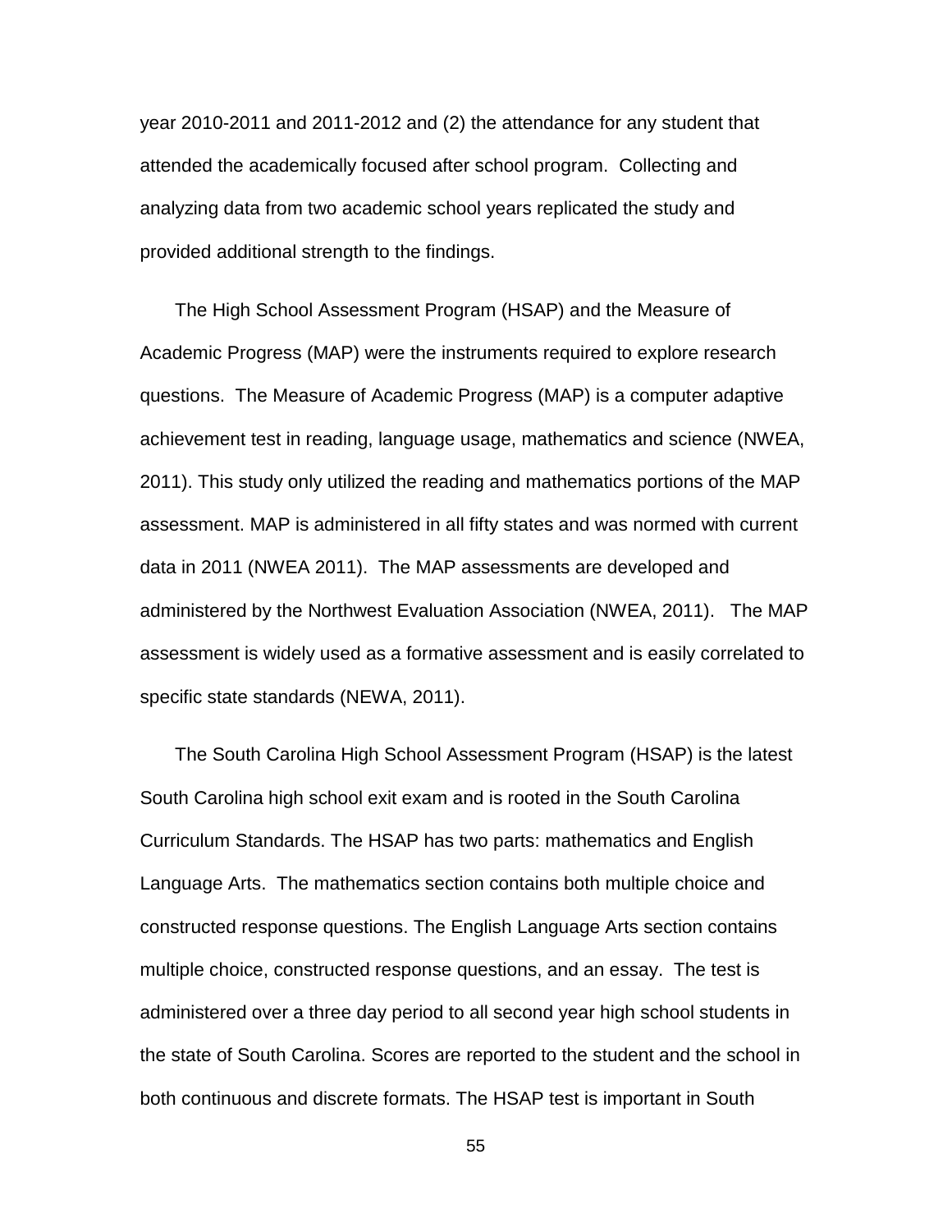year 2010-2011 and 2011-2012 and (2) the attendance for any student that attended the academically focused after school program. Collecting and analyzing data from two academic school years replicated the study and provided additional strength to the findings.

The High School Assessment Program (HSAP) and the Measure of Academic Progress (MAP) were the instruments required to explore research questions. The Measure of Academic Progress (MAP) is a computer adaptive achievement test in reading, language usage, mathematics and science (NWEA, 2011). This study only utilized the reading and mathematics portions of the MAP assessment. MAP is administered in all fifty states and was normed with current data in 2011 (NWEA 2011). The MAP assessments are developed and administered by the Northwest Evaluation Association (NWEA, 2011). The MAP assessment is widely used as a formative assessment and is easily correlated to specific state standards (NEWA, 2011).

The South Carolina High School Assessment Program (HSAP) is the latest South Carolina high school exit exam and is rooted in the South Carolina Curriculum Standards. The HSAP has two parts: mathematics and English Language Arts. The mathematics section contains both multiple choice and constructed response questions. The English Language Arts section contains multiple choice, constructed response questions, and an essay. The test is administered over a three day period to all second year high school students in the state of South Carolina. Scores are reported to the student and the school in both continuous and discrete formats. The HSAP test is important in South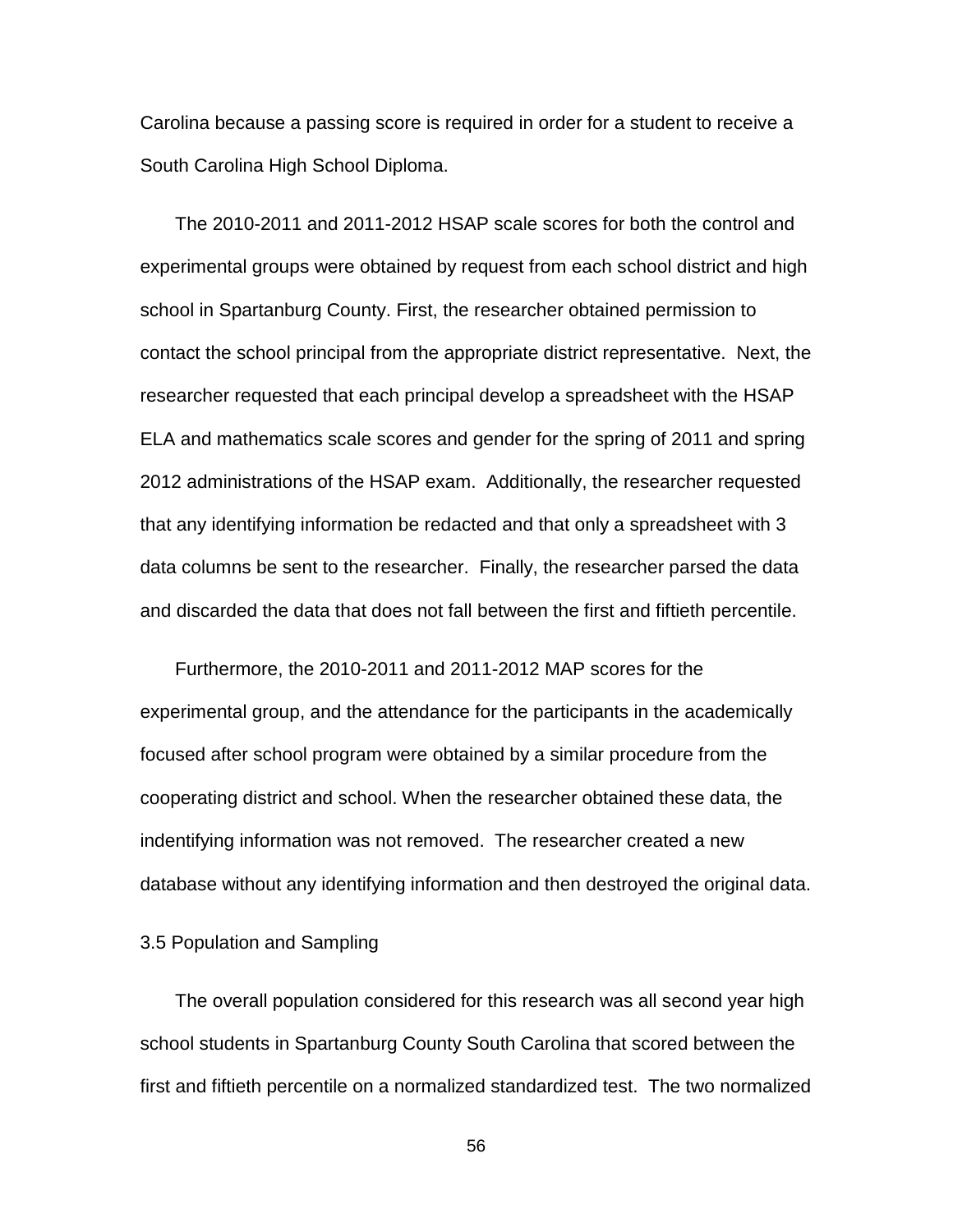Carolina because a passing score is required in order for a student to receive a South Carolina High School Diploma.

The 2010-2011 and 2011-2012 HSAP scale scores for both the control and experimental groups were obtained by request from each school district and high school in Spartanburg County. First, the researcher obtained permission to contact the school principal from the appropriate district representative. Next, the researcher requested that each principal develop a spreadsheet with the HSAP ELA and mathematics scale scores and gender for the spring of 2011 and spring 2012 administrations of the HSAP exam. Additionally, the researcher requested that any identifying information be redacted and that only a spreadsheet with 3 data columns be sent to the researcher. Finally, the researcher parsed the data and discarded the data that does not fall between the first and fiftieth percentile.

Furthermore, the 2010-2011 and 2011-2012 MAP scores for the experimental group, and the attendance for the participants in the academically focused after school program were obtained by a similar procedure from the cooperating district and school. When the researcher obtained these data, the indentifying information was not removed. The researcher created a new database without any identifying information and then destroyed the original data.

### 3.5 Population and Sampling

The overall population considered for this research was all second year high school students in Spartanburg County South Carolina that scored between the first and fiftieth percentile on a normalized standardized test. The two normalized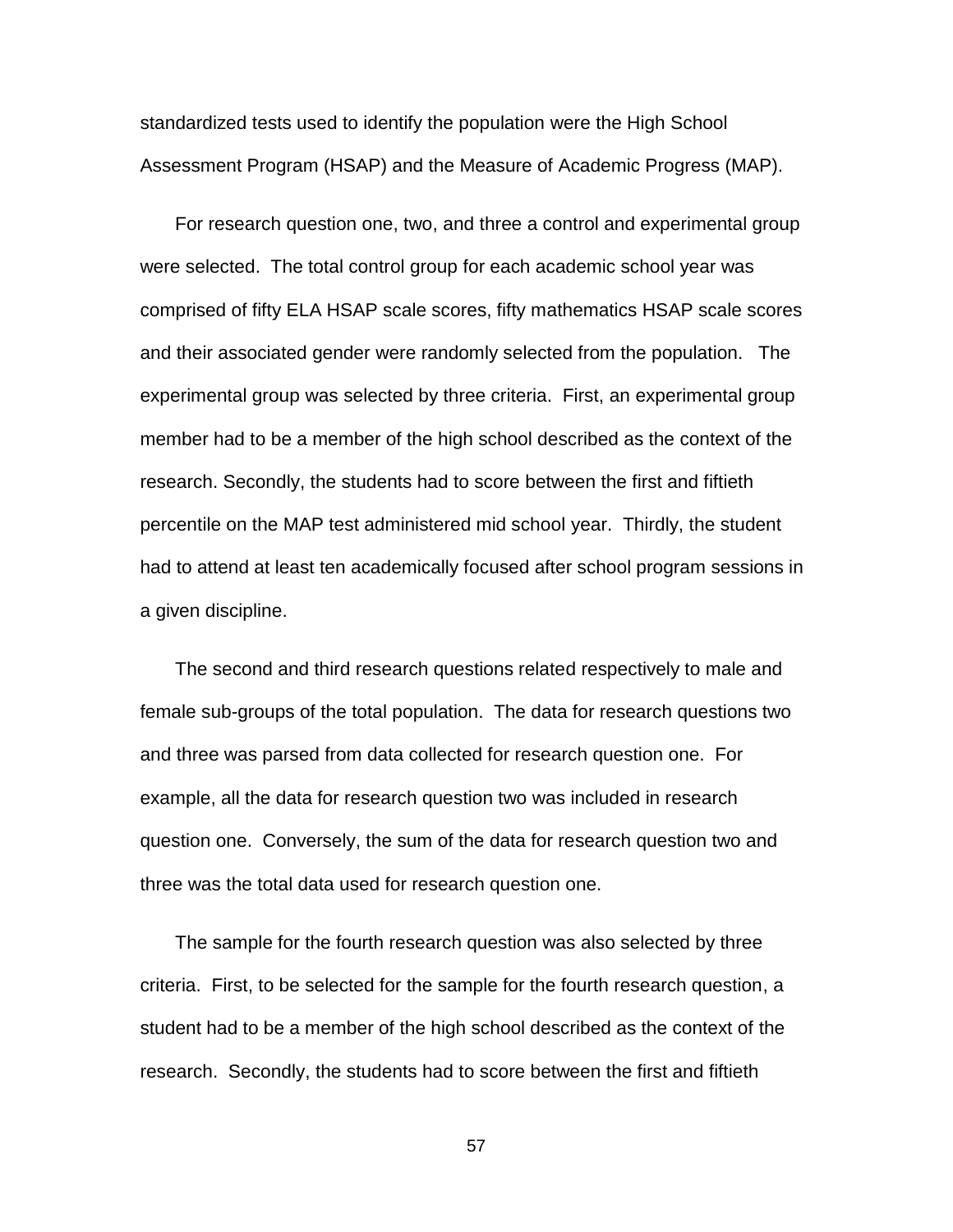standardized tests used to identify the population were the High School Assessment Program (HSAP) and the Measure of Academic Progress (MAP).

For research question one, two, and three a control and experimental group were selected. The total control group for each academic school year was comprised of fifty ELA HSAP scale scores, fifty mathematics HSAP scale scores and their associated gender were randomly selected from the population. The experimental group was selected by three criteria. First, an experimental group member had to be a member of the high school described as the context of the research. Secondly, the students had to score between the first and fiftieth percentile on the MAP test administered mid school year. Thirdly, the student had to attend at least ten academically focused after school program sessions in a given discipline.

The second and third research questions related respectively to male and female sub-groups of the total population. The data for research questions two and three was parsed from data collected for research question one. For example, all the data for research question two was included in research question one. Conversely, the sum of the data for research question two and three was the total data used for research question one.

The sample for the fourth research question was also selected by three criteria. First, to be selected for the sample for the fourth research question, a student had to be a member of the high school described as the context of the research. Secondly, the students had to score between the first and fiftieth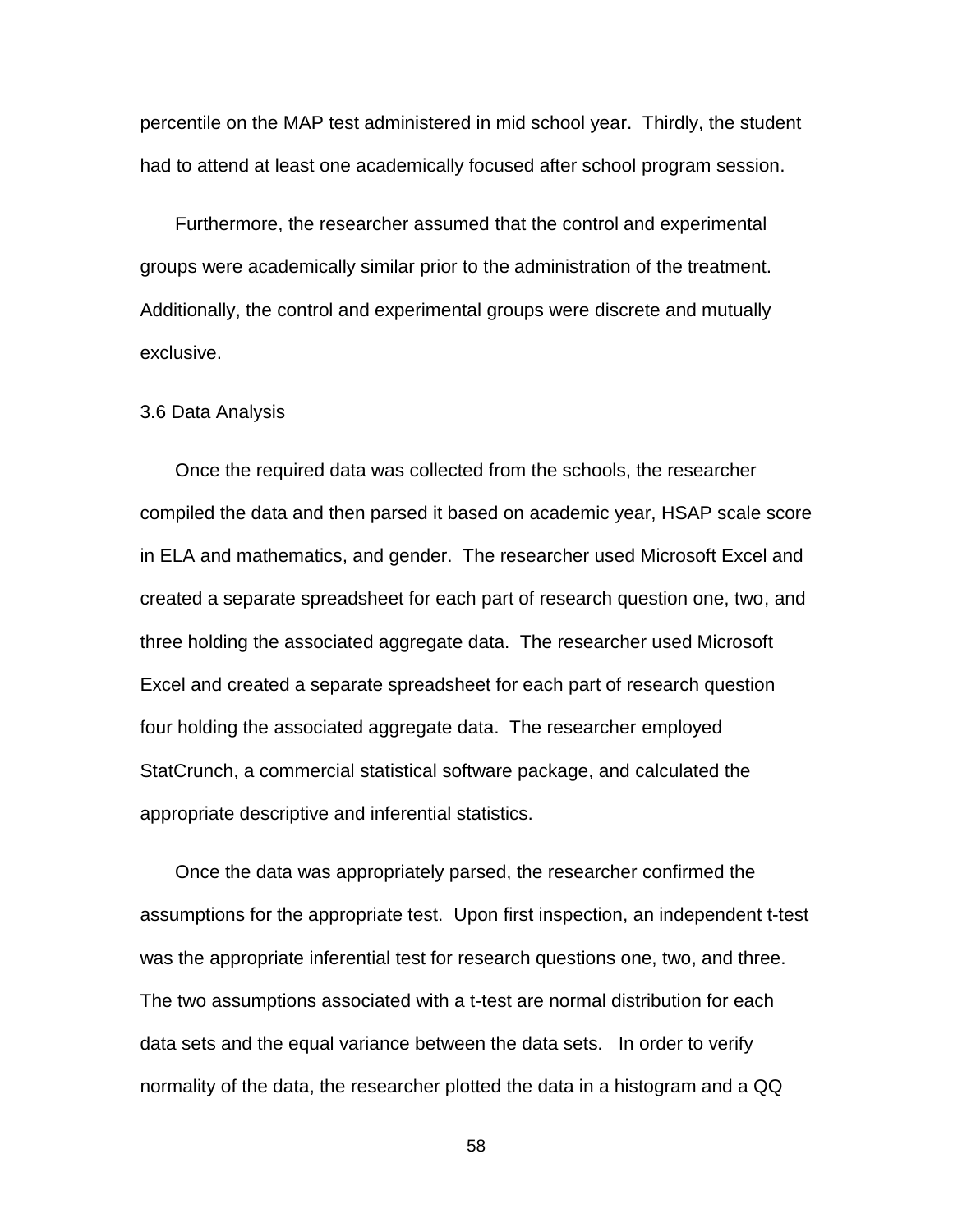percentile on the MAP test administered in mid school year. Thirdly, the student had to attend at least one academically focused after school program session.

Furthermore, the researcher assumed that the control and experimental groups were academically similar prior to the administration of the treatment. Additionally, the control and experimental groups were discrete and mutually exclusive.

### 3.6 Data Analysis

Once the required data was collected from the schools, the researcher compiled the data and then parsed it based on academic year, HSAP scale score in ELA and mathematics, and gender. The researcher used Microsoft Excel and created a separate spreadsheet for each part of research question one, two, and three holding the associated aggregate data. The researcher used Microsoft Excel and created a separate spreadsheet for each part of research question four holding the associated aggregate data. The researcher employed StatCrunch, a commercial statistical software package, and calculated the appropriate descriptive and inferential statistics.

Once the data was appropriately parsed, the researcher confirmed the assumptions for the appropriate test. Upon first inspection, an independent t-test was the appropriate inferential test for research questions one, two, and three. The two assumptions associated with a t-test are normal distribution for each data sets and the equal variance between the data sets. In order to verify normality of the data, the researcher plotted the data in a histogram and a QQ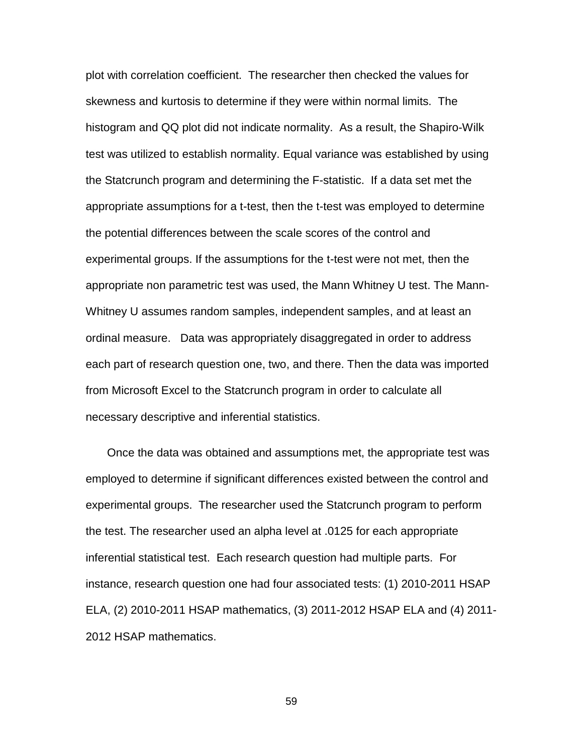plot with correlation coefficient. The researcher then checked the values for skewness and kurtosis to determine if they were within normal limits. The histogram and QQ plot did not indicate normality. As a result, the Shapiro-Wilk test was utilized to establish normality. Equal variance was established by using the Statcrunch program and determining the F-statistic. If a data set met the appropriate assumptions for a t-test, then the t-test was employed to determine the potential differences between the scale scores of the control and experimental groups. If the assumptions for the t-test were not met, then the appropriate non parametric test was used, the Mann Whitney U test. The Mann-Whitney U assumes random samples, independent samples, and at least an ordinal measure. Data was appropriately disaggregated in order to address each part of research question one, two, and there. Then the data was imported from Microsoft Excel to the Statcrunch program in order to calculate all necessary descriptive and inferential statistics.

Once the data was obtained and assumptions met, the appropriate test was employed to determine if significant differences existed between the control and experimental groups. The researcher used the Statcrunch program to perform the test. The researcher used an alpha level at .0125 for each appropriate inferential statistical test. Each research question had multiple parts. For instance, research question one had four associated tests: (1) 2010-2011 HSAP ELA, (2) 2010-2011 HSAP mathematics, (3) 2011-2012 HSAP ELA and (4) 2011-2012 HSAP mathematics.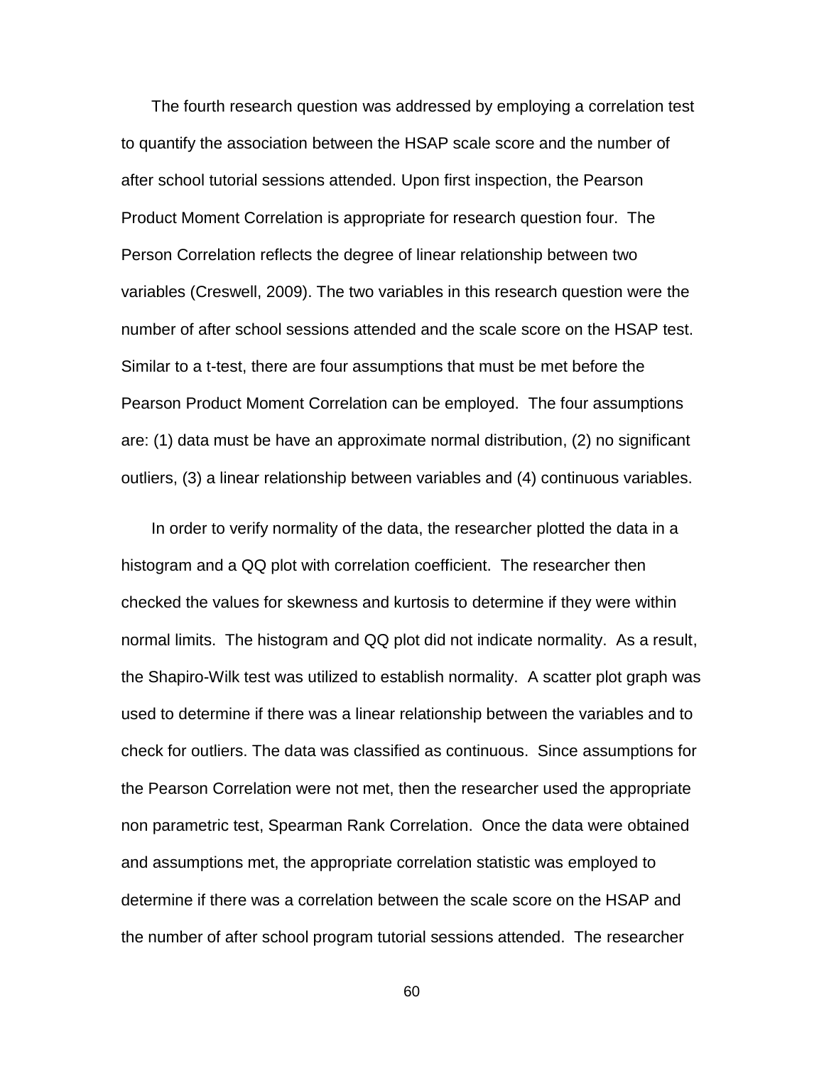The fourth research question was addressed by employing a correlation test to quantify the association between the HSAP scale score and the number of after school tutorial sessions attended. Upon first inspection, the Pearson Product Moment Correlation is appropriate for research question four. The Person Correlation reflects the degree of linear relationship between two variables (Creswell, 2009). The two variables in this research question were the number of after school sessions attended and the scale score on the HSAP test. Similar to a t-test, there are four assumptions that must be met before the Pearson Product Moment Correlation can be employed. The four assumptions are: (1) data must be have an approximate normal distribution, (2) no significant outliers, (3) a linear relationship between variables and (4) continuous variables.

In order to verify normality of the data, the researcher plotted the data in a histogram and a QQ plot with correlation coefficient. The researcher then checked the values for skewness and kurtosis to determine if they were within normal limits. The histogram and QQ plot did not indicate normality. As a result, the Shapiro-Wilk test was utilized to establish normality. A scatter plot graph was used to determine if there was a linear relationship between the variables and to check for outliers. The data was classified as continuous. Since assumptions for the Pearson Correlation were not met, then the researcher used the appropriate non parametric test, Spearman Rank Correlation. Once the data were obtained and assumptions met, the appropriate correlation statistic was employed to determine if there was a correlation between the scale score on the HSAP and the number of after school program tutorial sessions attended. The researcher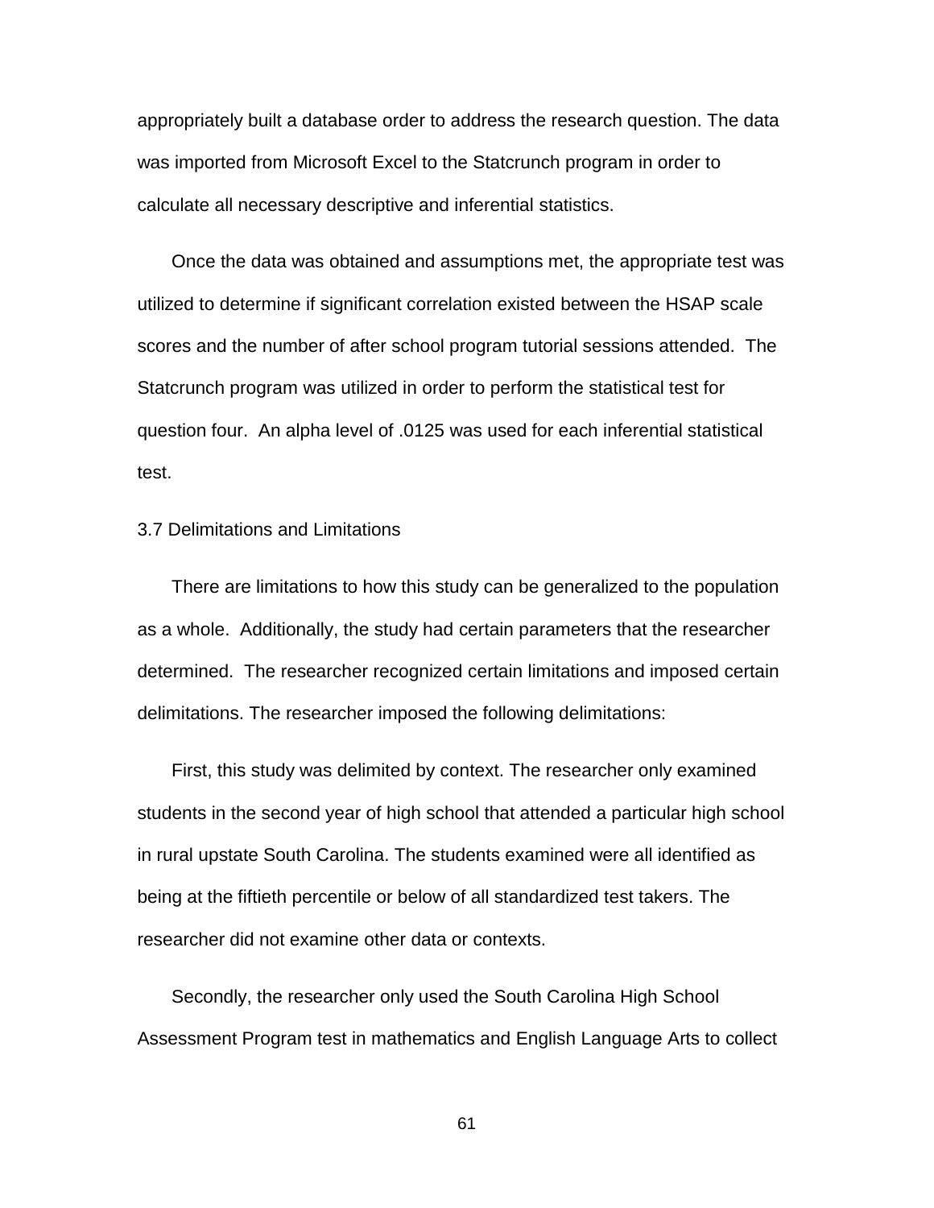appropriately built a database order to address the research question. The data was imported from Microsoft Excel to the Statcrunch program in order to calculate all necessary descriptive and inferential statistics.

Once the data was obtained and assumptions met, the appropriate test was utilized to determine if significant correlation existed between the HSAP scale scores and the number of after school program tutorial sessions attended. The Statcrunch program was utilized in order to perform the statistical test for question four. An alpha level of .0125 was used for each inferential statistical test.

### 3.7 Delimitations and Limitations

There are limitations to how this study can be generalized to the population as a whole. Additionally, the study had certain parameters that the researcher determined. The researcher recognized certain limitations and imposed certain delimitations. The researcher imposed the following delimitations:

First, this study was delimited by context. The researcher only examined students in the second year of high school that attended a particular high school in rural upstate South Carolina. The students examined were all identified as being at the fiftieth percentile or below of all standardized test takers. The researcher did not examine other data or contexts.

Secondly, the researcher only used the South Carolina High School Assessment Program test in mathematics and English Language Arts to collect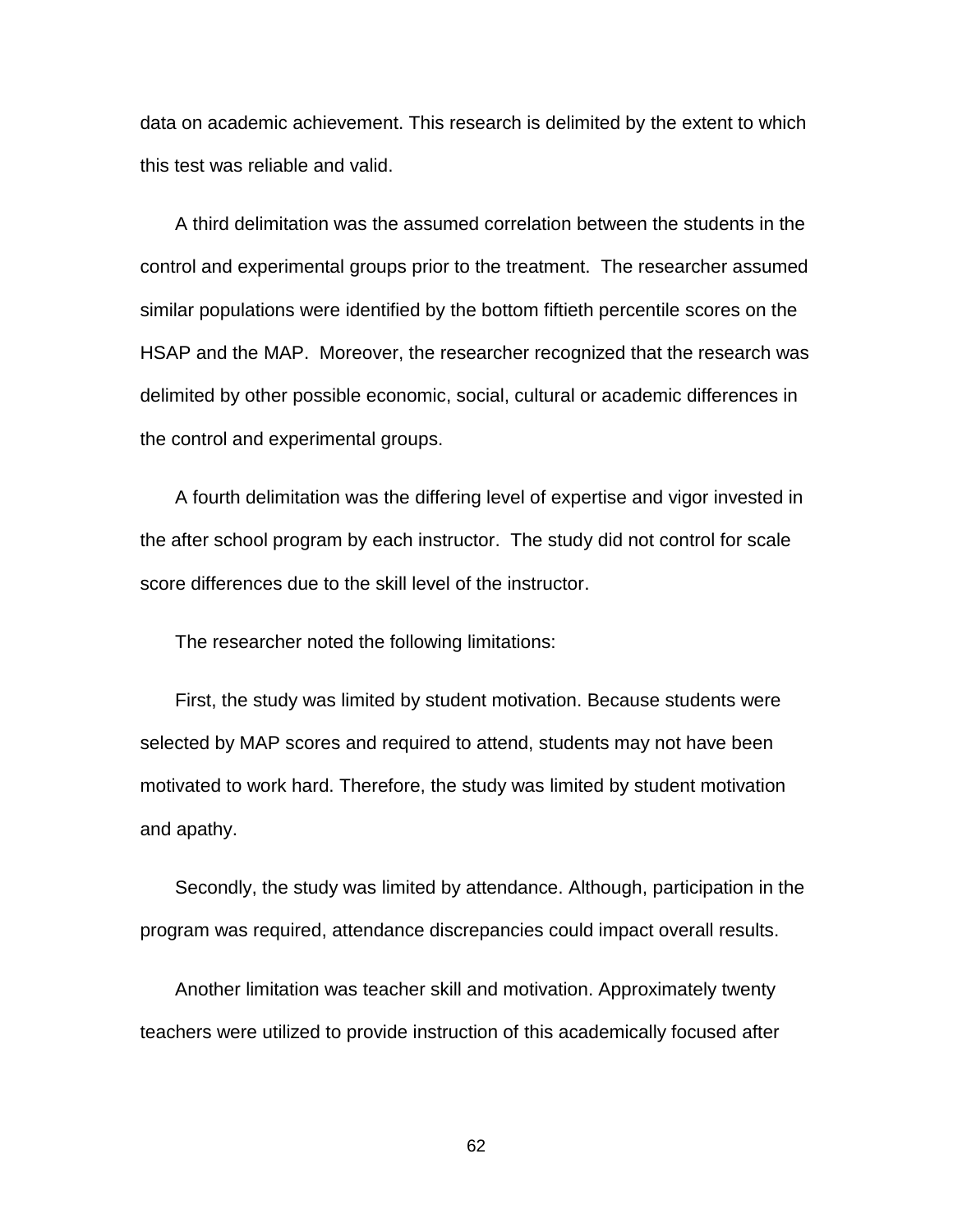data on academic achievement. This research is delimited by the extent to which this test was reliable and valid.

A third delimitation was the assumed correlation between the students in the control and experimental groups prior to the treatment. The researcher assumed similar populations were identified by the bottom fiftieth percentile scores on the HSAP and the MAP. Moreover, the researcher recognized that the research was delimited by other possible economic, social, cultural or academic differences in the control and experimental groups.

A fourth delimitation was the differing level of expertise and vigor invested in the after school program by each instructor. The study did not control for scale score differences due to the skill level of the instructor.

The researcher noted the following limitations:

First, the study was limited by student motivation. Because students were selected by MAP scores and required to attend, students may not have been motivated to work hard. Therefore, the study was limited by student motivation and apathy.

Secondly, the study was limited by attendance. Although, participation in the program was required, attendance discrepancies could impact overall results.

Another limitation was teacher skill and motivation. Approximately twenty teachers were utilized to provide instruction of this academically focused after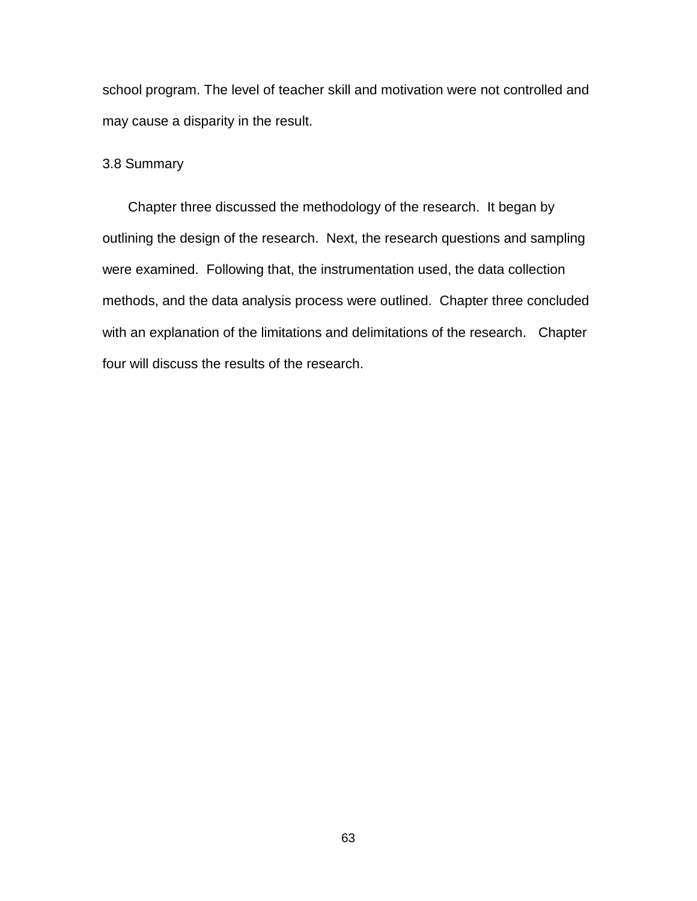school program. The level of teacher skill and motivation were not controlled and may cause a disparity in the result.

### 3.8 Summary

Chapter three discussed the methodology of the research. It began by outlining the design of the research. Next, the research questions and sampling were examined. Following that, the instrumentation used, the data collection methods, and the data analysis process were outlined. Chapter three concluded with an explanation of the limitations and delimitations of the research. Chapter four will discuss the results of the research.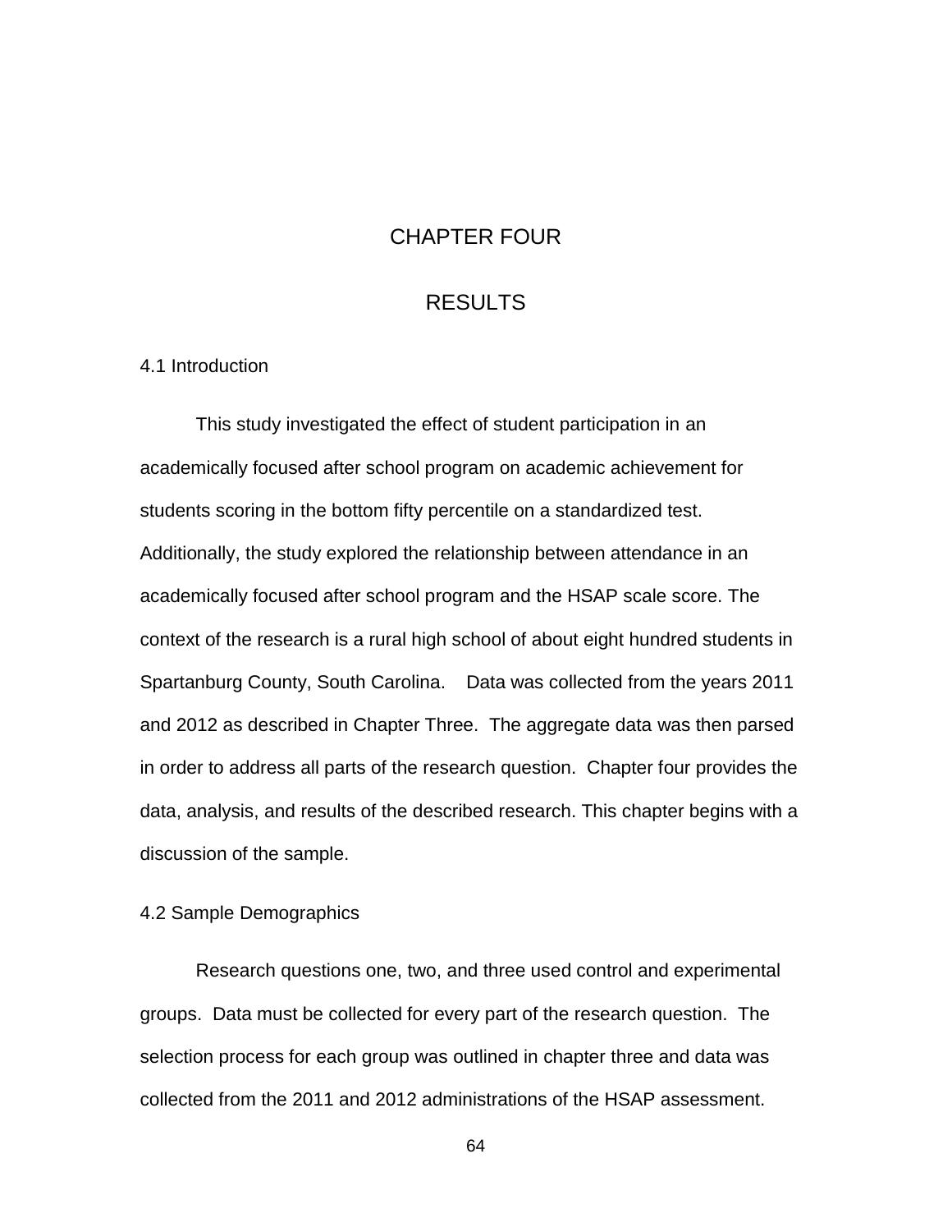# CHAPTER FOUR

# RESULTS

## 4.1 Introduction

This study investigated the effect of student participation in an academically focused after school program on academic achievement for students scoring in the bottom fifty percentile on a standardized test. Additionally, the study explored the relationship between attendance in an academically focused after school program and the HSAP scale score. The context of the research is a rural high school of about eight hundred students in Spartanburg County, South Carolina. Data was collected from the years 2011 and 2012 as described in Chapter Three. The aggregate data was then parsed in order to address all parts of the research question. Chapter four provides the data, analysis, and results of the described research. This chapter begins with a discussion of the sample.

## 4.2 Sample Demographics

Research questions one, two, and three used control and experimental groups. Data must be collected for every part of the research question. The selection process for each group was outlined in chapter three and data was collected from the 2011 and 2012 administrations of the HSAP assessment.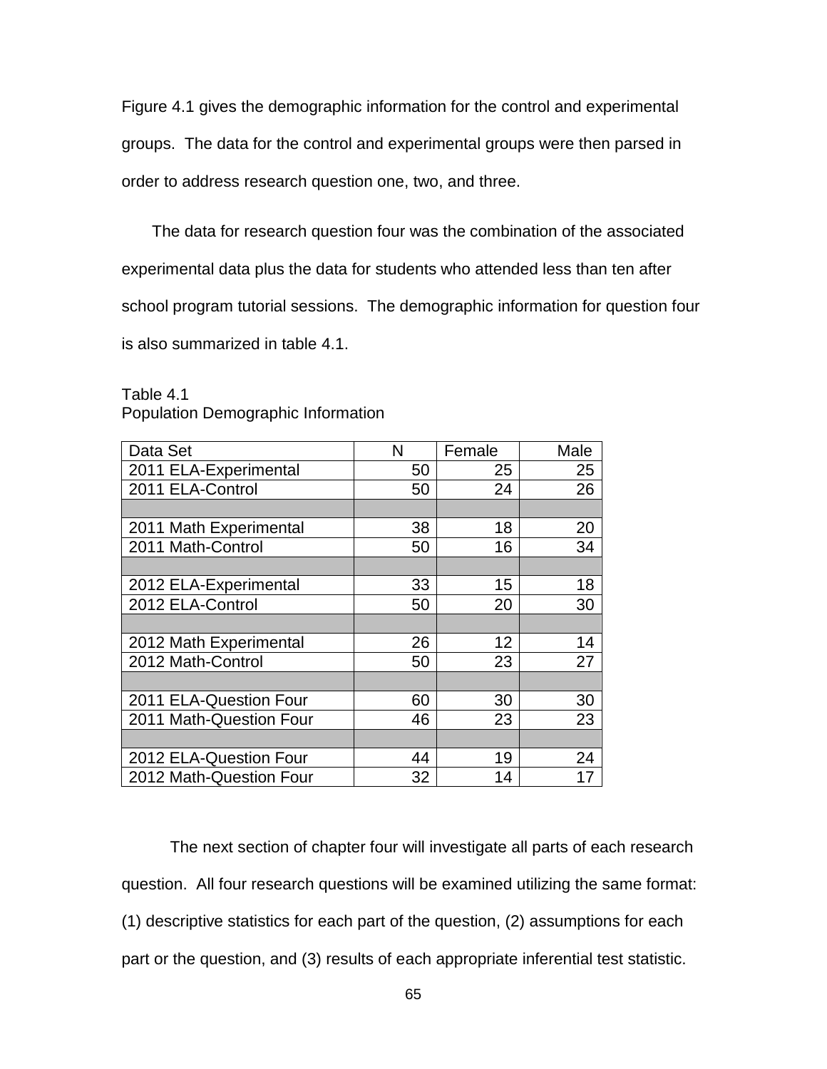Figure 4.1 gives the demographic information for the control and experimental groups. The data for the control and experimental groups were then parsed in order to address research question one, two, and three.

The data for research question four was the combination of the associated experimental data plus the data for students who attended less than ten after school program tutorial sessions. The demographic information for question four is also summarized in table 4.1.

Table 4.1
Population Demographic Information

| Data Set | N | Female | Male |
|---|---|---|---|
| 2011 ELA-Experimental | 50 | 25 | 25 |
| 2011 ELA-Control | 50 | 24 | 26 |
| | | | |
| 2011 Math Experimental | 38 | 18 | 20 |
| 2011 Math-Control | 50 | 16 | 34 |
| | | | |
| 2012 ELA-Experimental | 33 | 15 | 18 |
| 2012 ELA-Control | 50 | 20 | 30 |
| | | | |
| 2012 Math Experimental | 26 | 12 | 14 |
| 2012 Math-Control | 50 | 23 | 27 |
| | | | |
| 2011 ELA-Question Four | 60 | 30 | 30 |
| 2011 Math-Question Four | 46 | 23 | 23 |
| | | | |
| 2012 ELA-Question Four | 44 | 19 | 24 |
| 2012 Math-Question Four | 32 | 14 | 17 |

The next section of chapter four will investigate all parts of each research question. All four research questions will be examined utilizing the same format: (1) descriptive statistics for each part of the question, (2) assumptions for each part or the question, and (3) results of each appropriate inferential test statistic.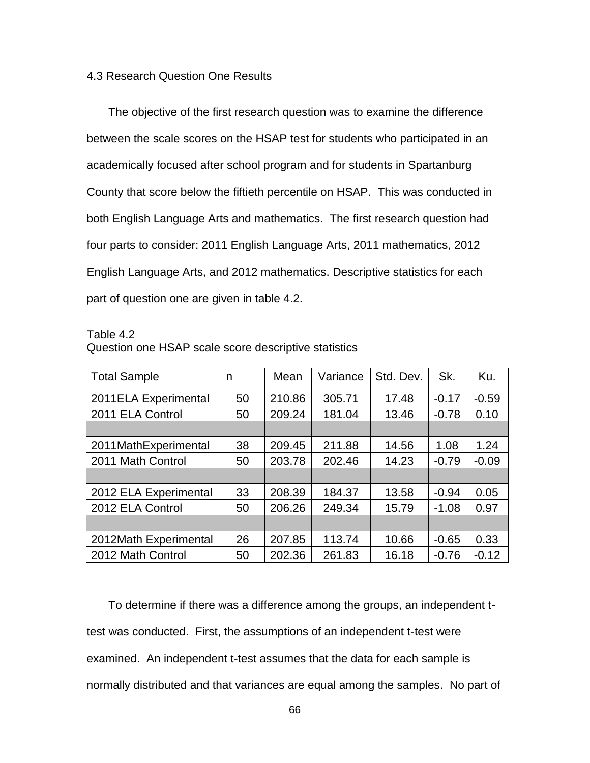### 4.3 Research Question One Results

The objective of the first research question was to examine the difference between the scale scores on the HSAP test for students who participated in an academically focused after school program and for students in Spartanburg County that score below the fiftieth percentile on HSAP. This was conducted in both English Language Arts and mathematics. The first research question had four parts to consider: 2011 English Language Arts, 2011 mathematics, 2012 English Language Arts, and 2012 mathematics. Descriptive statistics for each part of question one are given in table 4.2.

Table 4.2
Question one HSAP scale score descriptive statistics

| Total Sample | n | Mean | Variance | Std. Dev. | Sk. | Ku. |
|---|---|---|---|---|---|---|
| 2011ELA Experimental | 50 | 210.86 | 305.71 | 17.48 | -0.17 | -0.59 |
| 2011 ELA Control | 50 | 209.24 | 181.04 | 13.46 | -0.78 | 0.10 |
| | | | | | | |
| 2011MathExperimental | 38 | 209.45 | 211.88 | 14.56 | 1.08 | 1.24 |
| 2011 Math Control | 50 | 203.78 | 202.46 | 14.23 | -0.79 | -0.09 |
| | | | | | | |
| 2012 ELA Experimental | 33 | 208.39 | 184.37 | 13.58 | -0.94 | 0.05 |
| 2012 ELA Control | 50 | 206.26 | 249.34 | 15.79 | -1.08 | 0.97 |
| | | | | | | |
| 2012Math Experimental | 26 | 207.85 | 113.74 | 10.66 | -0.65 | 0.33 |
| 2012 Math Control | 50 | 202.36 | 261.83 | 16.18 | -0.76 | -0.12 |

To determine if there was a difference among the groups, an independent t-test was conducted. First, the assumptions of an independent t-test were examined. An independent t-test assumes that the data for each sample is normally distributed and that variances are equal among the samples. No part of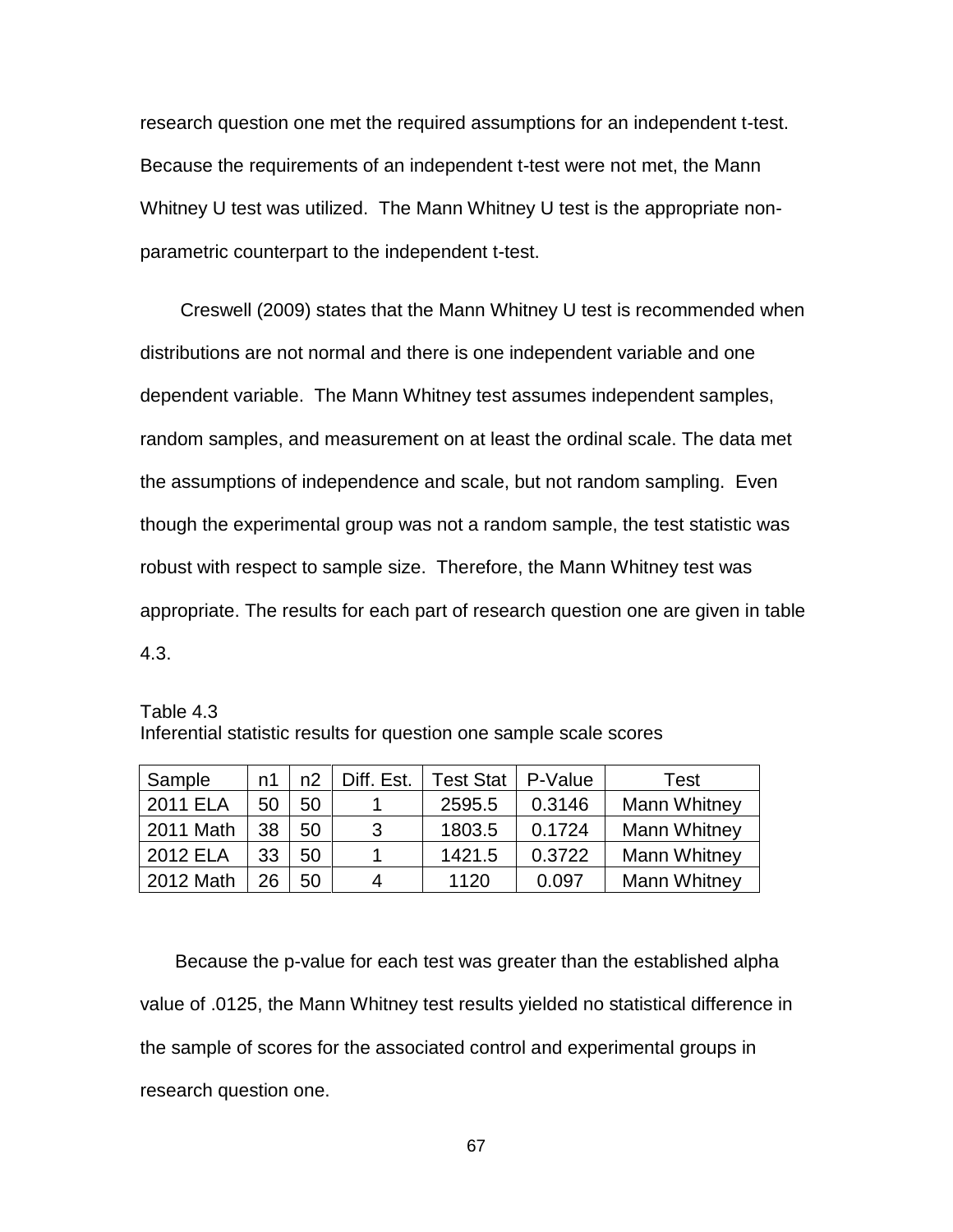research question one met the required assumptions for an independent t-test. Because the requirements of an independent t-test were not met, the Mann Whitney U test was utilized. The Mann Whitney U test is the appropriate non-parametric counterpart to the independent t-test.

Creswell (2009) states that the Mann Whitney U test is recommended when distributions are not normal and there is one independent variable and one dependent variable. The Mann Whitney test assumes independent samples, random samples, and measurement on at least the ordinal scale. The data met the assumptions of independence and scale, but not random sampling. Even though the experimental group was not a random sample, the test statistic was robust with respect to sample size. Therefore, the Mann Whitney test was appropriate. The results for each part of research question one are given in table 4.3.

Table 4.3
Inferential statistic results for question one sample scale scores

| Sample | n1 | n2 | Diff. Est. | Test Stat | P-Value | Test |
|---|---|---|---|---|---|---|
| 2011 ELA | 50 | 50 | 1 | 2595.5 | 0.3146 | Mann Whitney |
| 2011 Math | 38 | 50 | 3 | 1803.5 | 0.1724 | Mann Whitney |
| 2012 ELA | 33 | 50 | 1 | 1421.5 | 0.3722 | Mann Whitney |
| 2012 Math | 26 | 50 | 4 | 1120 | 0.097 | Mann Whitney |

Because the p-value for each test was greater than the established alpha value of .0125, the Mann Whitney test results yielded no statistical difference in the sample of scores for the associated control and experimental groups in research question one.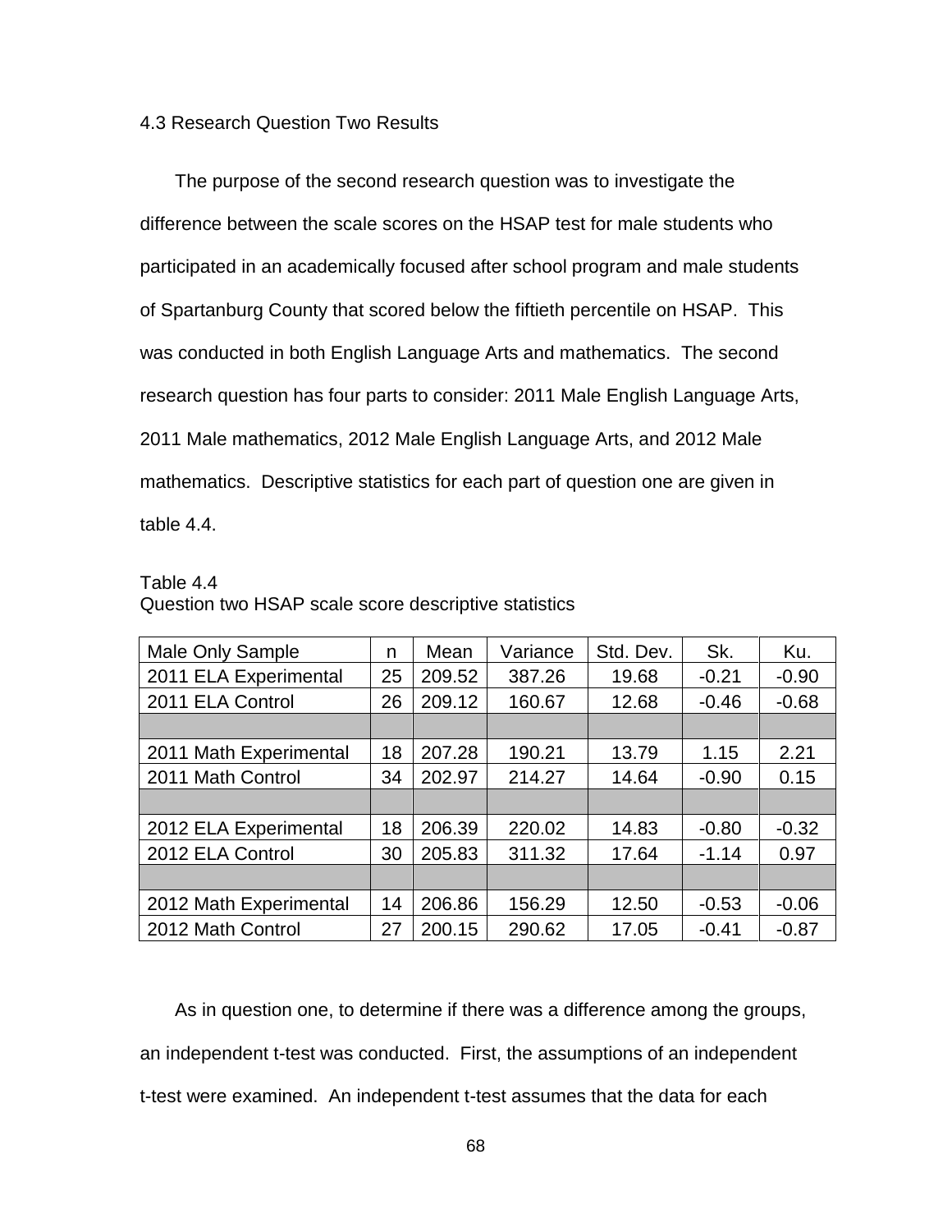## 4.3 Research Question Two Results

The purpose of the second research question was to investigate the difference between the scale scores on the HSAP test for male students who participated in an academically focused after school program and male students of Spartanburg County that scored below the fiftieth percentile on HSAP. This was conducted in both English Language Arts and mathematics. The second research question has four parts to consider: 2011 Male English Language Arts, 2011 Male mathematics, 2012 Male English Language Arts, and 2012 Male mathematics. Descriptive statistics for each part of question one are given in table 4.4.

Table 4.4
Question two HSAP scale score descriptive statistics

| Male Only Sample | n | Mean | Variance | Std. Dev. | Sk. | Ku. |
|---|---|---|---|---|---|---|
| 2011 ELA Experimental | 25 | 209.52 | 387.26 | 19.68 | -0.21 | -0.90 |
| 2011 ELA Control | 26 | 209.12 | 160.67 | 12.68 | -0.46 | -0.68 |
| | | | | | | |
| 2011 Math Experimental | 18 | 207.28 | 190.21 | 13.79 | 1.15 | 2.21 |
| 2011 Math Control | 34 | 202.97 | 214.27 | 14.64 | -0.90 | 0.15 |
| | | | | | | |
| 2012 ELA Experimental | 18 | 206.39 | 220.02 | 14.83 | -0.80 | -0.32 |
| 2012 ELA Control | 30 | 205.83 | 311.32 | 17.64 | -1.14 | 0.97 |
| | | | | | | |
| 2012 Math Experimental | 14 | 206.86 | 156.29 | 12.50 | -0.53 | -0.06 |
| 2012 Math Control | 27 | 200.15 | 290.62 | 17.05 | -0.41 | -0.87 |

As in question one, to determine if there was a difference among the groups, an independent t-test was conducted. First, the assumptions of an independent t-test were examined. An independent t-test assumes that the data for each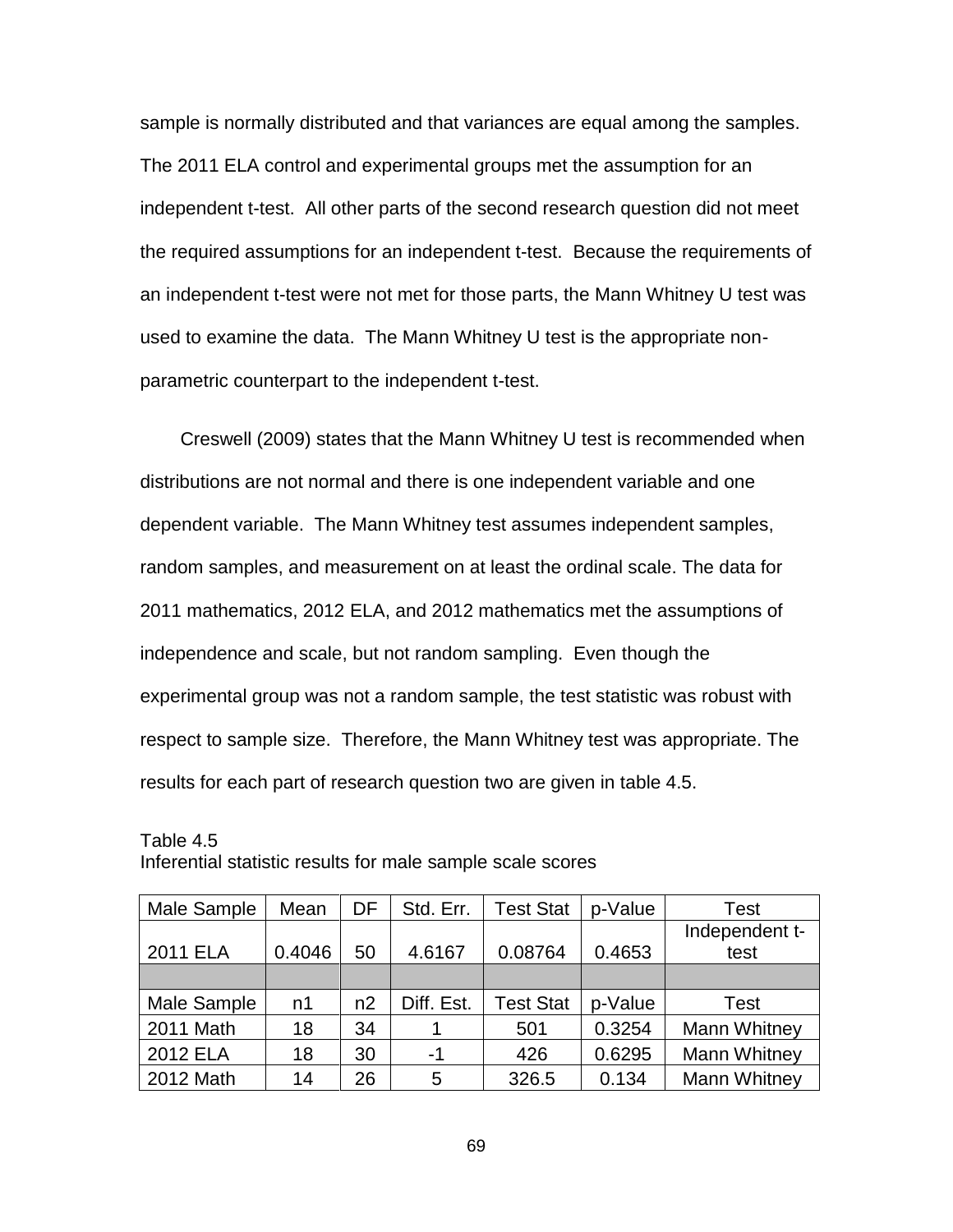sample is normally distributed and that variances are equal among the samples. The 2011 ELA control and experimental groups met the assumption for an independent t-test. All other parts of the second research question did not meet the required assumptions for an independent t-test. Because the requirements of an independent t-test were not met for those parts, the Mann Whitney U test was used to examine the data. The Mann Whitney U test is the appropriate non-parametric counterpart to the independent t-test.

Creswell (2009) states that the Mann Whitney U test is recommended when distributions are not normal and there is one independent variable and one dependent variable. The Mann Whitney test assumes independent samples, random samples, and measurement on at least the ordinal scale. The data for 2011 mathematics, 2012 ELA, and 2012 mathematics met the assumptions of independence and scale, but not random sampling. Even though the experimental group was not a random sample, the test statistic was robust with respect to sample size. Therefore, the Mann Whitney test was appropriate. The results for each part of research question two are given in table 4.5.

Table 4.5
Inferential statistic results for male sample scale scores

| Male Sample | Mean | DF | Std. Err. | Test Stat | p-Value | Test |
|---|---|---|---|---|---|---|
| 2011 ELA | 0.4046 | 50 | 4.6167 | 0.08764 | 0.4653 | Independent t-test |
| | | | | | | |
| Male Sample | n1 | n2 | Diff. Est. | Test Stat | p-Value | Test |
| 2011 Math | 18 | 34 | 1 | 501 | 0.3254 | Mann Whitney |
| 2012 ELA | 18 | 30 | -1 | 426 | 0.6295 | Mann Whitney |
| 2012 Math | 14 | 26 | 5 | 326.5 | 0.134 | Mann Whitney |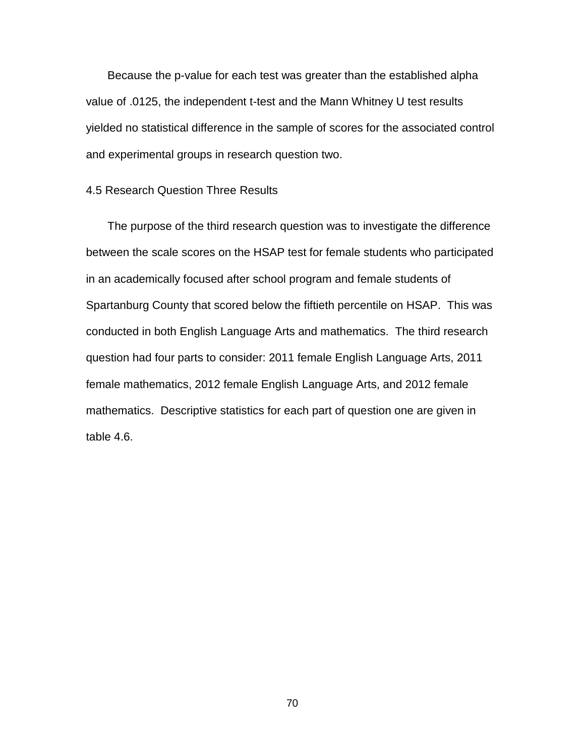Because the p-value for each test was greater than the established alpha value of .0125, the independent t-test and the Mann Whitney U test results yielded no statistical difference in the sample of scores for the associated control and experimental groups in research question two.

## 4.5 Research Question Three Results

The purpose of the third research question was to investigate the difference between the scale scores on the HSAP test for female students who participated in an academically focused after school program and female students of Spartanburg County that scored below the fiftieth percentile on HSAP. This was conducted in both English Language Arts and mathematics. The third research question had four parts to consider: 2011 female English Language Arts, 2011 female mathematics, 2012 female English Language Arts, and 2012 female mathematics. Descriptive statistics for each part of question one are given in table 4.6.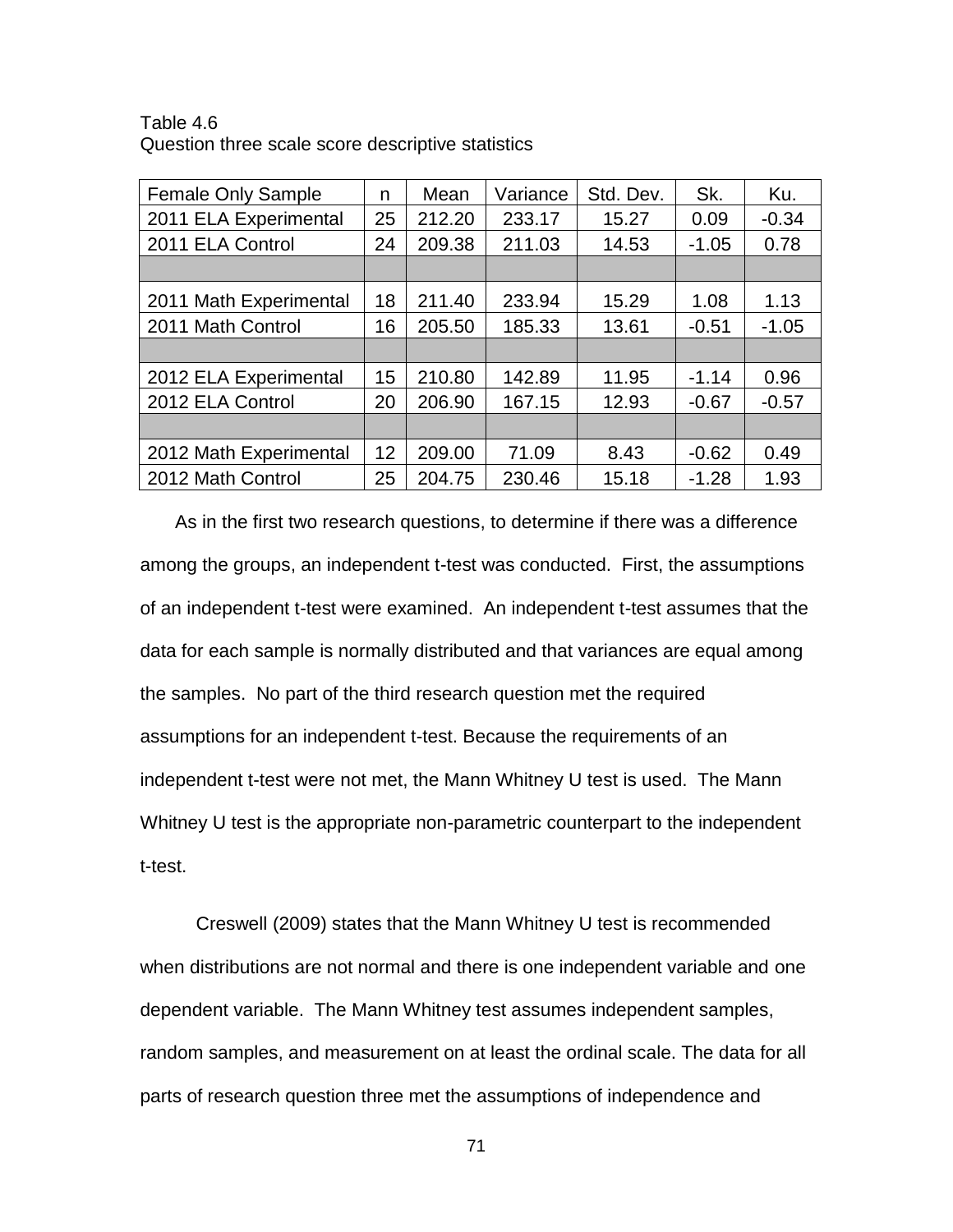Table 4.6
Question three scale score descriptive statistics

| Female Only Sample | n | Mean | Variance | Std. Dev. | Sk. | Ku. |
|---|---|---|---|---|---|---|
| 2011 ELA Experimental | 25 | 212.20 | 233.17 | 15.27 | 0.09 | -0.34 |
| 2011 ELA Control | 24 | 209.38 | 211.03 | 14.53 | -1.05 | 0.78 |
| | | | | | | |
| 2011 Math Experimental | 18 | 211.40 | 233.94 | 15.29 | 1.08 | 1.13 |
| 2011 Math Control | 16 | 205.50 | 185.33 | 13.61 | -0.51 | -1.05 |
| | | | | | | |
| 2012 ELA Experimental | 15 | 210.80 | 142.89 | 11.95 | -1.14 | 0.96 |
| 2012 ELA Control | 20 | 206.90 | 167.15 | 12.93 | -0.67 | -0.57 |
| | | | | | | |
| 2012 Math Experimental | 12 | 209.00 | 71.09 | 8.43 | -0.62 | 0.49 |
| 2012 Math Control | 25 | 204.75 | 230.46 | 15.18 | -1.28 | 1.93 |

As in the first two research questions, to determine if there was a difference among the groups, an independent t-test was conducted. First, the assumptions of an independent t-test were examined. An independent t-test assumes that the data for each sample is normally distributed and that variances are equal among the samples. No part of the third research question met the required assumptions for an independent t-test. Because the requirements of an independent t-test were not met, the Mann Whitney U test is used. The Mann Whitney U test is the appropriate non-parametric counterpart to the independent t-test.

Creswell (2009) states that the Mann Whitney U test is recommended when distributions are not normal and there is one independent variable and one dependent variable. The Mann Whitney test assumes independent samples, random samples, and measurement on at least the ordinal scale. The data for all parts of research question three met the assumptions of independence and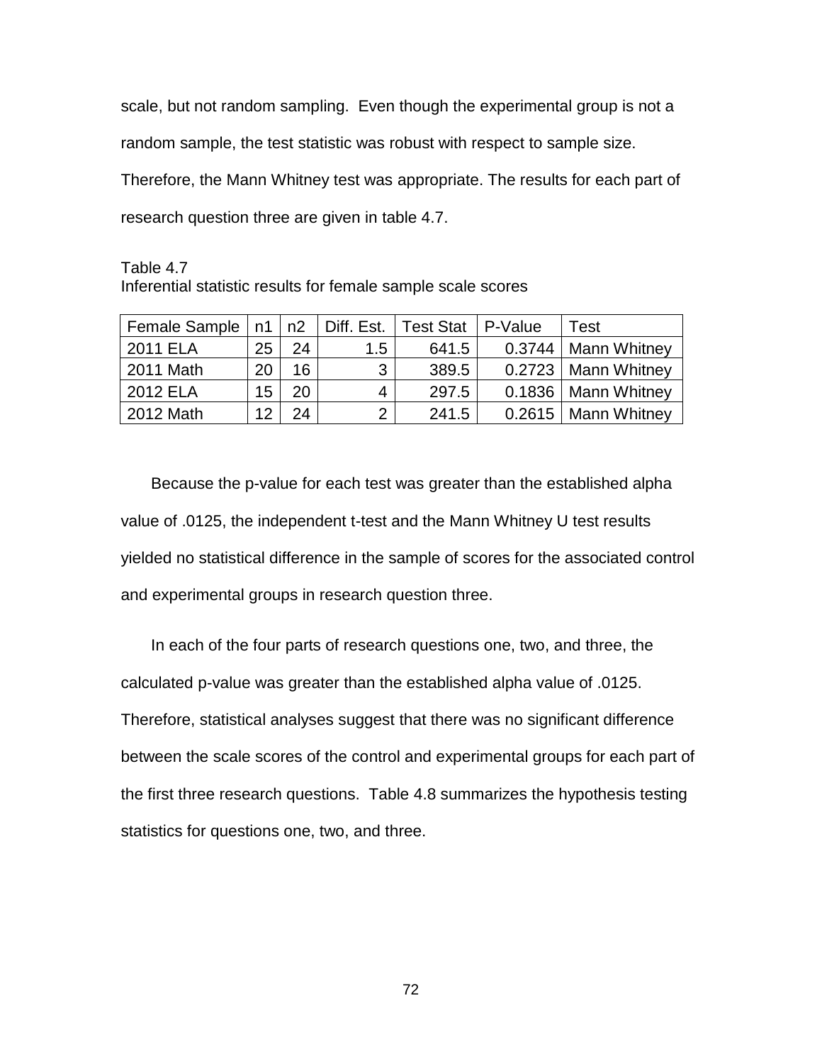scale, but not random sampling. Even though the experimental group is not a random sample, the test statistic was robust with respect to sample size. Therefore, the Mann Whitney test was appropriate. The results for each part of research question three are given in table 4.7.

Table 4.7
Inferential statistic results for female sample scale scores

| Female Sample | n1 | n2 | Diff. Est. | Test Stat | P-Value | Test |
|---|---|---|---|---|---|---|
| 2011 ELA | 25 | 24 | 1.5 | 641.5 | 0.3744 | Mann Whitney |
| 2011 Math | 20 | 16 | 3 | 389.5 | 0.2723 | Mann Whitney |
| 2012 ELA | 15 | 20 | 4 | 297.5 | 0.1836 | Mann Whitney |
| 2012 Math | 12 | 24 | 2 | 241.5 | 0.2615 | Mann Whitney |

Because the p-value for each test was greater than the established alpha value of .0125, the independent t-test and the Mann Whitney U test results yielded no statistical difference in the sample of scores for the associated control and experimental groups in research question three.

In each of the four parts of research questions one, two, and three, the calculated p-value was greater than the established alpha value of .0125. Therefore, statistical analyses suggest that there was no significant difference between the scale scores of the control and experimental groups for each part of the first three research questions. Table 4.8 summarizes the hypothesis testing statistics for questions one, two, and three.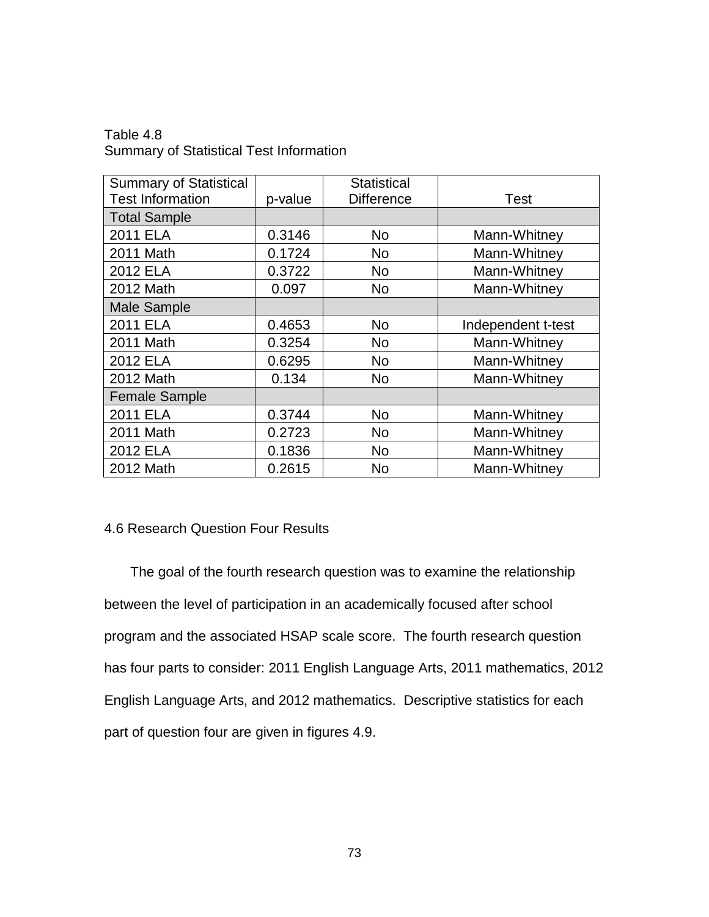Table 4.8
Summary of Statistical Test Information

| Summary of Statistical Test Information | p-value | Statistical Difference | Test |
|---|---|---|---|
| Total Sample | | | |
| 2011 ELA | 0.3146 | No | Mann-Whitney |
| 2011 Math | 0.1724 | No | Mann-Whitney |
| 2012 ELA | 0.3722 | No | Mann-Whitney |
| 2012 Math | 0.097 | No | Mann-Whitney |
| Male Sample | | | |
| 2011 ELA | 0.4653 | No | Independent t-test |
| 2011 Math | 0.3254 | No | Mann-Whitney |
| 2012 ELA | 0.6295 | No | Mann-Whitney |
| 2012 Math | 0.134 | No | Mann-Whitney |
| Female Sample | | | |
| 2011 ELA | 0.3744 | No | Mann-Whitney |
| 2011 Math | 0.2723 | No | Mann-Whitney |
| 2012 ELA | 0.1836 | No | Mann-Whitney |
| 2012 Math | 0.2615 | No | Mann-Whitney |

## 4.6 Research Question Four Results

The goal of the fourth research question was to examine the relationship between the level of participation in an academically focused after school program and the associated HSAP scale score. The fourth research question has four parts to consider: 2011 English Language Arts, 2011 mathematics, 2012 English Language Arts, and 2012 mathematics. Descriptive statistics for each part of question four are given in figures 4.9.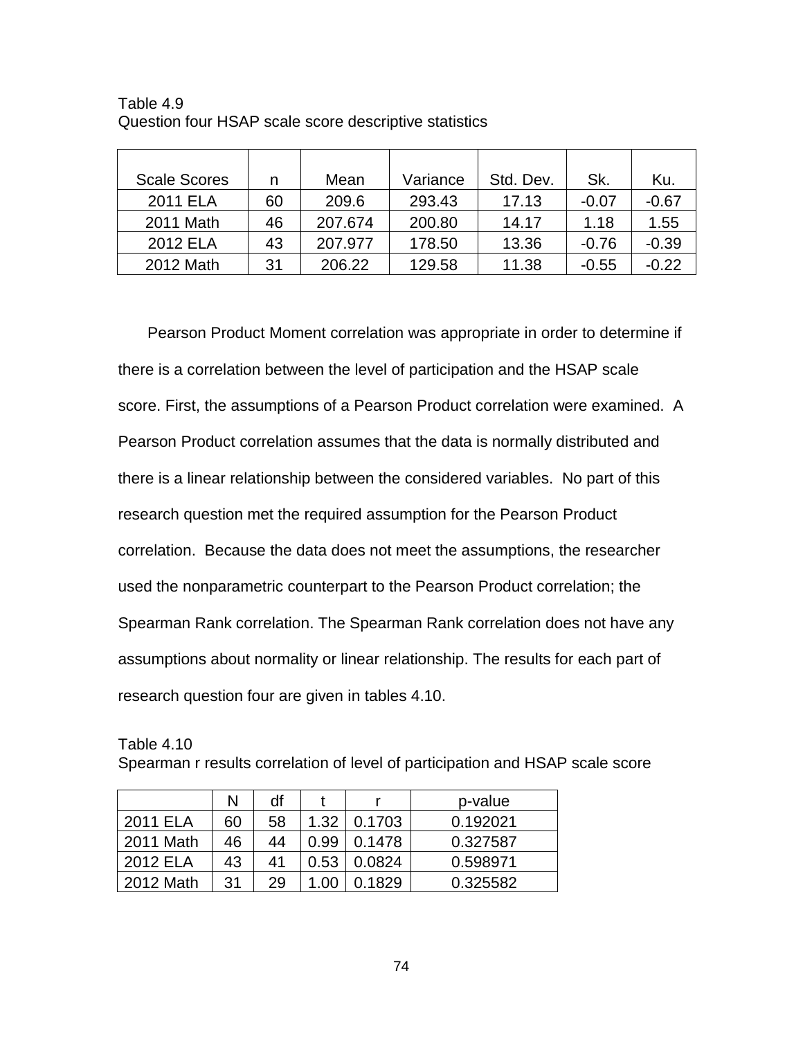Table 4.9
Question four HSAP scale score descriptive statistics

| Scale Scores | n | Mean | Variance | Std. Dev. | Sk. | Ku. |
|---|---|---|---|---|---|---|
| 2011 ELA | 60 | 209.6 | 293.43 | 17.13 | -0.07 | -0.67 |
| 2011 Math | 46 | 207.674 | 200.80 | 14.17 | 1.18 | 1.55 |
| 2012 ELA | 43 | 207.977 | 178.50 | 13.36 | -0.76 | -0.39 |
| 2012 Math | 31 | 206.22 | 129.58 | 11.38 | -0.55 | -0.22 |

Pearson Product Moment correlation was appropriate in order to determine if there is a correlation between the level of participation and the HSAP scale score. First, the assumptions of a Pearson Product correlation were examined. A Pearson Product correlation assumes that the data is normally distributed and there is a linear relationship between the considered variables. No part of this research question met the required assumption for the Pearson Product correlation. Because the data does not meet the assumptions, the researcher used the nonparametric counterpart to the Pearson Product correlation; the Spearman Rank correlation. The Spearman Rank correlation does not have any assumptions about normality or linear relationship. The results for each part of research question four are given in tables 4.10.

Table 4.10
Spearman r results correlation of level of participation and HSAP scale score

| | N | df | t | r | p-value |
|---|---|---|---|---|---|
| 2011 ELA | 60 | 58 | 1.32 | 0.1703 | 0.192021 |
| 2011 Math | 46 | 44 | 0.99 | 0.1478 | 0.327587 |
| 2012 ELA | 43 | 41 | 0.53 | 0.0824 | 0.598971 |
| 2012 Math | 31 | 29 | 1.00 | 0.1829 | 0.325582 |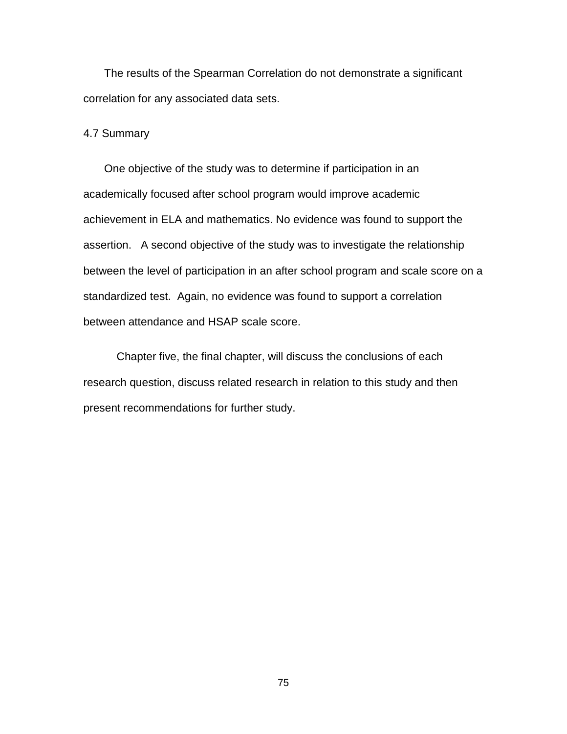The results of the Spearman Correlation do not demonstrate a significant correlation for any associated data sets.

## 4.7 Summary

One objective of the study was to determine if participation in an academically focused after school program would improve academic achievement in ELA and mathematics. No evidence was found to support the assertion. A second objective of the study was to investigate the relationship between the level of participation in an after school program and scale score on a standardized test. Again, no evidence was found to support a correlation between attendance and HSAP scale score.

Chapter five, the final chapter, will discuss the conclusions of each research question, discuss related research in relation to this study and then present recommendations for further study.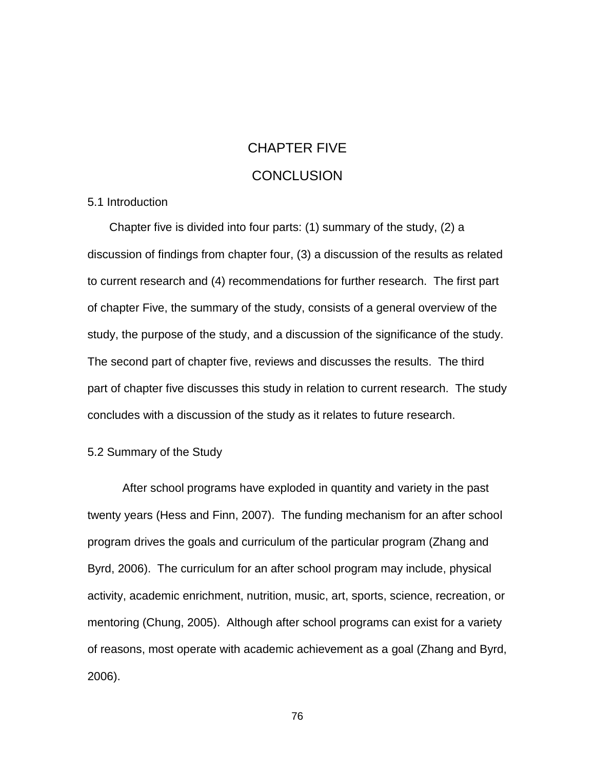# CHAPTER FIVE

# CONCLUSION

## 5.1 Introduction

Chapter five is divided into four parts: (1) summary of the study, (2) a discussion of findings from chapter four, (3) a discussion of the results as related to current research and (4) recommendations for further research. The first part of chapter Five, the summary of the study, consists of a general overview of the study, the purpose of the study, and a discussion of the significance of the study. The second part of chapter five, reviews and discusses the results. The third part of chapter five discusses this study in relation to current research. The study concludes with a discussion of the study as it relates to future research.

## 5.2 Summary of the Study

After school programs have exploded in quantity and variety in the past twenty years (Hess and Finn, 2007). The funding mechanism for an after school program drives the goals and curriculum of the particular program (Zhang and Byrd, 2006). The curriculum for an after school program may include, physical activity, academic enrichment, nutrition, music, art, sports, science, recreation, or mentoring (Chung, 2005). Although after school programs can exist for a variety of reasons, most operate with academic achievement as a goal (Zhang and Byrd, 2006).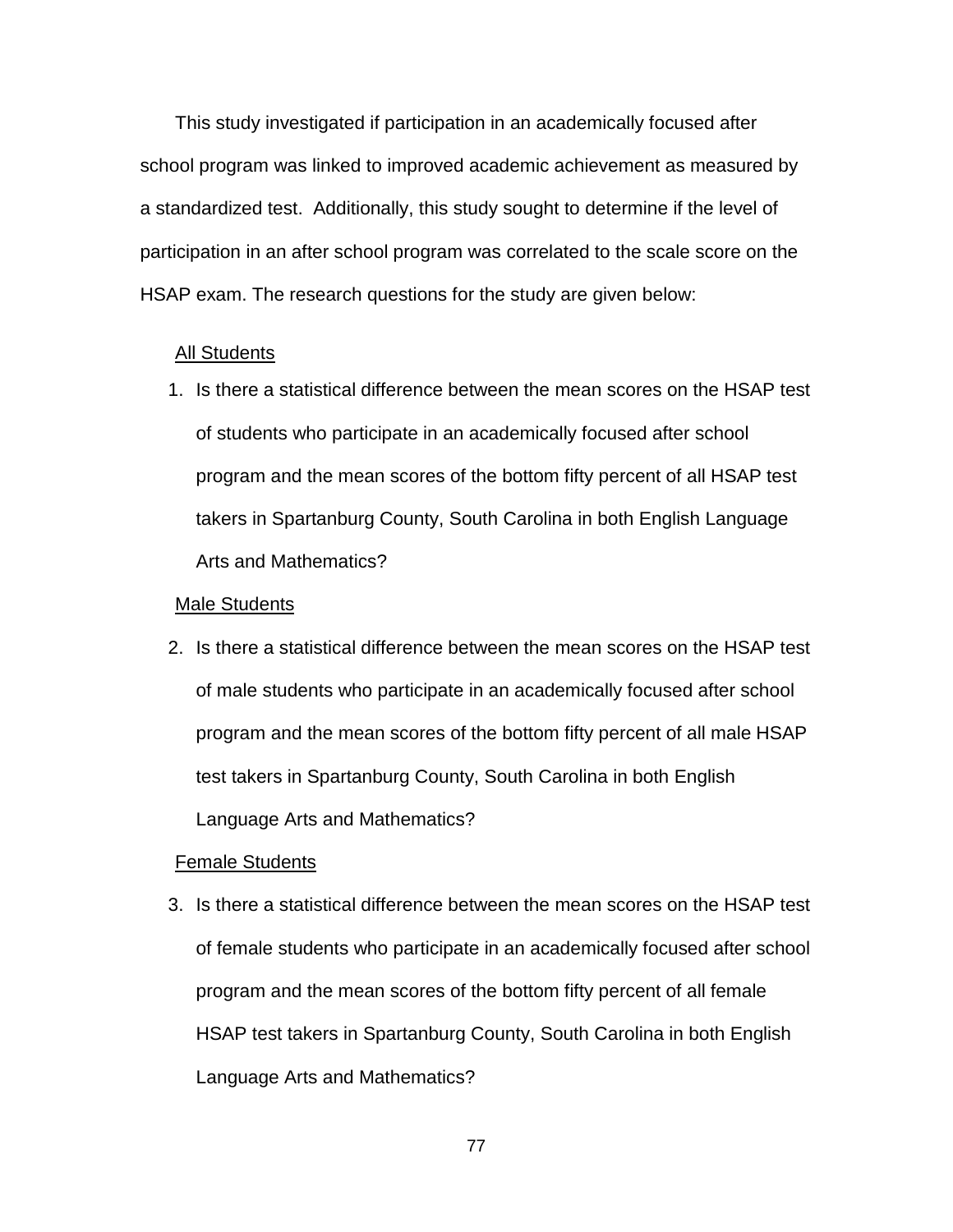This study investigated if participation in an academically focused after school program was linked to improved academic achievement as measured by a standardized test. Additionally, this study sought to determine if the level of participation in an after school program was correlated to the scale score on the HSAP exam. The research questions for the study are given below:

<u>All Students</u>

1. Is there a statistical difference between the mean scores on the HSAP test of students who participate in an academically focused after school program and the mean scores of the bottom fifty percent of all HSAP test takers in Spartanburg County, South Carolina in both English Language Arts and Mathematics?

<u>Male Students</u>

2. Is there a statistical difference between the mean scores on the HSAP test of male students who participate in an academically focused after school program and the mean scores of the bottom fifty percent of all male HSAP test takers in Spartanburg County, South Carolina in both English Language Arts and Mathematics?

<u>Female Students</u>

3. Is there a statistical difference between the mean scores on the HSAP test of female students who participate in an academically focused after school program and the mean scores of the bottom fifty percent of all female HSAP test takers in Spartanburg County, South Carolina in both English Language Arts and Mathematics?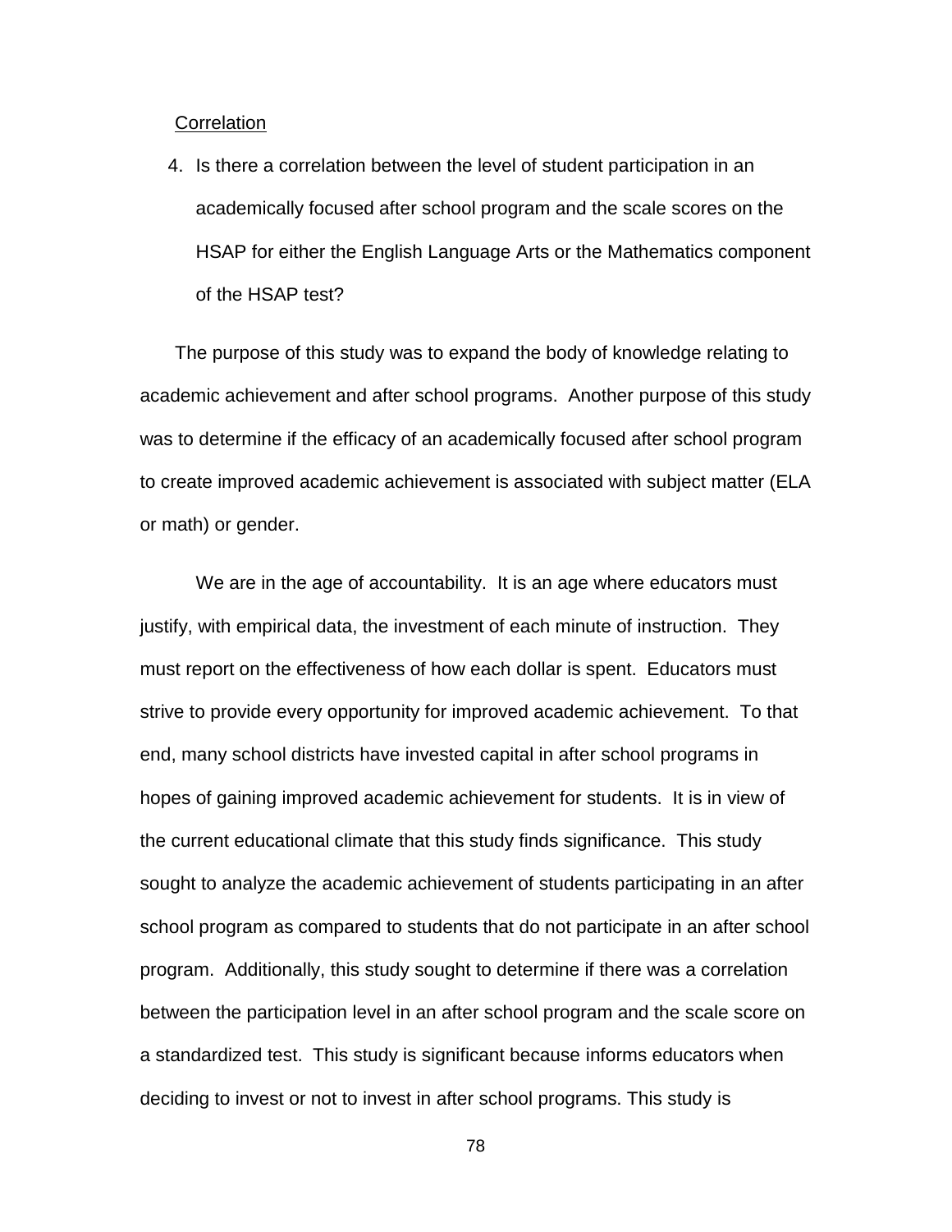<u>Correlation</u>

4. Is there a correlation between the level of student participation in an academically focused after school program and the scale scores on the HSAP for either the English Language Arts or the Mathematics component of the HSAP test?

The purpose of this study was to expand the body of knowledge relating to academic achievement and after school programs. Another purpose of this study was to determine if the efficacy of an academically focused after school program to create improved academic achievement is associated with subject matter (ELA or math) or gender.

We are in the age of accountability. It is an age where educators must justify, with empirical data, the investment of each minute of instruction. They must report on the effectiveness of how each dollar is spent. Educators must strive to provide every opportunity for improved academic achievement. To that end, many school districts have invested capital in after school programs in hopes of gaining improved academic achievement for students. It is in view of the current educational climate that this study finds significance. This study sought to analyze the academic achievement of students participating in an after school program as compared to students that do not participate in an after school program. Additionally, this study sought to determine if there was a correlation between the participation level in an after school program and the scale score on a standardized test. This study is significant because informs educators when deciding to invest or not to invest in after school programs. This study is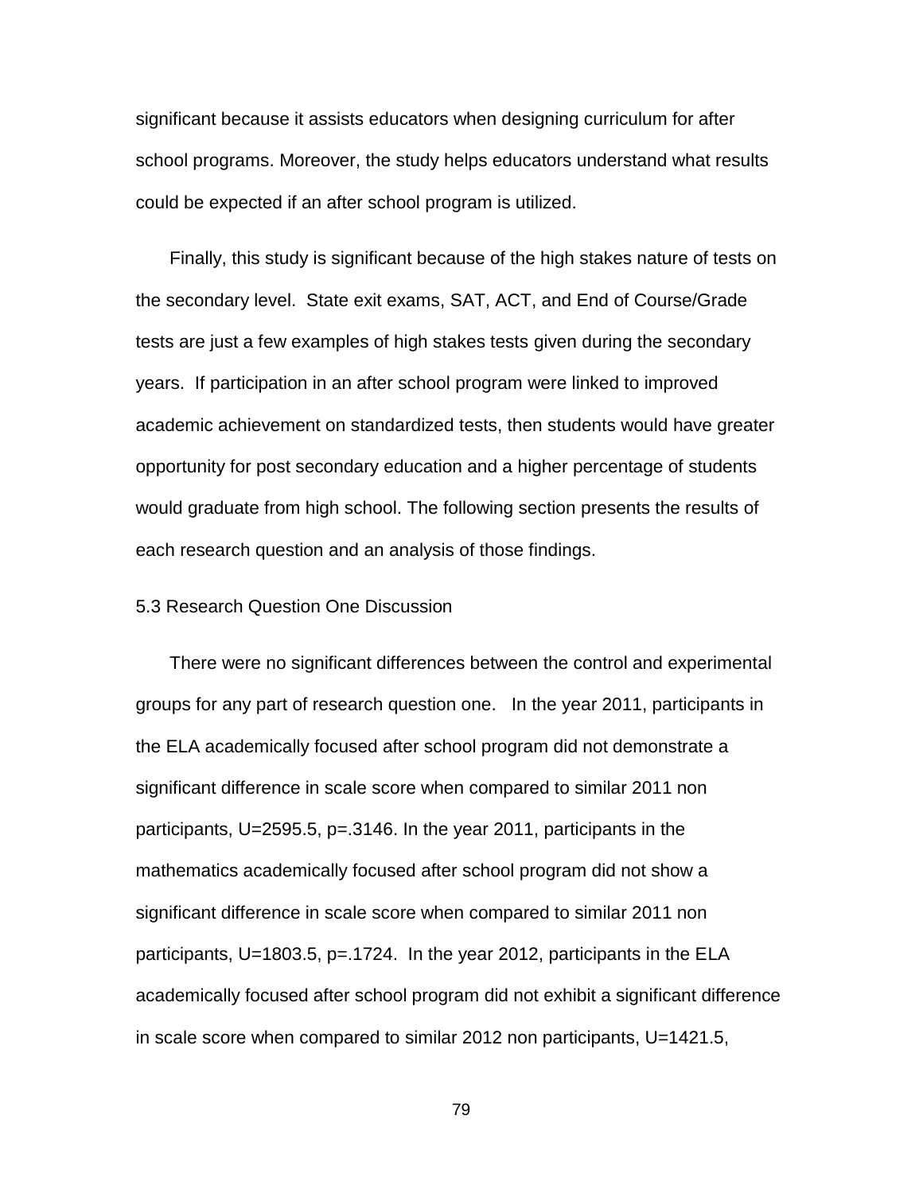significant because it assists educators when designing curriculum for after school programs. Moreover, the study helps educators understand what results could be expected if an after school program is utilized.

Finally, this study is significant because of the high stakes nature of tests on the secondary level. State exit exams, SAT, ACT, and End of Course/Grade tests are just a few examples of high stakes tests given during the secondary years. If participation in an after school program were linked to improved academic achievement on standardized tests, then students would have greater opportunity for post secondary education and a higher percentage of students would graduate from high school. The following section presents the results of each research question and an analysis of those findings.

## 5.3 Research Question One Discussion

There were no significant differences between the control and experimental groups for any part of research question one. In the year 2011, participants in the ELA academically focused after school program did not demonstrate a significant difference in scale score when compared to similar 2011 non participants, $U=2595.5$, $p=.3146$. In the year 2011, participants in the mathematics academically focused after school program did not show a significant difference in scale score when compared to similar 2011 non participants, $U=1803.5$, $p=.1724$. In the year 2012, participants in the ELA academically focused after school program did not exhibit a significant difference in scale score when compared to similar 2012 non participants, $U=1421.5$,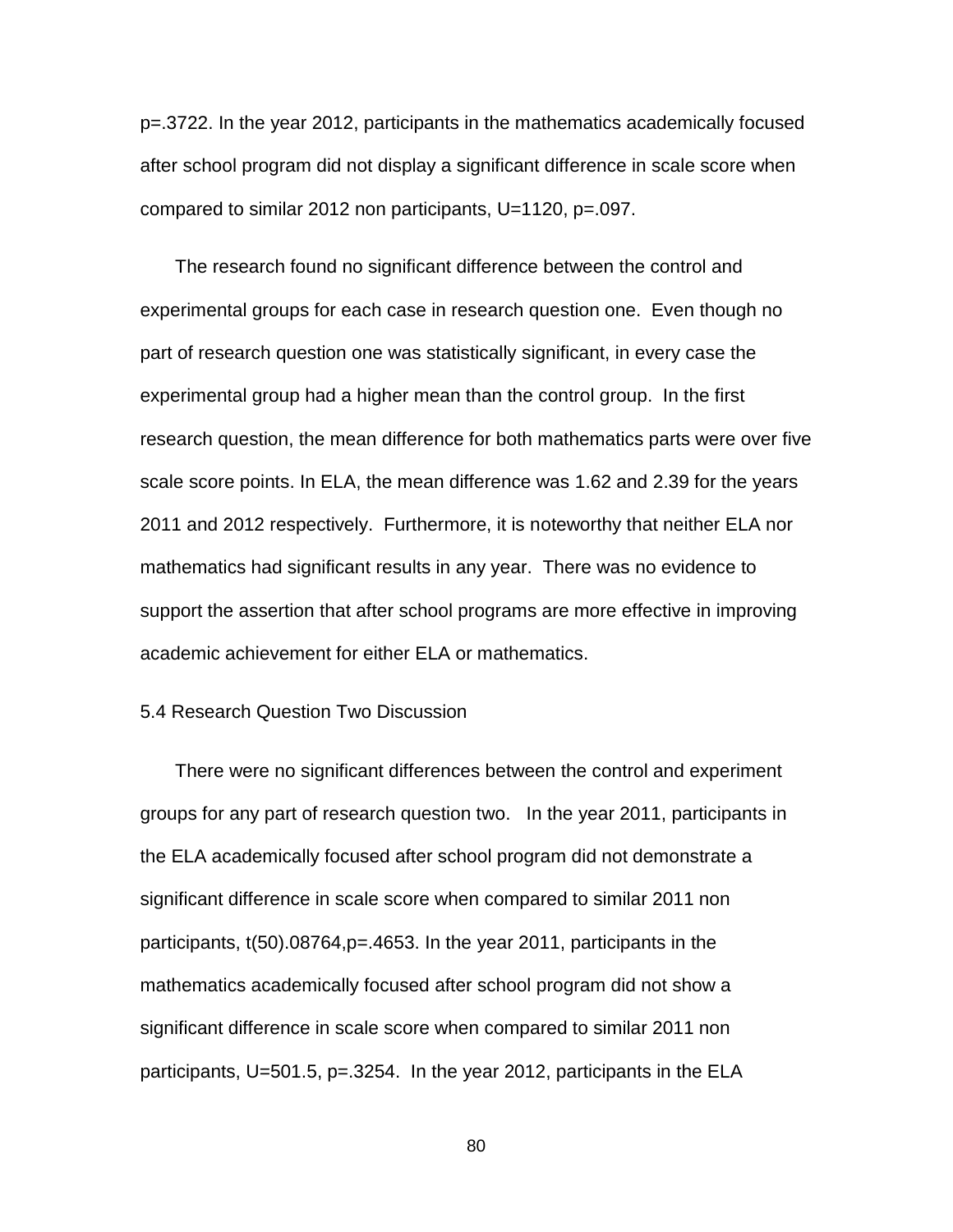p=.3722. In the year 2012, participants in the mathematics academically focused after school program did not display a significant difference in scale score when compared to similar 2012 non participants, U=1120, p=.097.

The research found no significant difference between the control and experimental groups for each case in research question one. Even though no part of research question one was statistically significant, in every case the experimental group had a higher mean than the control group. In the first research question, the mean difference for both mathematics parts were over five scale score points. In ELA, the mean difference was 1.62 and 2.39 for the years 2011 and 2012 respectively. Furthermore, it is noteworthy that neither ELA nor mathematics had significant results in any year. There was no evidence to support the assertion that after school programs are more effective in improving academic achievement for either ELA or mathematics.

## 5.4 Research Question Two Discussion

There were no significant differences between the control and experiment groups for any part of research question two. In the year 2011, participants in the ELA academically focused after school program did not demonstrate a significant difference in scale score when compared to similar 2011 non participants, t(50).08764,p=.4653. In the year 2011, participants in the mathematics academically focused after school program did not show a significant difference in scale score when compared to similar 2011 non participants, U=501.5, p=.3254. In the year 2012, participants in the ELA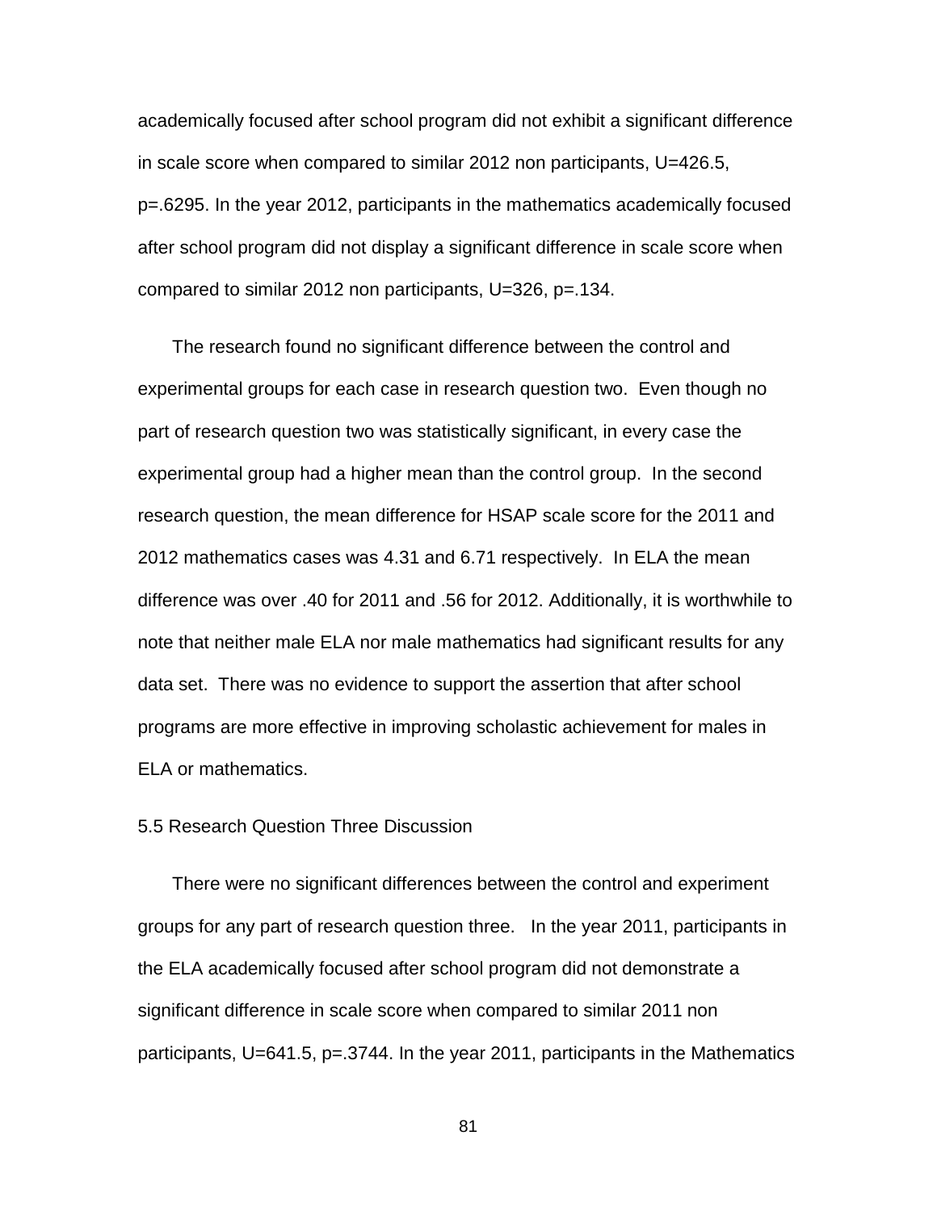academically focused after school program did not exhibit a significant difference in scale score when compared to similar 2012 non participants, $U=426.5$, $p=.6295$. In the year 2012, participants in the mathematics academically focused after school program did not display a significant difference in scale score when compared to similar 2012 non participants, $U=326$, $p=.134$.

The research found no significant difference between the control and experimental groups for each case in research question two. Even though no part of research question two was statistically significant, in every case the experimental group had a higher mean than the control group. In the second research question, the mean difference for HSAP scale score for the 2011 and 2012 mathematics cases was 4.31 and 6.71 respectively. In ELA the mean difference was over .40 for 2011 and .56 for 2012. Additionally, it is worthwhile to note that neither male ELA nor male mathematics had significant results for any data set. There was no evidence to support the assertion that after school programs are more effective in improving scholastic achievement for males in ELA or mathematics.

## 5.5 Research Question Three Discussion

There were no significant differences between the control and experiment groups for any part of research question three. In the year 2011, participants in the ELA academically focused after school program did not demonstrate a significant difference in scale score when compared to similar 2011 non participants, $U=641.5$, $p=.3744$. In the year 2011, participants in the Mathematics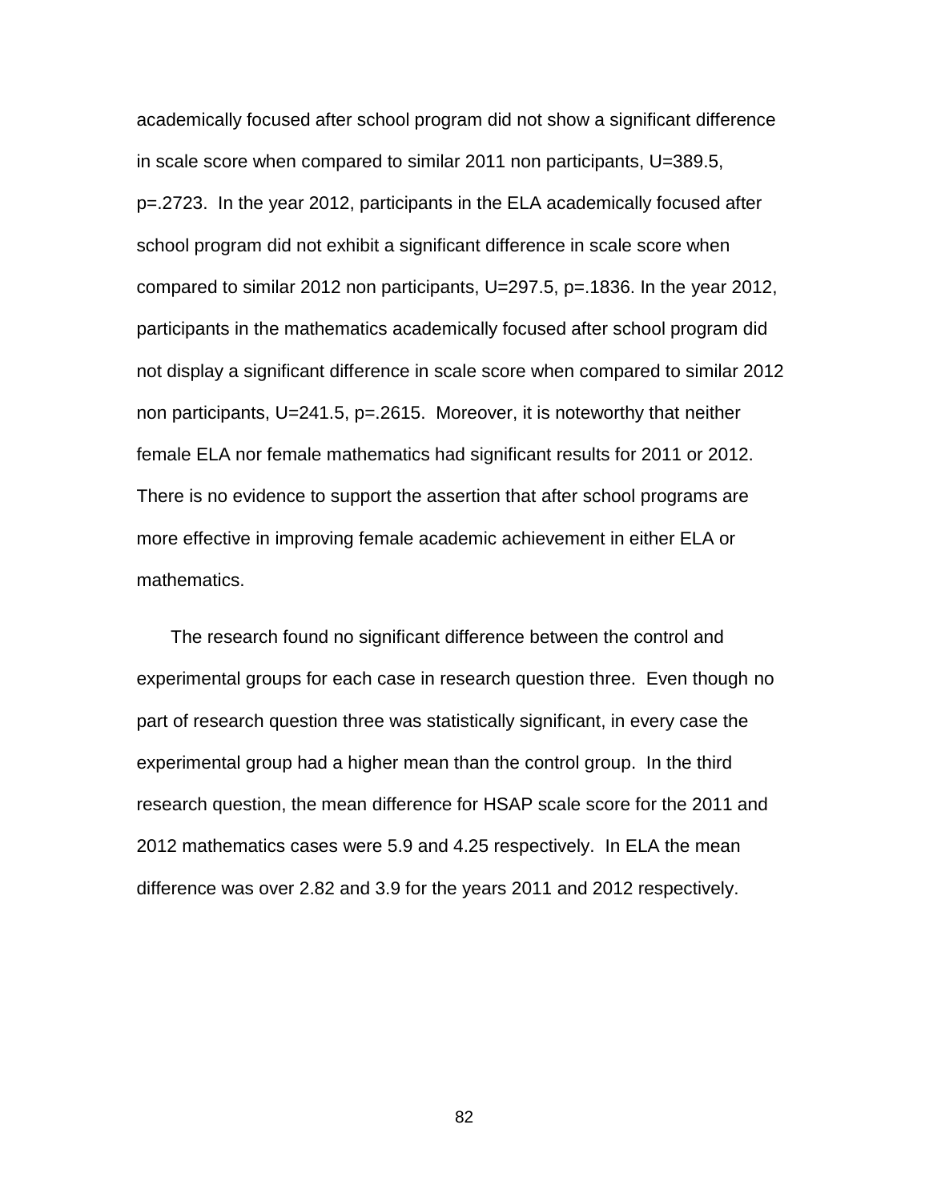academically focused after school program did not show a significant difference in scale score when compared to similar 2011 non participants, $U=389.5$, $p=.2723$. In the year 2012, participants in the ELA academically focused after school program did not exhibit a significant difference in scale score when compared to similar 2012 non participants, $U=297.5$, $p=.1836$. In the year 2012, participants in the mathematics academically focused after school program did not display a significant difference in scale score when compared to similar 2012 non participants, $U=241.5$, $p=.2615$. Moreover, it is noteworthy that neither female ELA nor female mathematics had significant results for 2011 or 2012. There is no evidence to support the assertion that after school programs are more effective in improving female academic achievement in either ELA or mathematics.

The research found no significant difference between the control and experimental groups for each case in research question three. Even though no part of research question three was statistically significant, in every case the experimental group had a higher mean than the control group. In the third research question, the mean difference for HSAP scale score for the 2011 and 2012 mathematics cases were 5.9 and 4.25 respectively. In ELA the mean difference was over 2.82 and 3.9 for the years 2011 and 2012 respectively.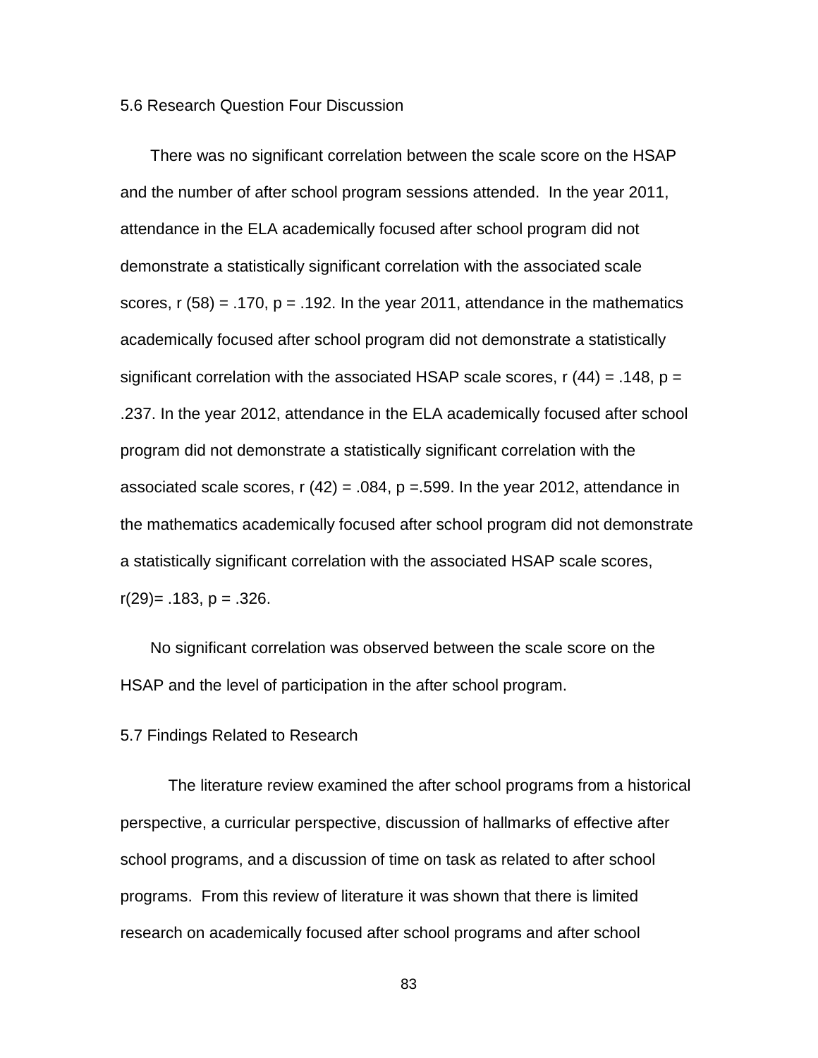## 5.6 Research Question Four Discussion

There was no significant correlation between the scale score on the HSAP and the number of after school program sessions attended. In the year 2011, attendance in the ELA academically focused after school program did not demonstrate a statistically significant correlation with the associated scale scores, $r(58) = .170$, $p = .192$. In the year 2011, attendance in the mathematics academically focused after school program did not demonstrate a statistically significant correlation with the associated HSAP scale scores, $r(44) = .148$, $p = .237$. In the year 2012, attendance in the ELA academically focused after school program did not demonstrate a statistically significant correlation with the associated scale scores, $r(42) = .084$, $p = .599$. In the year 2012, attendance in the mathematics academically focused after school program did not demonstrate a statistically significant correlation with the associated HSAP scale scores, $r(29) = .183$, $p = .326$.

No significant correlation was observed between the scale score on the HSAP and the level of participation in the after school program.

## 5.7 Findings Related to Research

The literature review examined the after school programs from a historical perspective, a curricular perspective, discussion of hallmarks of effective after school programs, and a discussion of time on task as related to after school programs. From this review of literature it was shown that there is limited research on academically focused after school programs and after school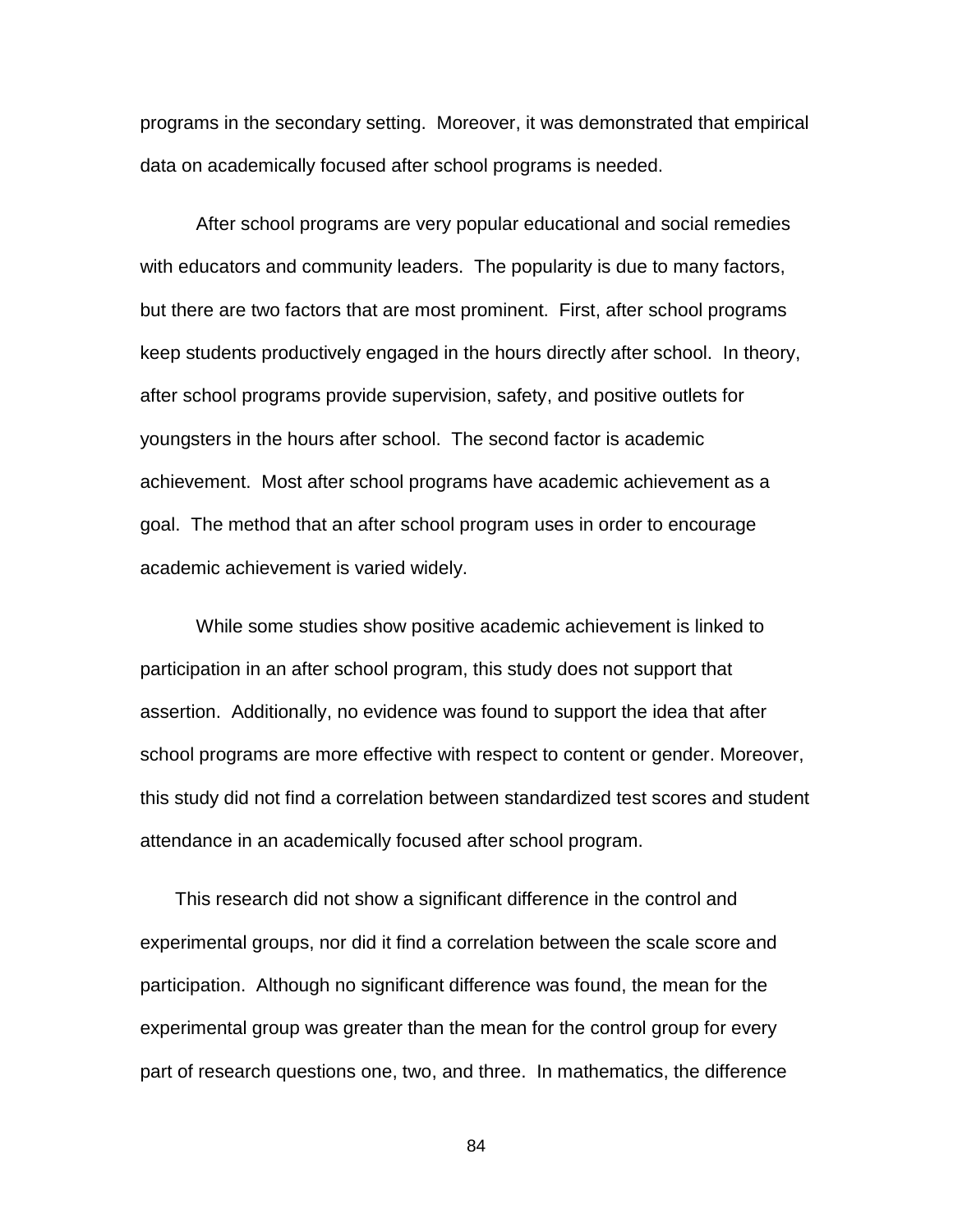programs in the secondary setting. Moreover, it was demonstrated that empirical data on academically focused after school programs is needed.

After school programs are very popular educational and social remedies with educators and community leaders. The popularity is due to many factors, but there are two factors that are most prominent. First, after school programs keep students productively engaged in the hours directly after school. In theory, after school programs provide supervision, safety, and positive outlets for youngsters in the hours after school. The second factor is academic achievement. Most after school programs have academic achievement as a goal. The method that an after school program uses in order to encourage academic achievement is varied widely.

While some studies show positive academic achievement is linked to participation in an after school program, this study does not support that assertion. Additionally, no evidence was found to support the idea that after school programs are more effective with respect to content or gender. Moreover, this study did not find a correlation between standardized test scores and student attendance in an academically focused after school program.

This research did not show a significant difference in the control and experimental groups, nor did it find a correlation between the scale score and participation. Although no significant difference was found, the mean for the experimental group was greater than the mean for the control group for every part of research questions one, two, and three. In mathematics, the difference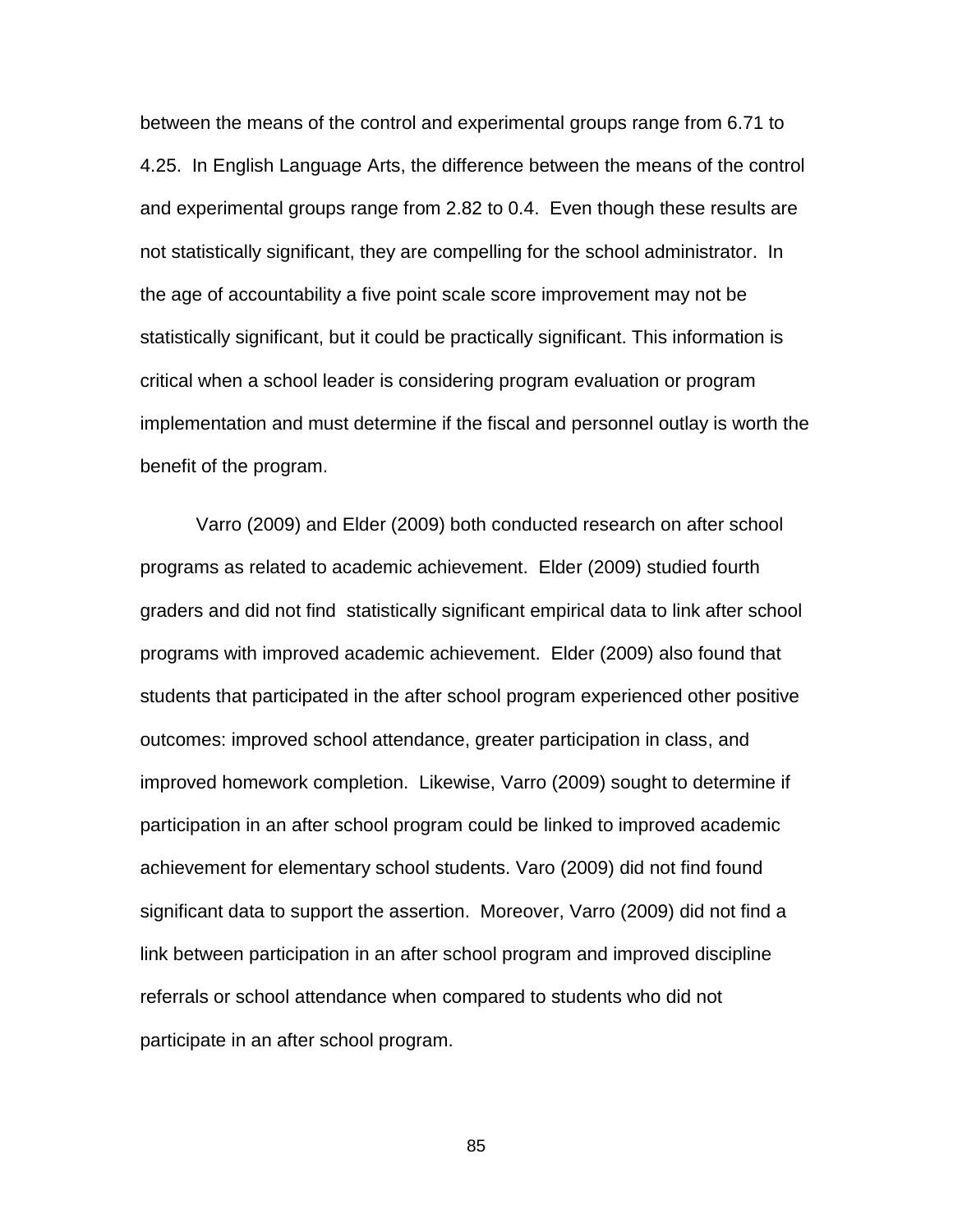between the means of the control and experimental groups range from 6.71 to 4.25. In English Language Arts, the difference between the means of the control and experimental groups range from 2.82 to 0.4. Even though these results are not statistically significant, they are compelling for the school administrator. In the age of accountability a five point scale score improvement may not be statistically significant, but it could be practically significant. This information is critical when a school leader is considering program evaluation or program implementation and must determine if the fiscal and personnel outlay is worth the benefit of the program.

Varro (2009) and Elder (2009) both conducted research on after school programs as related to academic achievement. Elder (2009) studied fourth graders and did not find statistically significant empirical data to link after school programs with improved academic achievement. Elder (2009) also found that students that participated in the after school program experienced other positive outcomes: improved school attendance, greater participation in class, and improved homework completion. Likewise, Varro (2009) sought to determine if participation in an after school program could be linked to improved academic achievement for elementary school students. Varo (2009) did not find found significant data to support the assertion. Moreover, Varro (2009) did not find a link between participation in an after school program and improved discipline referrals or school attendance when compared to students who did not participate in an after school program.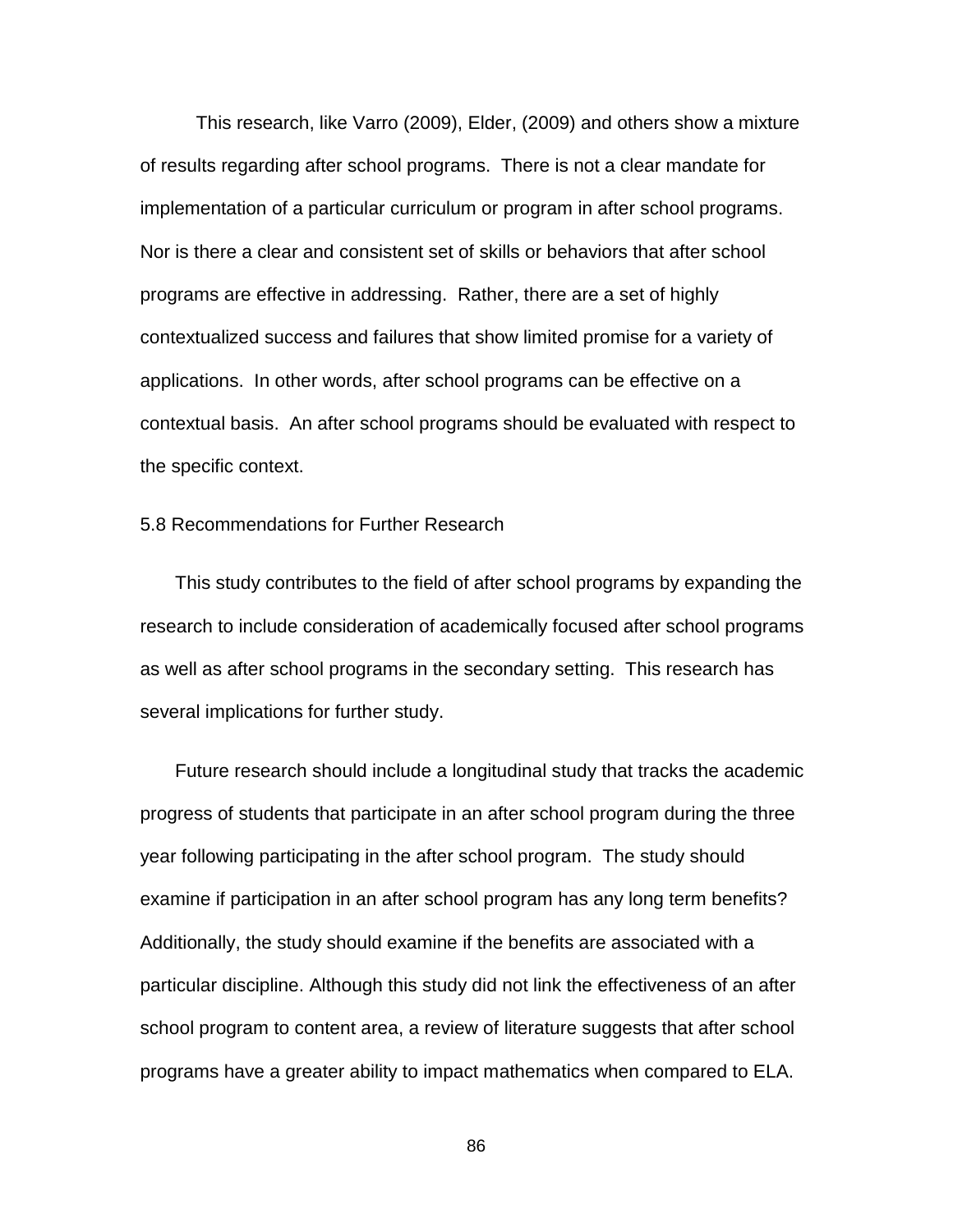This research, like Varro (2009), Elder, (2009) and others show a mixture of results regarding after school programs. There is not a clear mandate for implementation of a particular curriculum or program in after school programs. Nor is there a clear and consistent set of skills or behaviors that after school programs are effective in addressing. Rather, there are a set of highly contextualized success and failures that show limited promise for a variety of applications. In other words, after school programs can be effective on a contextual basis. An after school programs should be evaluated with respect to the specific context.

## 5.8 Recommendations for Further Research

This study contributes to the field of after school programs by expanding the research to include consideration of academically focused after school programs as well as after school programs in the secondary setting. This research has several implications for further study.

Future research should include a longitudinal study that tracks the academic progress of students that participate in an after school program during the three year following participating in the after school program. The study should examine if participation in an after school program has any long term benefits? Additionally, the study should examine if the benefits are associated with a particular discipline. Although this study did not link the effectiveness of an after school program to content area, a review of literature suggests that after school programs have a greater ability to impact mathematics when compared to ELA.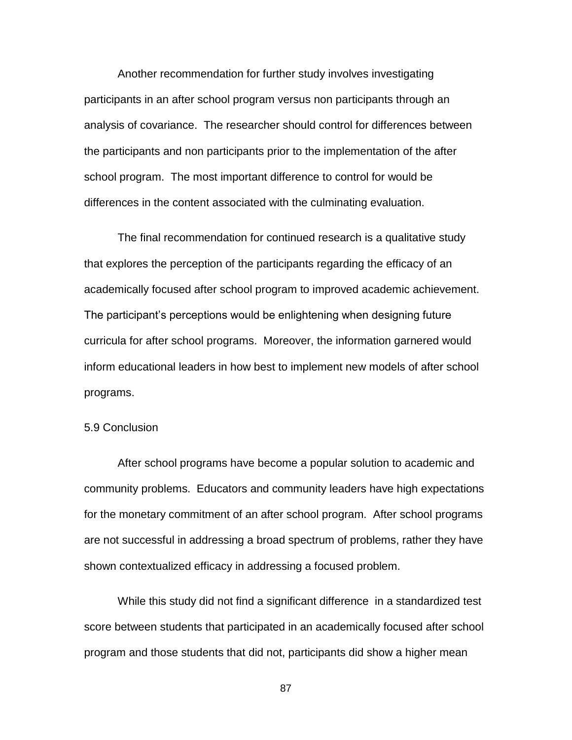Another recommendation for further study involves investigating participants in an after school program versus non participants through an analysis of covariance. The researcher should control for differences between the participants and non participants prior to the implementation of the after school program. The most important difference to control for would be differences in the content associated with the culminating evaluation.

The final recommendation for continued research is a qualitative study that explores the perception of the participants regarding the efficacy of an academically focused after school program to improved academic achievement. The participant's perceptions would be enlightening when designing future curricula for after school programs. Moreover, the information garnered would inform educational leaders in how best to implement new models of after school programs.

## 5.9 Conclusion

After school programs have become a popular solution to academic and community problems. Educators and community leaders have high expectations for the monetary commitment of an after school program. After school programs are not successful in addressing a broad spectrum of problems, rather they have shown contextualized efficacy in addressing a focused problem.

While this study did not find a significant difference in a standardized test score between students that participated in an academically focused after school program and those students that did not, participants did show a higher mean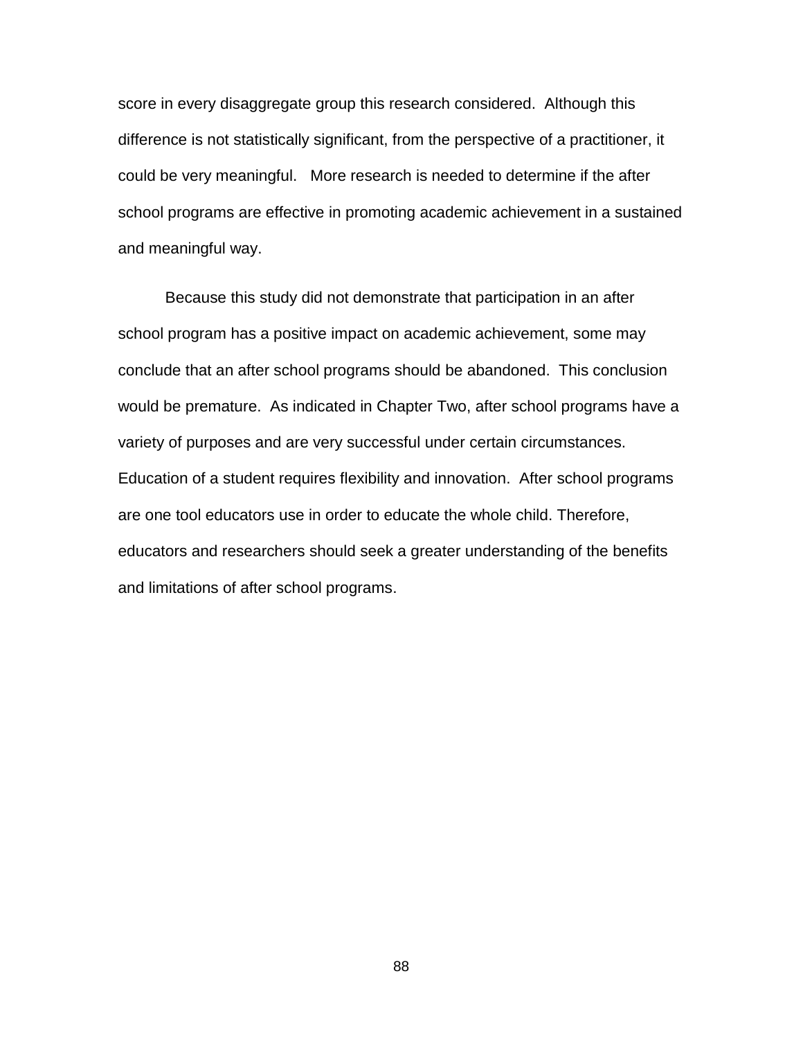score in every disaggregate group this research considered.  Although this difference is not statistically significant, from the perspective of a practitioner, it could be very meaningful.   More research is needed to determine if the after school programs are effective in promoting academic achievement in a sustained and meaningful way.

Because this study did not demonstrate that participation in an after school program has a positive impact on academic achievement, some may conclude that an after school programs should be abandoned.  This conclusion would be premature.  As indicated in Chapter Two, after school programs have a variety of purposes and are very successful under certain circumstances. Education of a student requires flexibility and innovation.  After school programs are one tool educators use in order to educate the whole child. Therefore, educators and researchers should seek a greater understanding of the benefits and limitations of after school programs.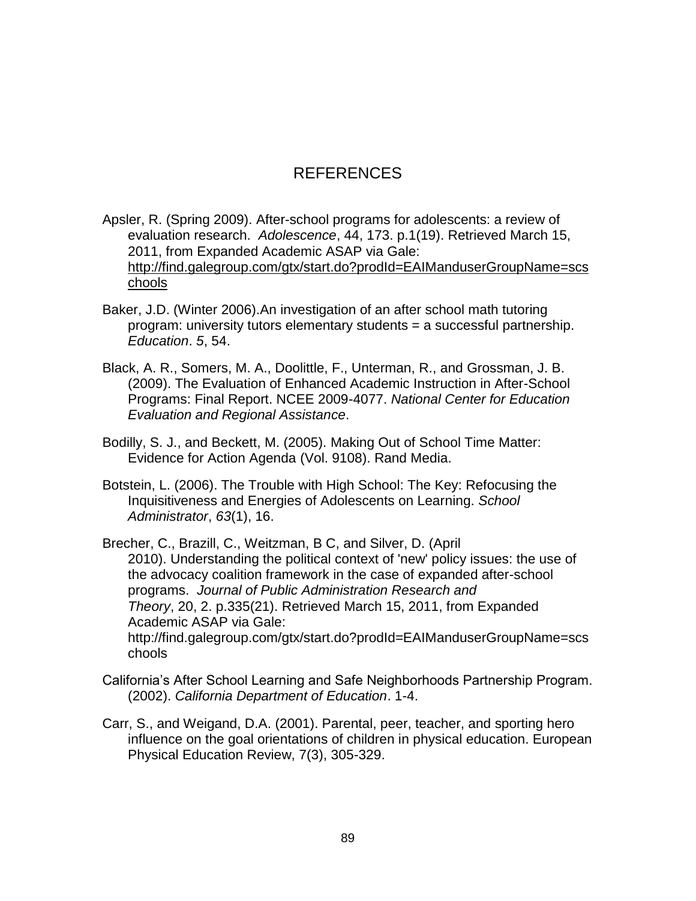# REFERENCES

Apsler, R. (Spring 2009). After-school programs for adolescents: a review of evaluation research. *Adolescence*, 44, 173. p.1(19). Retrieved March 15, 2011, from Expanded Academic ASAP via Gale: http://find.galegroup.com/gtx/start.do?prodId=EAIManduserGroupName=scschools

Baker, J.D. (Winter 2006).An investigation of an after school math tutoring program: university tutors elementary students = a successful partnership. *Education*. *5*, 54.

Black, A. R., Somers, M. A., Doolittle, F., Unterman, R., and Grossman, J. B. (2009). The Evaluation of Enhanced Academic Instruction in After-School Programs: Final Report. NCEE 2009-4077. *National Center for Education Evaluation and Regional Assistance*.

Bodilly, S. J., and Beckett, M. (2005). Making Out of School Time Matter: Evidence for Action Agenda (Vol. 9108). Rand Media.

Botstein, L. (2006). The Trouble with High School: The Key: Refocusing the Inquisitiveness and Energies of Adolescents on Learning. *School Administrator*, *63*(1), 16.

Brecher, C., Brazill, C., Weitzman, B C, and Silver, D. (April 2010). Understanding the political context of 'new' policy issues: the use of the advocacy coalition framework in the case of expanded after-school programs. *Journal of Public Administration Research and Theory*, 20, 2. p.335(21). Retrieved March 15, 2011, from Expanded Academic ASAP via Gale: http://find.galegroup.com/gtx/start.do?prodId=EAIManduserGroupName=scschools

California's After School Learning and Safe Neighborhoods Partnership Program. (2002). *California Department of Education*. 1-4.

Carr, S., and Weigand, D.A. (2001). Parental, peer, teacher, and sporting hero influence on the goal orientations of children in physical education. European Physical Education Review, 7(3), 305-329.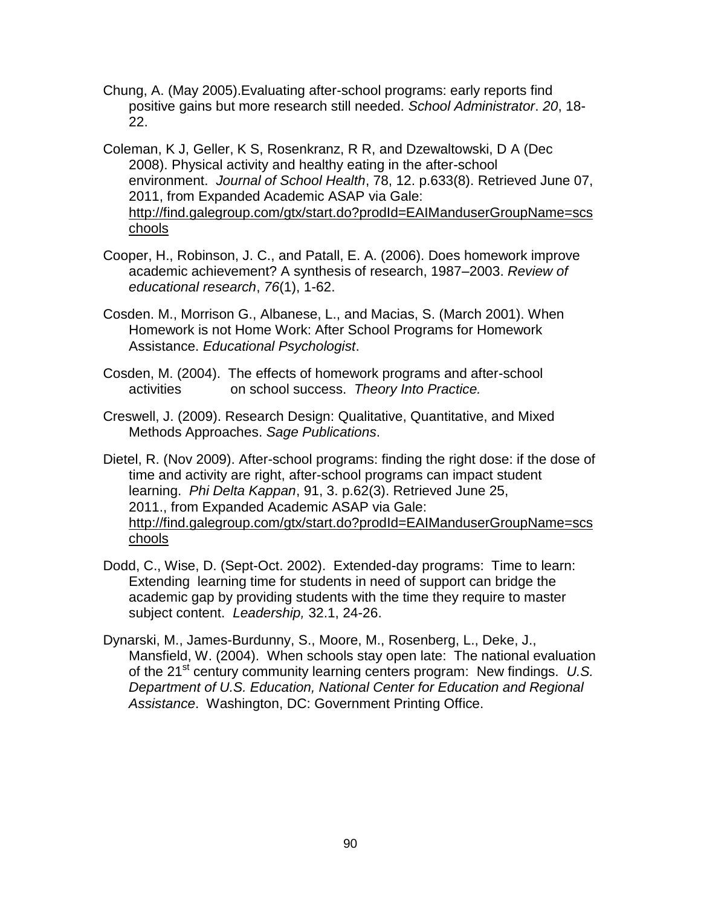Chung, A. (May 2005).Evaluating after-school programs: early reports find positive gains but more research still needed. *School Administrator*. *20*, 18-22.

Coleman, K J, Geller, K S, Rosenkranz, R R, and Dzewaltowski, D A (Dec 2008). Physical activity and healthy eating in the after-school environment. *Journal of School Health*, 78, 12. p.633(8). Retrieved June 07, 2011, from Expanded Academic ASAP via Gale: http://find.galegroup.com/gtx/start.do?prodId=EAIManduserGroupName=scschools

Cooper, H., Robinson, J. C., and Patall, E. A. (2006). Does homework improve academic achievement? A synthesis of research, 1987–2003. *Review of educational research*, *76*(1), 1-62.

Cosden. M., Morrison G., Albanese, L., and Macias, S. (March 2001). When Homework is not Home Work: After School Programs for Homework Assistance. *Educational Psychologist*.

Cosden, M. (2004). The effects of homework programs and after-school activities on school success. *Theory Into Practice.*

Creswell, J. (2009). Research Design: Qualitative, Quantitative, and Mixed Methods Approaches. *Sage Publications*.

Dietel, R. (Nov 2009). After-school programs: finding the right dose: if the dose of time and activity are right, after-school programs can impact student learning. *Phi Delta Kappan*, 91, 3. p.62(3). Retrieved June 25, 2011., from Expanded Academic ASAP via Gale: http://find.galegroup.com/gtx/start.do?prodId=EAIManduserGroupName=scschools

Dodd, C., Wise, D. (Sept-Oct. 2002). Extended-day programs: Time to learn: Extending learning time for students in need of support can bridge the academic gap by providing students with the time they require to master subject content. *Leadership,* 32.1, 24-26.

Dynarski, M., James-Burdunny, S., Moore, M., Rosenberg, L., Deke, J., Mansfield, W. (2004). When schools stay open late: The national evaluation of the 21st century community learning centers program: New findings. *U.S. Department of U.S. Education, National Center for Education and Regional Assistance*. Washington, DC: Government Printing Office.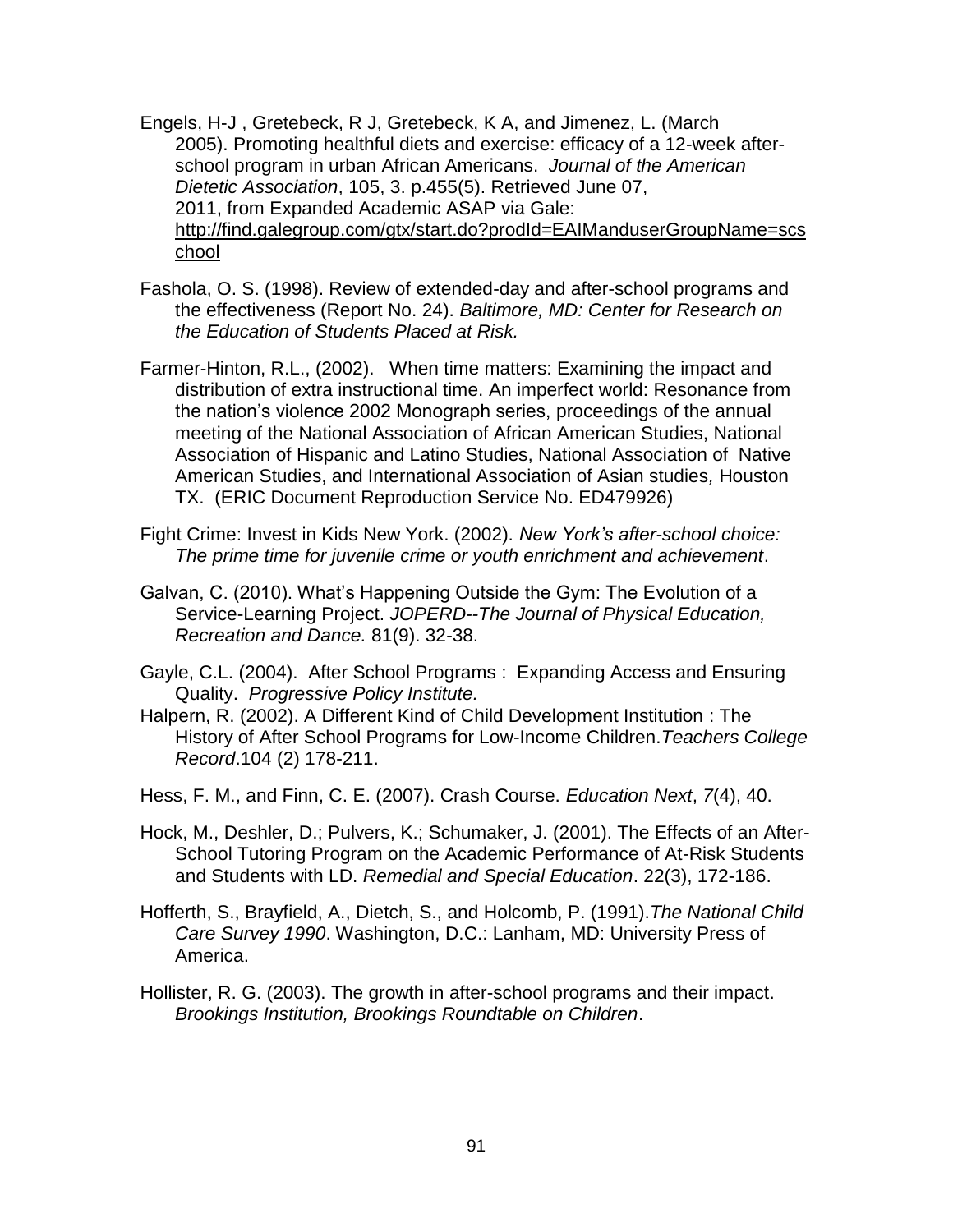Engels, H-J , Gretebeck, R J, Gretebeck, K A, and Jimenez, L. (March 2005). Promoting healthful diets and exercise: efficacy of a 12-week after-school program in urban African Americans. *Journal of the American Dietetic Association*, 105, 3. p.455(5). Retrieved June 07, 2011, from Expanded Academic ASAP via Gale: http://find.galegroup.com/gtx/start.do?prodId=EAIManduserGroupName=scschool

Fashola, O. S. (1998). Review of extended-day and after-school programs and the effectiveness (Report No. 24). *Baltimore, MD: Center for Research on the Education of Students Placed at Risk.*

Farmer-Hinton, R.L., (2002). When time matters: Examining the impact and distribution of extra instructional time. An imperfect world: Resonance from the nation's violence 2002 Monograph series, proceedings of the annual meeting of the National Association of African American Studies, National Association of Hispanic and Latino Studies, National Association of Native American Studies, and International Association of Asian studies, Houston TX. (ERIC Document Reproduction Service No. ED479926)

Fight Crime: Invest in Kids New York. (2002). *New York's after-school choice: The prime time for juvenile crime or youth enrichment and achievement*.

Galvan, C. (2010). What's Happening Outside the Gym: The Evolution of a Service-Learning Project. *JOPERD--The Journal of Physical Education, Recreation and Dance.* 81(9). 32-38.

Gayle, C.L. (2004). After School Programs : Expanding Access and Ensuring Quality. *Progressive Policy Institute.*

Halpern, R. (2002). A Different Kind of Child Development Institution : The History of After School Programs for Low-Income Children.*Teachers College Record*.104 (2) 178-211.

Hess, F. M., and Finn, C. E. (2007). Crash Course. *Education Next*, *7*(4), 40.

Hock, M., Deshler, D.; Pulvers, K.; Schumaker, J. (2001). The Effects of an After-School Tutoring Program on the Academic Performance of At-Risk Students and Students with LD. *Remedial and Special Education*. 22(3), 172-186.

Hofferth, S., Brayfield, A., Dietch, S., and Holcomb, P. (1991).*The National Child Care Survey 1990*. Washington, D.C.: Lanham, MD: University Press of America.

Hollister, R. G. (2003). The growth in after-school programs and their impact. *Brookings Institution, Brookings Roundtable on Children*.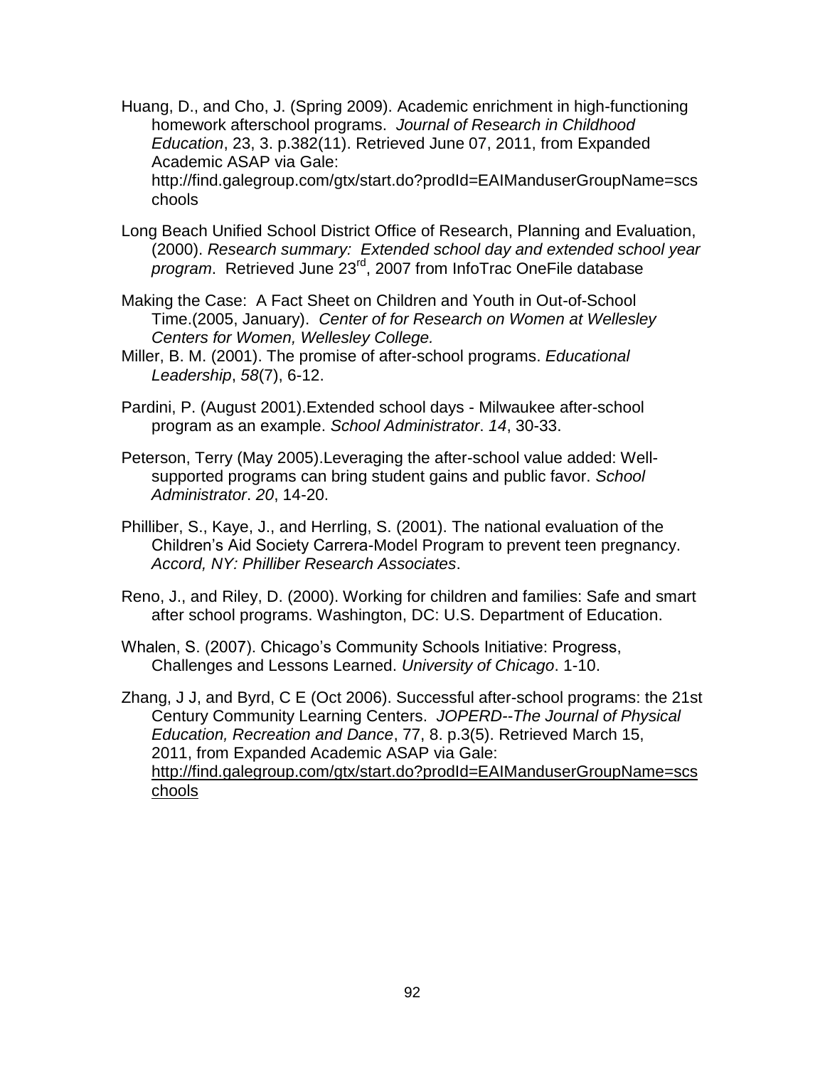Huang, D., and Cho, J. (Spring 2009). Academic enrichment in high-functioning homework afterschool programs. *Journal of Research in Childhood Education*, 23, 3. p.382(11). Retrieved June 07, 2011, from Expanded Academic ASAP via Gale: http://find.galegroup.com/gtx/start.do?prodId=EAIManduserGroupName=scschools

Long Beach Unified School District Office of Research, Planning and Evaluation, (2000). *Research summary: Extended school day and extended school year program*. Retrieved June 23rd, 2007 from InfoTrac OneFile database

Making the Case: A Fact Sheet on Children and Youth in Out-of-School Time.(2005, January). *Center of for Research on Women at Wellesley Centers for Women, Wellesley College.*

Miller, B. M. (2001). The promise of after-school programs. *Educational Leadership*, *58*(7), 6-12.

Pardini, P. (August 2001).Extended school days - Milwaukee after-school program as an example. *School Administrator*. *14*, 30-33.

Peterson, Terry (May 2005).Leveraging the after-school value added: Well-supported programs can bring student gains and public favor. *School Administrator*. *20*, 14-20.

Philliber, S., Kaye, J., and Herrling, S. (2001). The national evaluation of the Children's Aid Society Carrera-Model Program to prevent teen pregnancy. *Accord, NY: Philliber Research Associates*.

Reno, J., and Riley, D. (2000). Working for children and families: Safe and smart after school programs. Washington, DC: U.S. Department of Education.

Whalen, S. (2007). Chicago's Community Schools Initiative: Progress, Challenges and Lessons Learned. *University of Chicago*. 1-10.

Zhang, J J, and Byrd, C E (Oct 2006). Successful after-school programs: the 21st Century Community Learning Centers. *JOPERD--The Journal of Physical Education, Recreation and Dance*, 77, 8. p.3(5). Retrieved March 15, 2011, from Expanded Academic ASAP via Gale: http://find.galegroup.com/gtx/start.do?prodId=EAIManduserGroupName=scschools